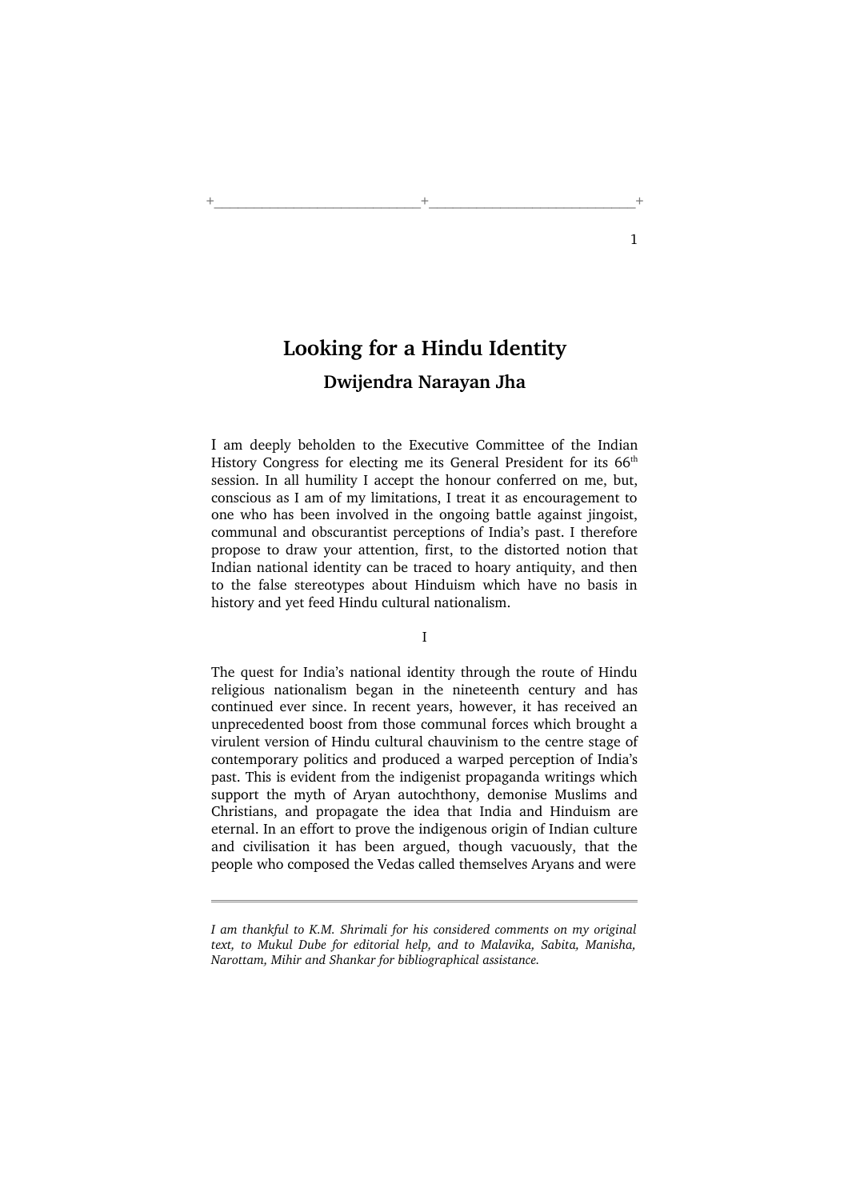# Looking for a Hindu Identity

## Dwijendra Narayan Jha

I am deeply beholden to the Executive Committee of the Indian History Congress for electing me its General President for its 66th session. In all humility I accept the honour conferred on me, but, conscious as I am of my limitations, I treat it as encouragement to one who has been involved in the ongoing battle against jingoist, communal and obscurantist perceptions of India's past. I therefore propose to draw your attention, first, to the distorted notion that Indian national identity can be traced to hoary antiquity, and then to the false stereotypes about Hinduism which have no basis in history and yet feed Hindu cultural nationalism.

I

The quest for India's national identity through the route of Hindu religious nationalism began in the nineteenth century and has continued ever since. In recent years, however, it has received an unprecedented boost from those communal forces which brought a virulent version of Hindu cultural chauvinism to the centre stage of contemporary politics and produced a warped perception of India's past. This is evident from the indigenist propaganda writings which support the myth of Aryan autochthony, demonise Muslims and Christians, and propagate the idea that India and Hinduism are eternal. In an effort to prove the indigenous origin of Indian culture and civilisation it has been argued, though vacuously, that the people who composed the Vedas called themselves Aryans and were

---

*I am thankful to K.M. Shrimali for his considered comments on my original text, to Mukul Dube for editorial help, and to Malavika, Sabita, Manisha, Narottam, Mihir and Shankar for bibliographical assistance.*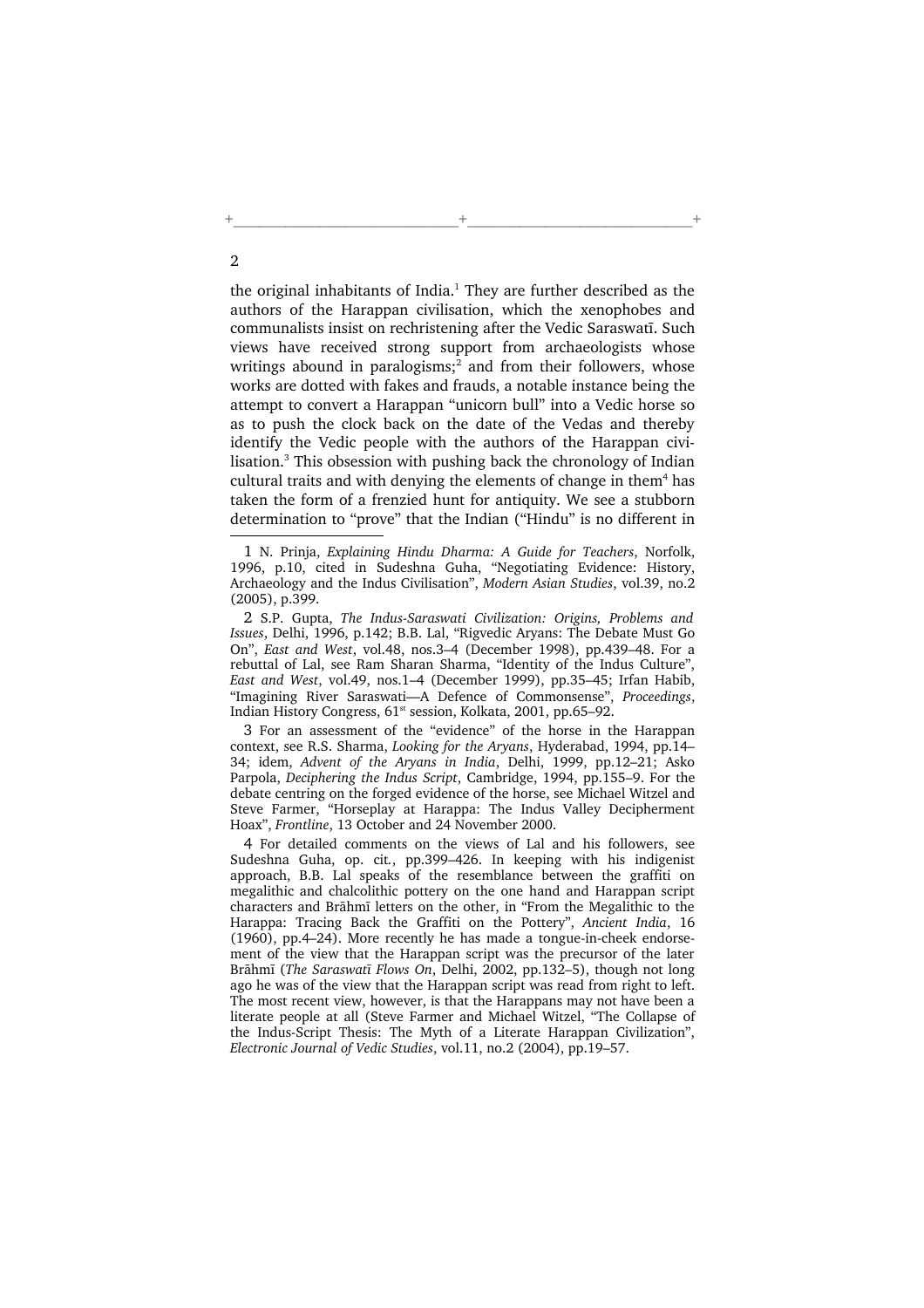the original inhabitants of India.[1] They are further described as the authors of the Harappan civilisation, which the xenophobes and communalists insist on rechristening after the Vedic Saraswatī. Such views have received strong support from archaeologists whose writings abound in paralogisms;[2] and from their followers, whose works are dotted with fakes and frauds, a notable instance being the attempt to convert a Harappan "unicorn bull" into a Vedic horse so as to push the clock back on the date of the Vedas and thereby identify the Vedic people with the authors of the Harappan civilisation.[3] This obsession with pushing back the chronology of Indian cultural traits and with denying the elements of change in them[4] has taken the form of a frenzied hunt for antiquity. We see a stubborn determination to "prove" that the Indian ("Hindu" is no different in

---

1 N. Prinja, *Explaining Hindu Dharma: A Guide for Teachers*, Norfolk, 1996, p.10, cited in Sudeshna Guha, "Negotiating Evidence: History, Archaeology and the Indus Civilisation", *Modern Asian Studies*, vol.39, no.2 (2005), p.399.

2 S.P. Gupta, *The Indus-Saraswati Civilization: Origins, Problems and Issues*, Delhi, 1996, p.142; B.B. Lal, "Rigvedic Aryans: The Debate Must Go On", *East and West*, vol.48, nos.3–4 (December 1998), pp.439–48. For a rebuttal of Lal, see Ram Sharan Sharma, "Identity of the Indus Culture", *East and West*, vol.49, nos.1–4 (December 1999), pp.35–45; Irfan Habib, "Imagining River Saraswati—A Defence of Commonsense", *Proceedings*, Indian History Congress, 61st session, Kolkata, 2001, pp.65–92.

3 For an assessment of the "evidence" of the horse in the Harappan context, see R.S. Sharma, *Looking for the Aryans*, Hyderabad, 1994, pp.14–34; idem, *Advent of the Aryans in India*, Delhi, 1999, pp.12–21; Asko Parpola, *Deciphering the Indus Script*, Cambridge, 1994, pp.155–9. For the debate centring on the forged evidence of the horse, see Michael Witzel and Steve Farmer, "Horseplay at Harappa: The Indus Valley Decipherment Hoax", *Frontline*, 13 October and 24 November 2000.

4 For detailed comments on the views of Lal and his followers, see Sudeshna Guha, op. cit., pp.399–426. In keeping with his indigenist approach, B.B. Lal speaks of the resemblance between the graffiti on megalithic and chalcolithic pottery on the one hand and Harappan script characters and Brāhmī letters on the other, in "From the Megalithic to the Harappa: Tracing Back the Graffiti on the Pottery", *Ancient India*, 16 (1960), pp.4–24). More recently he has made a tongue-in-cheek endorsement of the view that the Harappan script was the precursor of the later Brāhmī (*The Saraswatī Flows On*, Delhi, 2002, pp.132–5), though not long ago he was of the view that the Harappan script was read from right to left. The most recent view, however, is that the Harappans may not have been a literate people at all (Steve Farmer and Michael Witzel, "The Collapse of the Indus-Script Thesis: The Myth of a Literate Harappan Civilization", *Electronic Journal of Vedic Studies*, vol.11, no.2 (2004), pp.19–57.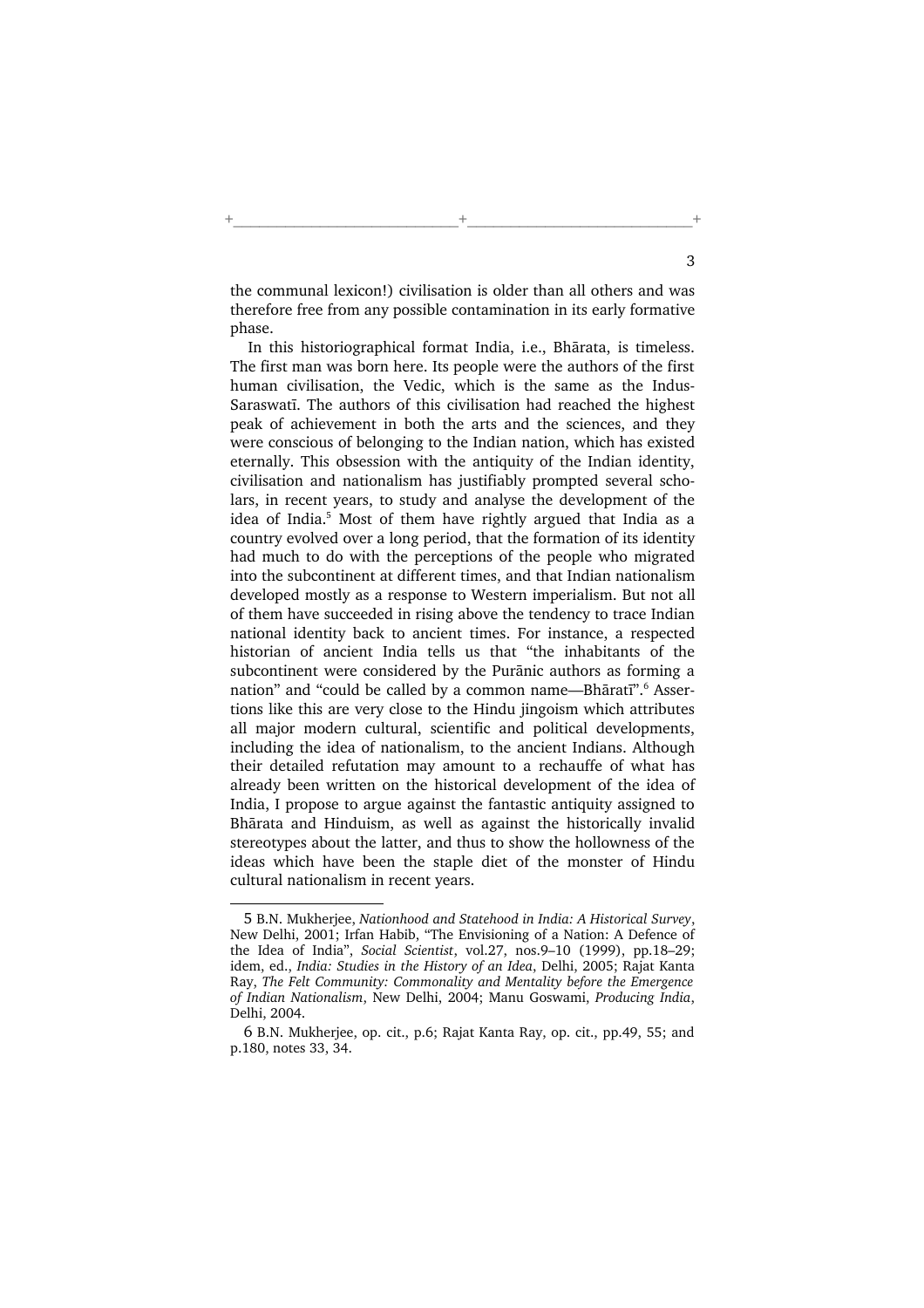the communal lexicon!) civilisation is older than all others and was therefore free from any possible contamination in its early formative phase.

In this historiographical format India, i.e., Bhārata, is timeless. The first man was born here. Its people were the authors of the first human civilisation, the Vedic, which is the same as the Indus-Saraswatī. The authors of this civilisation had reached the highest peak of achievement in both the arts and the sciences, and they were conscious of belonging to the Indian nation, which has existed eternally. This obsession with the antiquity of the Indian identity, civilisation and nationalism has justifiably prompted several scholars, in recent years, to study and analyse the development of the idea of India.[5] Most of them have rightly argued that India as a country evolved over a long period, that the formation of its identity had much to do with the perceptions of the people who migrated into the subcontinent at different times, and that Indian nationalism developed mostly as a response to Western imperialism. But not all of them have succeeded in rising above the tendency to trace Indian national identity back to ancient times. For instance, a respected historian of ancient India tells us that "the inhabitants of the subcontinent were considered by the Purānic authors as forming a nation" and "could be called by a common name—Bhāratī".[6] Assertions like this are very close to the Hindu jingoism which attributes all major modern cultural, scientific and political developments, including the idea of nationalism, to the ancient Indians. Although their detailed refutation may amount to a rechauffe of what has already been written on the historical development of the idea of India, I propose to argue against the fantastic antiquity assigned to Bhārata and Hinduism, as well as against the historically invalid stereotypes about the latter, and thus to show the hollowness of the ideas which have been the staple diet of the monster of Hindu cultural nationalism in recent years.

---

5 B.N. Mukherjee, *Nationhood and Statehood in India: A Historical Survey*, New Delhi, 2001; Irfan Habib, "The Envisioning of a Nation: A Defence of the Idea of India", *Social Scientist*, vol.27, nos.9–10 (1999), pp.18–29; idem, ed., *India: Studies in the History of an Idea*, Delhi, 2005; Rajat Kanta Ray, *The Felt Community: Commonality and Mentality before the Emergence of Indian Nationalism*, New Delhi, 2004; Manu Goswami, *Producing India*, Delhi, 2004.

6 B.N. Mukherjee, op. cit., p.6; Rajat Kanta Ray, op. cit., pp.49, 55; and p.180, notes 33, 34.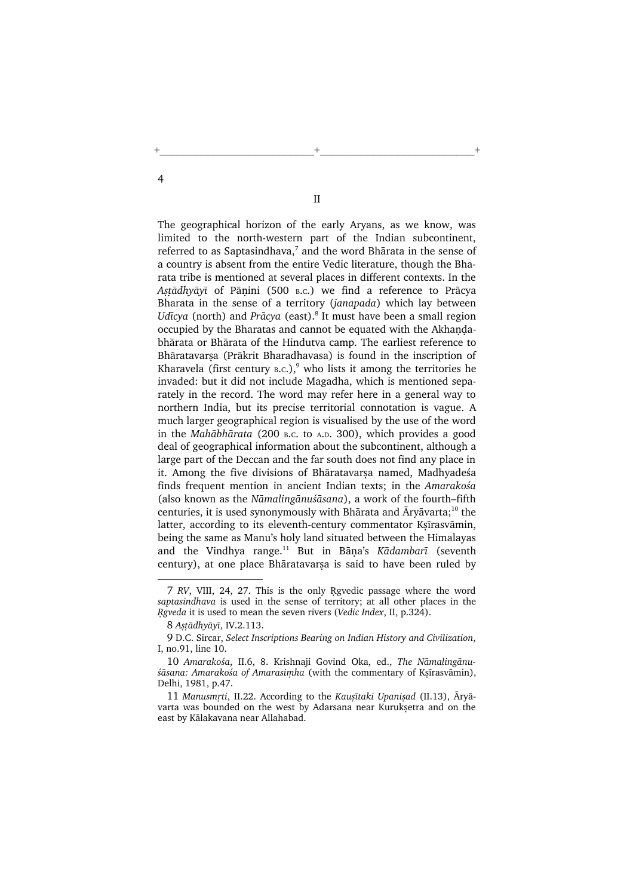## II

The geographical horizon of the early Aryans, as we know, was limited to the north-western part of the Indian subcontinent, referred to as Saptasindhava,[7] and the word Bhārata in the sense of a country is absent from the entire Vedic literature, though the Bharata tribe is mentioned at several places in different contexts. In the *Aṣṭādhyāyī* of Pāṇini (500 B.C.) we find a reference to Prācya Bharata in the sense of a territory (*janapada*) which lay between *Udīcya* (north) and *Prācya* (east).[8] It must have been a small region occupied by the Bharatas and cannot be equated with the Akhaṇḍabhārata or Bhārata of the Hindutva camp. The earliest reference to Bhāratavarṣa (Prākrit Bharadhavasa) is found in the inscription of Kharavela (first century B.C.),[9] who lists it among the territories he invaded: but it did not include Magadha, which is mentioned separately in the record. The word may refer here in a general way to northern India, but its precise territorial connotation is vague. A much larger geographical region is visualised by the use of the word in the *Mahābhārata* (200 B.C. to A.D. 300), which provides a good deal of geographical information about the subcontinent, although a large part of the Deccan and the far south does not find any place in it. Among the five divisions of Bhāratavarṣa named, Madhyadeśa finds frequent mention in ancient Indian texts; in the *Amarakośa* (also known as the *Nāmalingānuśāsana*), a work of the fourth–fifth centuries, it is used synonymously with Bhārata and Āryāvarta;[10] the latter, according to its eleventh-century commentator Kṣīrasvāmin, being the same as Manu's holy land situated between the Himalayas and the Vindhya range.[11] But in Bāṇa's *Kādambarī* (seventh century), at one place Bhāratavarṣa is said to have been ruled by

---

7 *RV*, VIII, 24, 27. This is the only Ṛgvedic passage where the word *saptasindhava* is used in the sense of territory; at all other places in the *Ṛgveda* it is used to mean the seven rivers (*Vedic Index*, II, p.324).

8 *Aṣṭādhyāyī*, IV.2.113.

9 D.C. Sircar, *Select Inscriptions Bearing on Indian History and Civilization*, I, no.91, line 10.

10 *Amarakośa*, II.6, 8. Krishnaji Govind Oka, ed., *The Nāmalingānuśāsana: Amarakośa of Amarasiṃha* (with the commentary of Kṣīrasvāmin), Delhi, 1981, p.47.

11 *Manusmṛti*, II.22. According to the *Kauṣītaki Upaniṣad* (II.13), Āryāvarta was bounded on the west by Adarsana near Kurukṣetra and on the east by Kālakavana near Allahabad.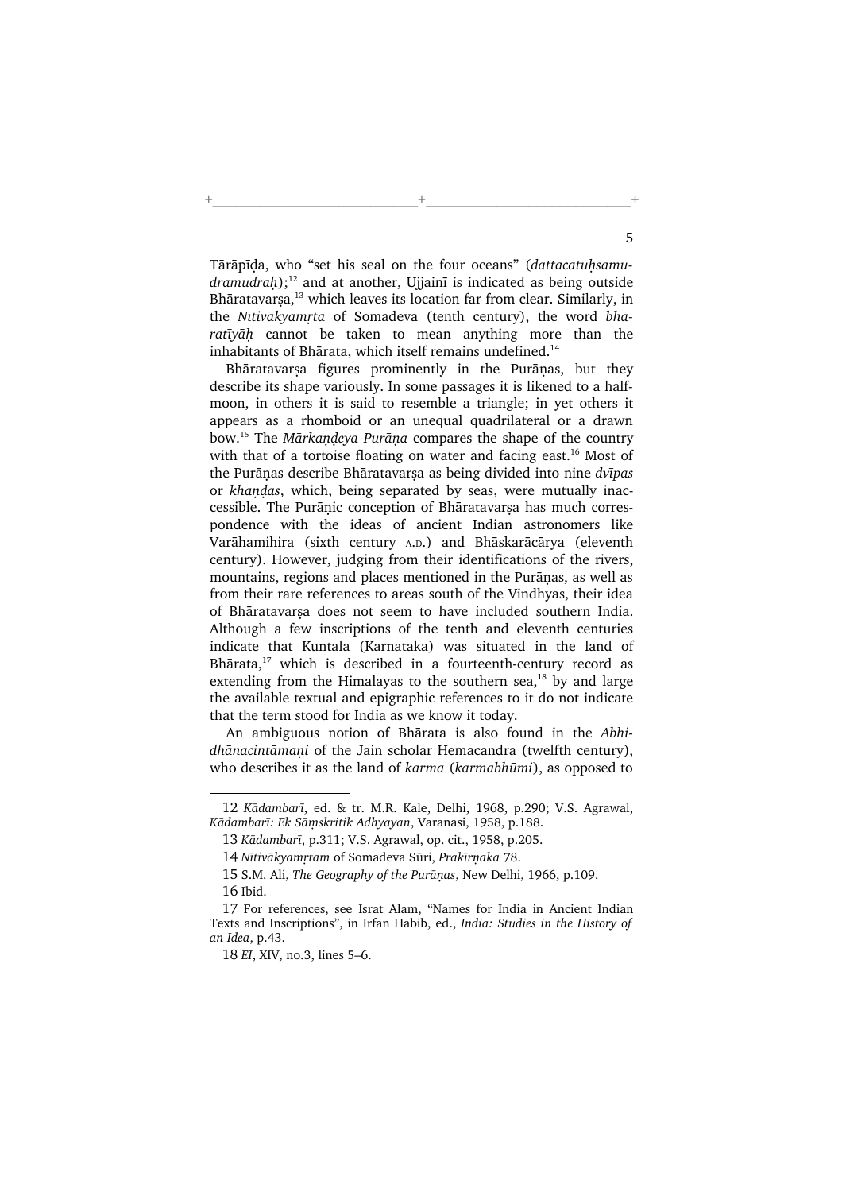Tārāpīḍa, who "set his seal on the four oceans" (*dattacatuḥsamudramudraḥ*);[12] and at another, Ujjainī is indicated as being outside Bhāratavarṣa,[13] which leaves its location far from clear. Similarly, in the *Nītivākyamṛta* of Somadeva (tenth century), the word *bhāratīyāḥ* cannot be taken to mean anything more than the inhabitants of Bhārata, which itself remains undefined.[14]

Bhāratavarṣa figures prominently in the Purāṇas, but they describe its shape variously. In some passages it is likened to a half-moon, in others it is said to resemble a triangle; in yet others it appears as a rhomboid or an unequal quadrilateral or a drawn bow.[15] The *Mārkaṇḍeya Purāṇa* compares the shape of the country with that of a tortoise floating on water and facing east.[16] Most of the Purāṇas describe Bhāratavarṣa as being divided into nine *dvīpas* or *khaṇḍas*, which, being separated by seas, were mutually inaccessible. The Purāṇic conception of Bhāratavarṣa has much correspondence with the ideas of ancient Indian astronomers like Varāhamihira (sixth century A.D.) and Bhāskarācārya (eleventh century). However, judging from their identifications of the rivers, mountains, regions and places mentioned in the Purāṇas, as well as from their rare references to areas south of the Vindhyas, their idea of Bhāratavarṣa does not seem to have included southern India. Although a few inscriptions of the tenth and eleventh centuries indicate that Kuntala (Karnataka) was situated in the land of Bhārata,[17] which is described in a fourteenth-century record as extending from the Himalayas to the southern sea,[18] by and large the available textual and epigraphic references to it do not indicate that the term stood for India as we know it today.

An ambiguous notion of Bhārata is also found in the *Abhidhānacintāmaṇi* of the Jain scholar Hemacandra (twelfth century), who describes it as the land of *karma* (*karmabhūmi*), as opposed to

---

12 *Kādambarī*, ed. & tr. M.R. Kale, Delhi, 1968, p.290; V.S. Agrawal, *Kādambarī: Ek Sāṃskritik Adhyayan*, Varanasi, 1958, p.188.

13 *Kādambarī*, p.311; V.S. Agrawal, op. cit., 1958, p.205.

14 *Nītivākyamṛtam* of Somadeva Sūri, *Prakīrṇaka* 78.

15 S.M. Ali, *The Geography of the Purāṇas*, New Delhi, 1966, p.109.

16 Ibid.

17 For references, see Israt Alam, "Names for India in Ancient Indian Texts and Inscriptions", in Irfan Habib, ed., *India: Studies in the History of an Idea*, p.43.

18 *EI*, XIV, no.3, lines 5–6.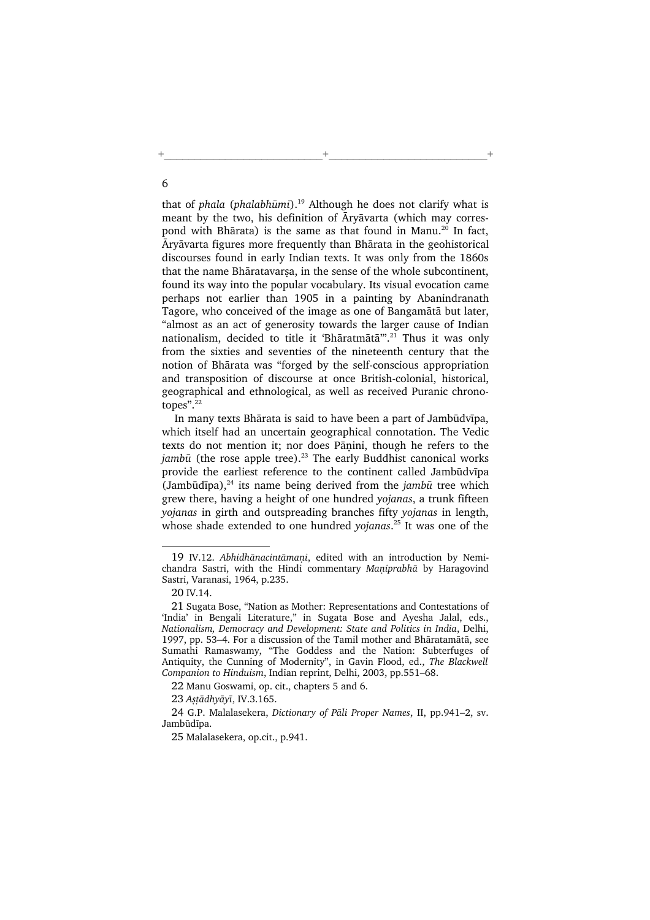that of *phala* (*phalabhūmi*).[19] Although he does not clarify what is meant by the two, his definition of Āryāvarta (which may correspond with Bhārata) is the same as that found in Manu.[20] In fact, Āryāvarta figures more frequently than Bhārata in the geohistorical discourses found in early Indian texts. It was only from the 1860s that the name Bhāratavarṣa, in the sense of the whole subcontinent, found its way into the popular vocabulary. Its visual evocation came perhaps not earlier than 1905 in a painting by Abanindranath Tagore, who conceived of the image as one of Bangamātā but later, "almost as an act of generosity towards the larger cause of Indian nationalism, decided to title it 'Bhāratmātā'".[21] Thus it was only from the sixties and seventies of the nineteenth century that the notion of Bhārata was "forged by the self-conscious appropriation and transposition of discourse at once British-colonial, historical, geographical and ethnological, as well as received Puranic chronotopes".[22]

In many texts Bhārata is said to have been a part of Jambūdvīpa, which itself had an uncertain geographical connotation. The Vedic texts do not mention it; nor does Pāṇini, though he refers to the *jambū* (the rose apple tree).[23] The early Buddhist canonical works provide the earliest reference to the continent called Jambūdvīpa (Jambūdīpa),[24] its name being derived from the *jambū* tree which grew there, having a height of one hundred *yojanas*, a trunk fifteen *yojanas* in girth and outspreading branches fifty *yojanas* in length, whose shade extended to one hundred *yojanas*.[25] It was one of the

---

19 IV.12. *Abhidhānacintāmaṇi*, edited with an introduction by Nemichandra Sastri, with the Hindi commentary *Maṇiprabhā* by Haragovind Sastri, Varanasi, 1964, p.235.

20 IV.14.

21 Sugata Bose, "Nation as Mother: Representations and Contestations of 'India' in Bengali Literature," in Sugata Bose and Ayesha Jalal, eds., *Nationalism, Democracy and Development: State and Politics in India*, Delhi, 1997, pp. 53–4. For a discussion of the Tamil mother and Bhāratamātā, see Sumathi Ramaswamy, "The Goddess and the Nation: Subterfuges of Antiquity, the Cunning of Modernity", in Gavin Flood, ed., *The Blackwell Companion to Hinduism*, Indian reprint, Delhi, 2003, pp.551–68.

22 Manu Goswami, op. cit., chapters 5 and 6.

23 *Aṣṭādhyāyī*, IV.3.165.

24 G.P. Malalasekera, *Dictionary of Pāli Proper Names*, II, pp.941–2, sv. Jambūdīpa.

25 Malalasekera, op.cit., p.941.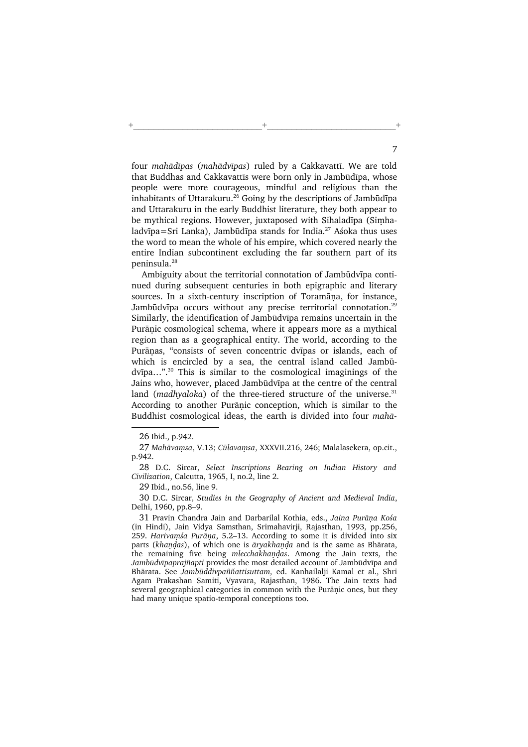four *mahādīpas* (*mahādvīpas*) ruled by a Cakkavattī. We are told that Buddhas and Cakkavattīs were born only in Jambūdīpa, whose people were more courageous, mindful and religious than the inhabitants of Uttarakuru.[26] Going by the descriptions of Jambūdīpa and Uttarakuru in the early Buddhist literature, they both appear to be mythical regions. However, juxtaposed with Sihaladīpa (Siṃhaladvīpa=Sri Lanka), Jambūdīpa stands for India.[27] Aśoka thus uses the word to mean the whole of his empire, which covered nearly the entire Indian subcontinent excluding the far southern part of its peninsula.[28]

Ambiguity about the territorial connotation of Jambūdvīpa continued during subsequent centuries in both epigraphic and literary sources. In a sixth-century inscription of Toramāṇa, for instance, Jambūdvīpa occurs without any precise territorial connotation.[29] Similarly, the identification of Jambūdvīpa remains uncertain in the Purāṇic cosmological schema, where it appears more as a mythical region than as a geographical entity. The world, according to the Purāṇas, "consists of seven concentric dvīpas or islands, each of which is encircled by a sea, the central island called Jambūdvīpa…".[30] This is similar to the cosmological imaginings of the Jains who, however, placed Jambūdvīpa at the centre of the central land (*madhyaloka*) of the three-tiered structure of the universe.[31] According to another Purāṇic conception, which is similar to the Buddhist cosmological ideas, the earth is divided into four *mahā-*

---

26 Ibid., p.942.

27 *Mahāvaṃsa*, V.13; *Cūlavaṃsa*, XXXVII.216, 246; Malalasekera, op.cit., p.942.

28 D.C. Sircar, *Select Inscriptions Bearing on Indian History and Civilization*, Calcutta, 1965, I, no.2, line 2.

29 Ibid., no.56, line 9.

30 D.C. Sircar, *Studies in the Geography of Ancient and Medieval India*, Delhi, 1960, pp.8–9.

31 Pravin Chandra Jain and Darbarilal Kothia, eds., *Jaina Purāṇa Kośa* (in Hindi), Jain Vidya Samsthan, Srimahavirji, Rajasthan, 1993, pp.256, 259. *Harivaṃśa Purāṇa*, 5.2–13. According to some it is divided into six parts (*khaṇḍas*), of which one is *āryakhaṇḍa* and is the same as Bhārata, the remaining five being *mlecchakhaṇḍas*. Among the Jain texts, the *Jambūdvīpaprajñapti* provides the most detailed account of Jambūdvīpa and Bhārata. See *Jambūddivpaññattisuttam,* ed. Kanhailalji Kamal et al., Shri Agam Prakashan Samiti, Vyavara, Rajasthan, 1986. The Jain texts had several geographical categories in common with the Purāṇic ones, but they had many unique spatio-temporal conceptions too.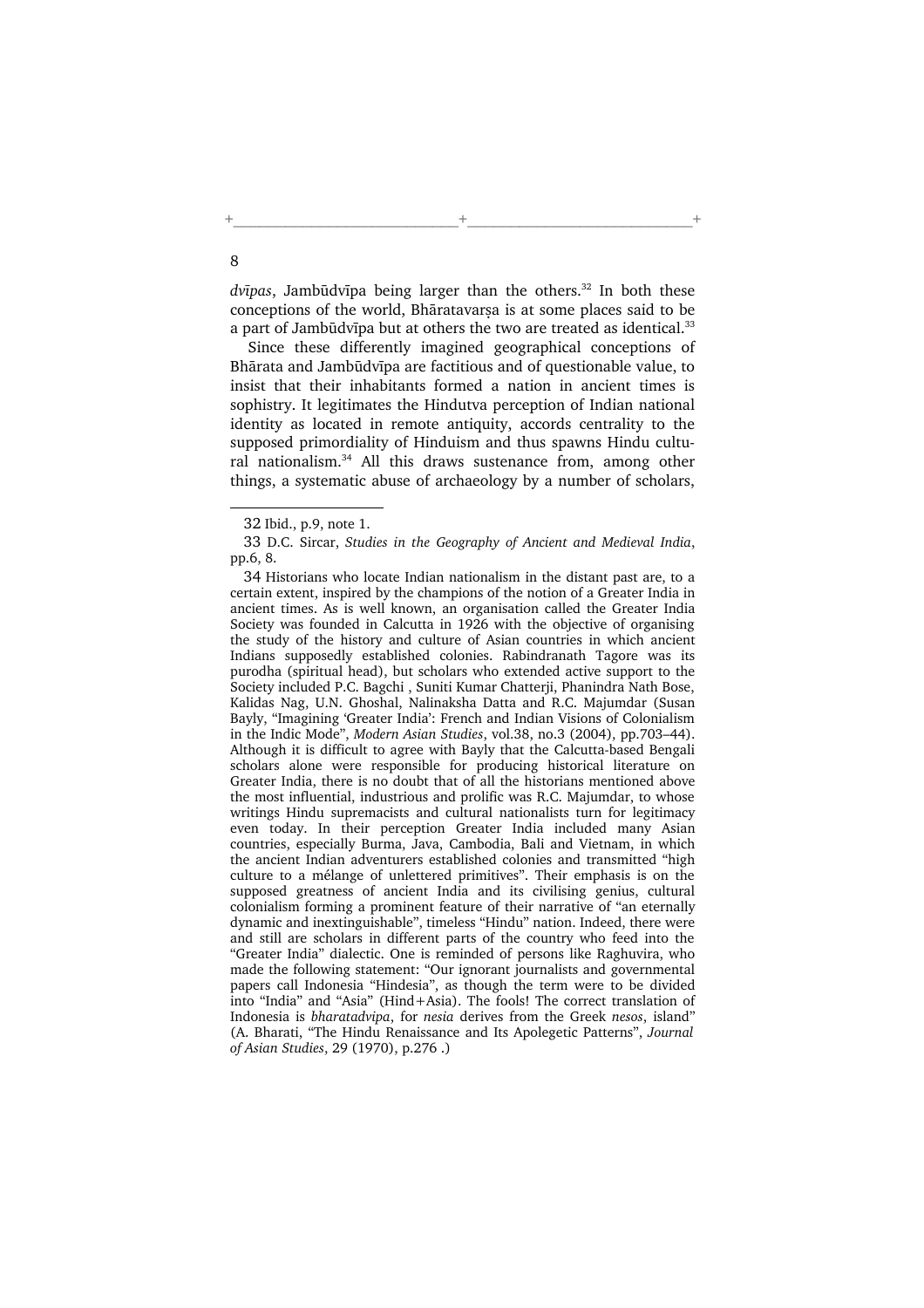*dvīpas*, Jambūdvīpa being larger than the others.[32] In both these conceptions of the world, Bhāratavarṣa is at some places said to be a part of Jambūdvīpa but at others the two are treated as identical.[33]

Since these differently imagined geographical conceptions of Bhārata and Jambūdvīpa are factitious and of questionable value, to insist that their inhabitants formed a nation in ancient times is sophistry. It legitimates the Hindutva perception of Indian national identity as located in remote antiquity, accords centrality to the supposed primordiality of Hinduism and thus spawns Hindu cultural nationalism.[34] All this draws sustenance from, among other things, a systematic abuse of archaeology by a number of scholars,

---

32 Ibid., p.9, note 1.

33 D.C. Sircar, *Studies in the Geography of Ancient and Medieval India*, pp.6, 8.

34 Historians who locate Indian nationalism in the distant past are, to a certain extent, inspired by the champions of the notion of a Greater India in ancient times. As is well known, an organisation called the Greater India Society was founded in Calcutta in 1926 with the objective of organising the study of the history and culture of Asian countries in which ancient Indians supposedly established colonies. Rabindranath Tagore was its purodha (spiritual head), but scholars who extended active support to the Society included P.C. Bagchi , Suniti Kumar Chatterji, Phanindra Nath Bose, Kalidas Nag, U.N. Ghoshal, Nalinaksha Datta and R.C. Majumdar (Susan Bayly, "Imagining 'Greater India': French and Indian Visions of Colonialism in the Indic Mode", *Modern Asian Studies*, vol.38, no.3 (2004), pp.703–44). Although it is difficult to agree with Bayly that the Calcutta-based Bengali scholars alone were responsible for producing historical literature on Greater India, there is no doubt that of all the historians mentioned above the most influential, industrious and prolific was R.C. Majumdar, to whose writings Hindu supremacists and cultural nationalists turn for legitimacy even today. In their perception Greater India included many Asian countries, especially Burma, Java, Cambodia, Bali and Vietnam, in which the ancient Indian adventurers established colonies and transmitted "high culture to a mélange of unlettered primitives". Their emphasis is on the supposed greatness of ancient India and its civilising genius, cultural colonialism forming a prominent feature of their narrative of "an eternally dynamic and inextinguishable", timeless "Hindu" nation. Indeed, there were and still are scholars in different parts of the country who feed into the "Greater India" dialectic. One is reminded of persons like Raghuvira, who made the following statement: "Our ignorant journalists and governmental papers call Indonesia "Hindesia", as though the term were to be divided into "India" and "Asia" (Hind+Asia). The fools! The correct translation of Indonesia is *bharatadvipa*, for *nesia* derives from the Greek *nesos*, island" (A. Bharati, "The Hindu Renaissance and Its Apolegetic Patterns", *Journal of Asian Studies*, 29 (1970), p.276 .)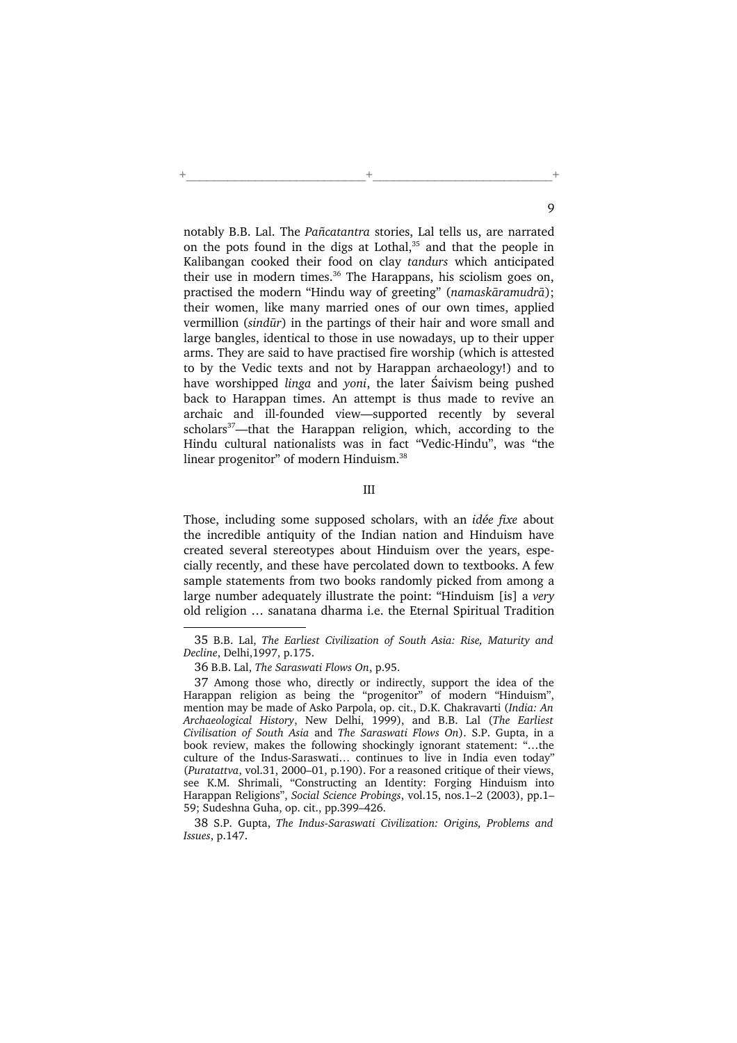notably B.B. Lal. The *Pañcatantra* stories, Lal tells us, are narrated on the pots found in the digs at Lothal,[35] and that the people in Kalibangan cooked their food on clay *tandurs* which anticipated their use in modern times.[36] The Harappans, his sciolism goes on, practised the modern "Hindu way of greeting" (*namaskāramudrā*); their women, like many married ones of our own times, applied vermillion (*sindūr*) in the partings of their hair and wore small and large bangles, identical to those in use nowadays, up to their upper arms. They are said to have practised fire worship (which is attested to by the Vedic texts and not by Harappan archaeology!) and to have worshipped *linga* and *yoni*, the later Śaivism being pushed back to Harappan times. An attempt is thus made to revive an archaic and ill-founded view—supported recently by several scholars[37]—that the Harappan religion, which, according to the Hindu cultural nationalists was in fact "Vedic-Hindu", was "the linear progenitor" of modern Hinduism.[38]

III

Those, including some supposed scholars, with an *idée fixe* about the incredible antiquity of the Indian nation and Hinduism have created several stereotypes about Hinduism over the years, especially recently, and these have percolated down to textbooks. A few sample statements from two books randomly picked from among a large number adequately illustrate the point: "Hinduism [is] a *very* old religion … sanatana dharma i.e. the Eternal Spiritual Tradition

---

35 B.B. Lal, *The Earliest Civilization of South Asia: Rise, Maturity and Decline*, Delhi,1997, p.175.

36 B.B. Lal, *The Saraswati Flows On*, p.95.

37 Among those who, directly or indirectly, support the idea of the Harappan religion as being the "progenitor" of modern "Hinduism", mention may be made of Asko Parpola, op. cit., D.K. Chakravarti (*India: An Archaeological History*, New Delhi, 1999), and B.B. Lal (*The Earliest Civilisation of South Asia* and *The Saraswati Flows On*). S.P. Gupta, in a book review, makes the following shockingly ignorant statement: "…the culture of the Indus-Saraswati… continues to live in India even today" (*Puratattva*, vol.31, 2000–01, p.190). For a reasoned critique of their views, see K.M. Shrimali, "Constructing an Identity: Forging Hinduism into Harappan Religions", *Social Science Probings*, vol.15, nos.1–2 (2003), pp.1–59; Sudeshna Guha, op. cit., pp.399–426.

38 S.P. Gupta, *The Indus-Saraswati Civilization: Origins, Problems and Issues*, p.147.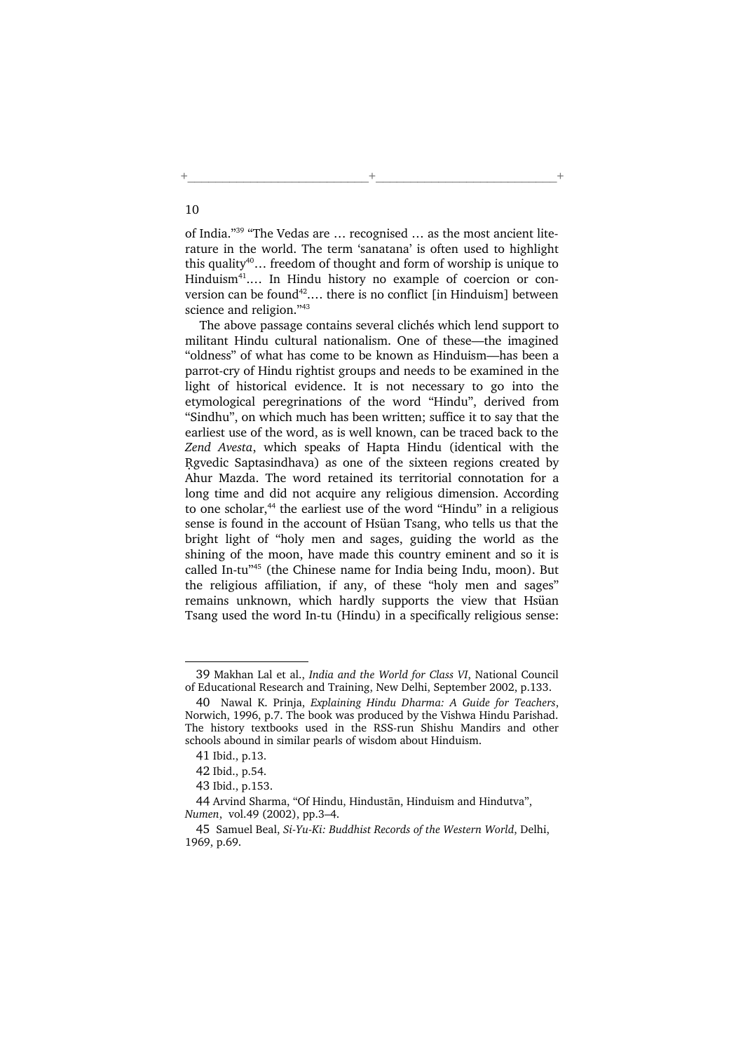of India."[39] "The Vedas are … recognised … as the most ancient literature in the world. The term 'sanatana' is often used to highlight this quality[40]… freedom of thought and form of worship is unique to Hinduism[41]…. In Hindu history no example of coercion or conversion can be found[42]…. there is no conflict [in Hinduism] between science and religion."[43]

The above passage contains several clichés which lend support to militant Hindu cultural nationalism. One of these—the imagined "oldness" of what has come to be known as Hinduism—has been a parrot-cry of Hindu rightist groups and needs to be examined in the light of historical evidence. It is not necessary to go into the etymological peregrinations of the word "Hindu", derived from "Sindhu", on which much has been written; suffice it to say that the earliest use of the word, as is well known, can be traced back to the *Zend Avesta*, which speaks of Hapta Hindu (identical with the Ṛgvedic Saptasindhava) as one of the sixteen regions created by Ahur Mazda. The word retained its territorial connotation for a long time and did not acquire any religious dimension. According to one scholar,[44] the earliest use of the word "Hindu" in a religious sense is found in the account of Hsüan Tsang, who tells us that the bright light of "holy men and sages, guiding the world as the shining of the moon, have made this country eminent and so it is called In-tu"[45] (the Chinese name for India being Indu, moon). But the religious affiliation, if any, of these "holy men and sages" remains unknown, which hardly supports the view that Hsüan Tsang used the word In-tu (Hindu) in a specifically religious sense:

---

39 Makhan Lal et al., *India and the World for Class VI*, National Council of Educational Research and Training, New Delhi, September 2002, p.133.

40 Nawal K. Prinja, *Explaining Hindu Dharma: A Guide for Teachers*, Norwich, 1996, p.7. The book was produced by the Vishwa Hindu Parishad. The history textbooks used in the RSS-run Shishu Mandirs and other schools abound in similar pearls of wisdom about Hinduism.

41 Ibid., p.13.

42 Ibid., p.54.

43 Ibid., p.153.

44 Arvind Sharma, "Of Hindu, Hindustān, Hinduism and Hindutva", *Numen*, vol.49 (2002), pp.3–4.

45 Samuel Beal, *Si-Yu-Ki: Buddhist Records of the Western World*, Delhi, 1969, p.69.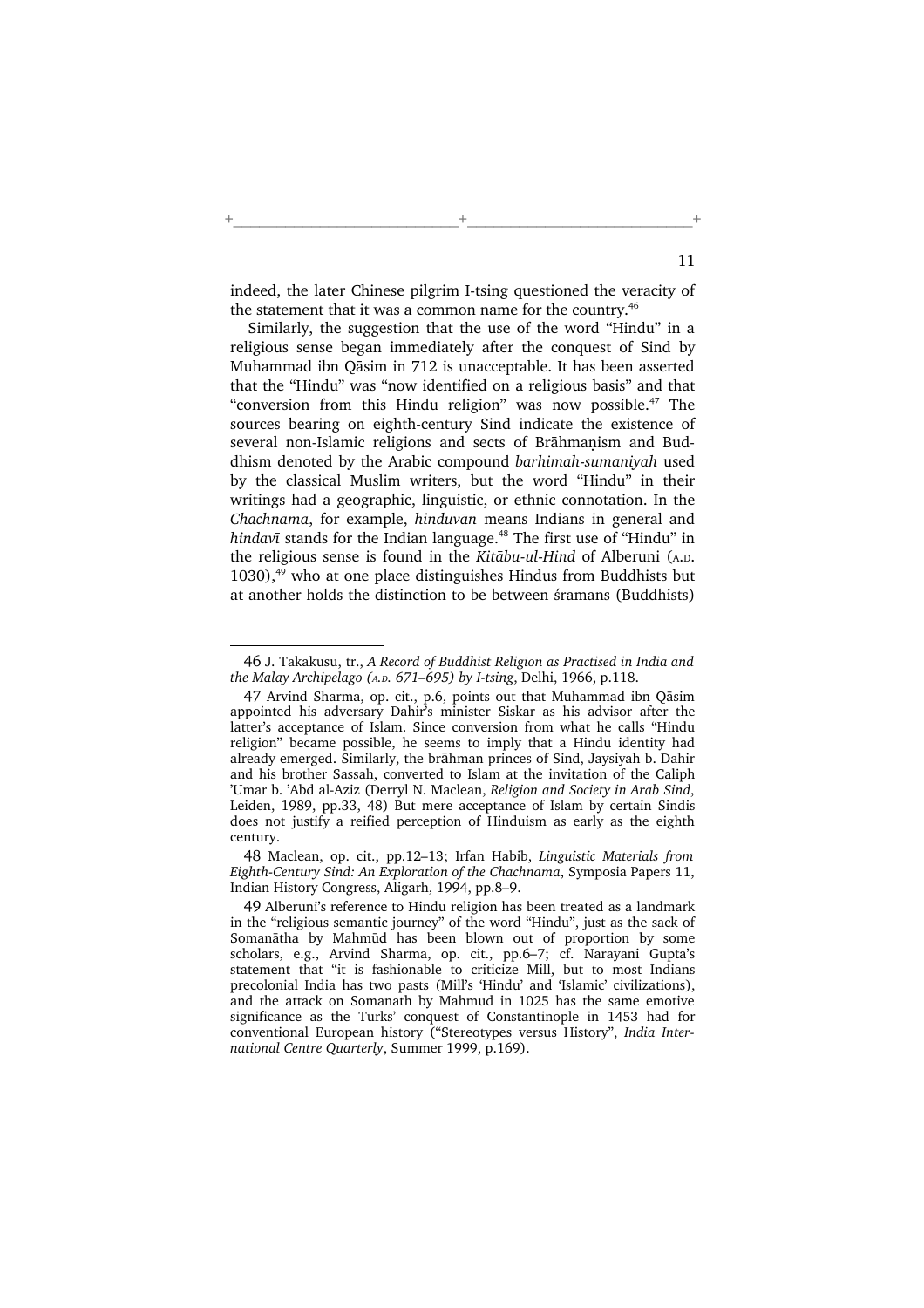indeed, the later Chinese pilgrim I-tsing questioned the veracity of the statement that it was a common name for the country.[46]

Similarly, the suggestion that the use of the word "Hindu" in a religious sense began immediately after the conquest of Sind by Muhammad ibn Qāsim in 712 is unacceptable. It has been asserted that the "Hindu" was "now identified on a religious basis" and that "conversion from this Hindu religion" was now possible.[47] The sources bearing on eighth-century Sind indicate the existence of several non-Islamic religions and sects of Brāhmaṇism and Buddhism denoted by the Arabic compound *barhimah-sumaniyah* used by the classical Muslim writers, but the word "Hindu" in their writings had a geographic, linguistic, or ethnic connotation. In the *Chachnāma*, for example, *hinduvān* means Indians in general and *hindavī* stands for the Indian language.[48] The first use of "Hindu" in the religious sense is found in the *Kitābu-ul-Hind* of Alberuni (A.D. 1030),[49] who at one place distinguishes Hindus from Buddhists but at another holds the distinction to be between śramans (Buddhists)

---

46 J. Takakusu, tr., *A Record of Buddhist Religion as Practised in India and the Malay Archipelago (A.D. 671–695) by I-tsing*, Delhi, 1966, p.118.

47 Arvind Sharma, op. cit., p.6, points out that Muhammad ibn Qāsim appointed his adversary Dahir's minister Siskar as his advisor after the latter's acceptance of Islam. Since conversion from what he calls "Hindu religion" became possible, he seems to imply that a Hindu identity had already emerged. Similarly, the brāhman princes of Sind, Jaysiyah b. Dahir and his brother Sassah, converted to Islam at the invitation of the Caliph 'Umar b. 'Abd al-Aziz (Derryl N. Maclean, *Religion and Society in Arab Sind*, Leiden, 1989, pp.33, 48) But mere acceptance of Islam by certain Sindis does not justify a reified perception of Hinduism as early as the eighth century.

48 Maclean, op. cit., pp.12–13; Irfan Habib, *Linguistic Materials from Eighth-Century Sind: An Exploration of the Chachnama*, Symposia Papers 11, Indian History Congress, Aligarh, 1994, pp.8–9.

49 Alberuni's reference to Hindu religion has been treated as a landmark in the "religious semantic journey" of the word "Hindu", just as the sack of Somanātha by Mahmūd has been blown out of proportion by some scholars, e.g., Arvind Sharma, op. cit., pp.6–7; cf. Narayani Gupta's statement that "it is fashionable to criticize Mill, but to most Indians precolonial India has two pasts (Mill's 'Hindu' and 'Islamic' civilizations), and the attack on Somanath by Mahmud in 1025 has the same emotive significance as the Turks' conquest of Constantinople in 1453 had for conventional European history ("Stereotypes versus History", *India International Centre Quarterly*, Summer 1999, p.169).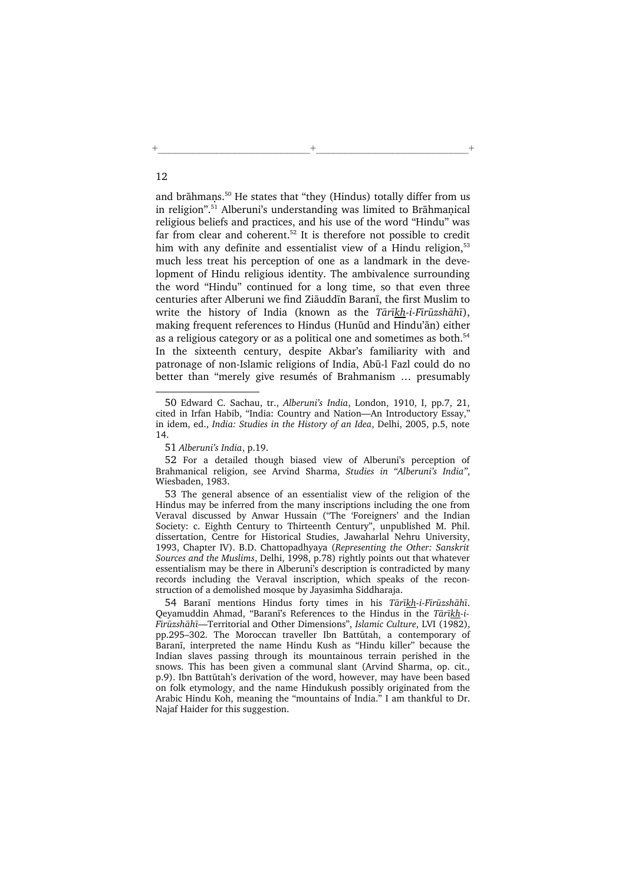and brāhmaṇs.[50] He states that "they (Hindus) totally differ from us in religion".[51] Alberuni's understanding was limited to Brāhmaṇical religious beliefs and practices, and his use of the word "Hindu" was far from clear and coherent.[52] It is therefore not possible to credit him with any definite and essentialist view of a Hindu religion,[53] much less treat his perception of one as a landmark in the development of Hindu religious identity. The ambivalence surrounding the word "Hindu" continued for a long time, so that even three centuries after Alberuni we find Ziāuddīn Baranī, the first Muslim to write the history of India (known as the *Tārīkh-i-Fīrūzshāhī*), making frequent references to Hindus (Hunūd and Hindu'ān) either as a religious category or as a political one and sometimes as both.[54] In the sixteenth century, despite Akbar's familiarity with and patronage of non-Islamic religions of India, Abū-l Fazl could do no better than "merely give resumés of Brahmanism … presumably

50 Edward C. Sachau, tr., *Alberuni's India*, London, 1910, I, pp.7, 21, cited in Irfan Habib, "India: Country and Nation—An Introductory Essay," in idem, ed., *India: Studies in the History of an Idea*, Delhi, 2005, p.5, note 14.

51 *Alberuni's India*, p.19.

52 For a detailed though biased view of Alberuni's perception of Brahmanical religion, see Arvind Sharma, *Studies in "Alberuni's India"*, Wiesbaden, 1983.

53 The general absence of an essentialist view of the religion of the Hindus may be inferred from the many inscriptions including the one from Veraval discussed by Anwar Hussain ("The 'Foreigners' and the Indian Society: c. Eighth Century to Thirteenth Century", unpublished M. Phil. dissertation, Centre for Historical Studies, Jawaharlal Nehru University, 1993, Chapter IV). B.D. Chattopadhyaya (*Representing the Other: Sanskrit Sources and the Muslims*, Delhi, 1998, p.78) rightly points out that whatever essentialism may be there in Alberuni's description is contradicted by many records including the Veraval inscription, which speaks of the reconstruction of a demolished mosque by Jayasimha Siddharaja.

54 Baranī mentions Hindus forty times in his *Tārīkh-i-Fīrūzshāhī*. Qeyamuddin Ahmad, "Baranī's References to the Hindus in the *Tārīkh-i-Fīrūzshāhī*—Territorial and Other Dimensions", *Islamic Culture*, LVI (1982), pp.295–302. The Moroccan traveller Ibn Battūtah, a contemporary of Baranī, interpreted the name Hindu Kush as "Hindu killer" because the Indian slaves passing through its mountainous terrain perished in the snows. This has been given a communal slant (Arvind Sharma, op. cit., p.9). Ibn Battūtah's derivation of the word, however, may have been based on folk etymology, and the name Hindukush possibly originated from the Arabic Hindu Koh, meaning the "mountains of India." I am thankful to Dr. Najaf Haider for this suggestion.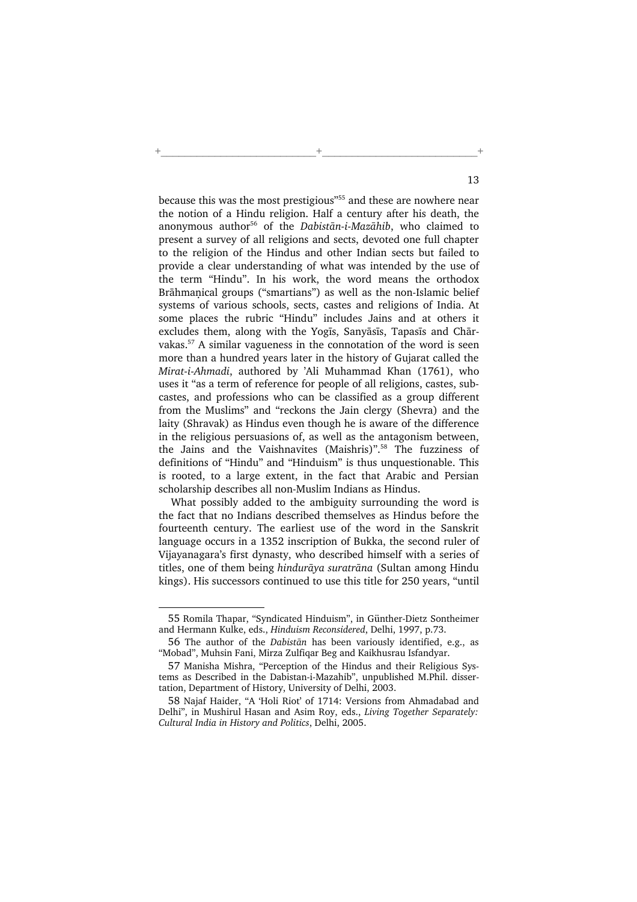because this was the most prestigious"[55] and these are nowhere near the notion of a Hindu religion. Half a century after his death, the anonymous author[56] of the *Dabistān-i-Mazāhib*, who claimed to present a survey of all religions and sects, devoted one full chapter to the religion of the Hindus and other Indian sects but failed to provide a clear understanding of what was intended by the use of the term "Hindu". In his work, the word means the orthodox Brāhmaṇical groups ("smartians") as well as the non-Islamic belief systems of various schools, sects, castes and religions of India. At some places the rubric "Hindu" includes Jains and at others it excludes them, along with the Yogīs, Sanyāsīs, Tapasīs and Chārvakas.[57] A similar vagueness in the connotation of the word is seen more than a hundred years later in the history of Gujarat called the *Mirat-i-Ahmadi*, authored by 'Ali Muhammad Khan (1761), who uses it "as a term of reference for people of all religions, castes, sub-castes, and professions who can be classified as a group different from the Muslims" and "reckons the Jain clergy (Shevra) and the laity (Shravak) as Hindus even though he is aware of the difference in the religious persuasions of, as well as the antagonism between, the Jains and the Vaishnavites (Maishris)".[58] The fuzziness of definitions of "Hindu" and "Hinduism" is thus unquestionable. This is rooted, to a large extent, in the fact that Arabic and Persian scholarship describes all non-Muslim Indians as Hindus.

What possibly added to the ambiguity surrounding the word is the fact that no Indians described themselves as Hindus before the fourteenth century. The earliest use of the word in the Sanskrit language occurs in a 1352 inscription of Bukka, the second ruler of Vijayanagara's first dynasty, who described himself with a series of titles, one of them being *hindurāya suratrāna* (Sultan among Hindu kings). His successors continued to use this title for 250 years, "until

---

55 Romila Thapar, "Syndicated Hinduism", in Günther-Dietz Sontheimer and Hermann Kulke, eds., *Hinduism Reconsidered*, Delhi, 1997, p.73.

56 The author of the *Dabistān* has been variously identified, e.g., as "Mobad", Muhsin Fani, Mirza Zulfiqar Beg and Kaikhusrau Isfandyar.

57 Manisha Mishra, "Perception of the Hindus and their Religious Systems as Described in the Dabistan-i-Mazahib", unpublished M.Phil. dissertation, Department of History, University of Delhi, 2003.

58 Najaf Haider, "A 'Holi Riot' of 1714: Versions from Ahmadabad and Delhi", in Mushirul Hasan and Asim Roy, eds., *Living Together Separately: Cultural India in History and Politics*, Delhi, 2005.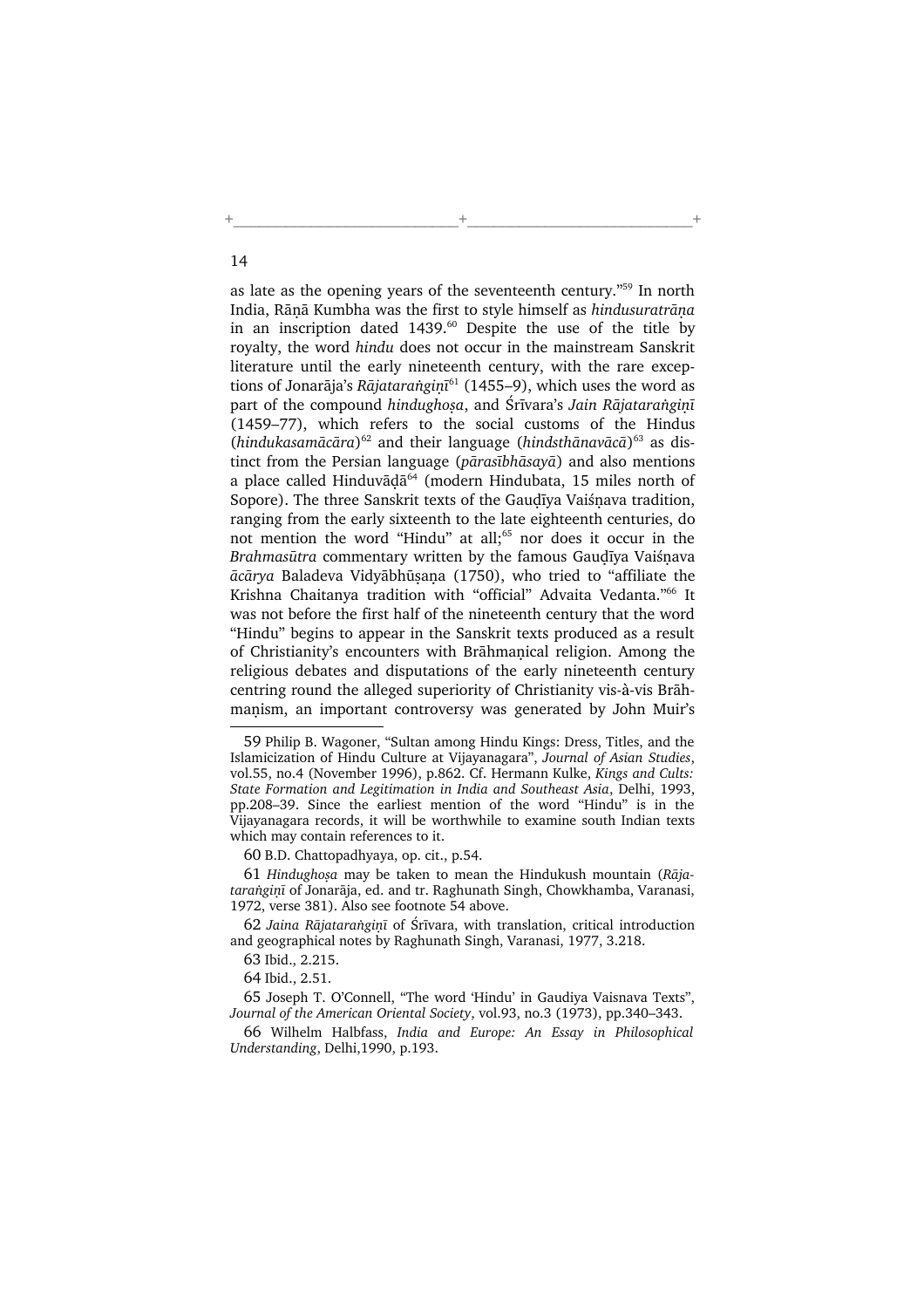as late as the opening years of the seventeenth century."[59] In north India, Rāṇā Kumbha was the first to style himself as *hindusuratrāṇa* in an inscription dated 1439.[60] Despite the use of the title by royalty, the word *hindu* does not occur in the mainstream Sanskrit literature until the early nineteenth century, with the rare exceptions of Jonarāja's *Rājataraṅgiṇī*[61] (1455–9), which uses the word as part of the compound *hindughoṣa*, and Śrīvara's *Jain Rājataraṅgiṇī* (1459–77), which refers to the social customs of the Hindus (*hindukasamācāra*)[62] and their language (*hindsthānavācā*)[63] as distinct from the Persian language (*pārasībhāsayā*) and also mentions a place called Hinduvāḍā[64] (modern Hindubata, 15 miles north of Sopore). The three Sanskrit texts of the Gauḍīya Vaiśṇava tradition, ranging from the early sixteenth to the late eighteenth centuries, do not mention the word "Hindu" at all;[65] nor does it occur in the *Brahmasūtra* commentary written by the famous Gauḍīya Vaiśṇava *ācārya* Baladeva Vidyābhūṣaṇa (1750), who tried to "affiliate the Krishna Chaitanya tradition with "official" Advaita Vedanta."[66] It was not before the first half of the nineteenth century that the word "Hindu" begins to appear in the Sanskrit texts produced as a result of Christianity's encounters with Brāhmaṇical religion. Among the religious debates and disputations of the early nineteenth century centring round the alleged superiority of Christianity vis-à-vis Brāhmaṇism, an important controversy was generated by John Muir's

59 Philip B. Wagoner, "Sultan among Hindu Kings: Dress, Titles, and the Islamicization of Hindu Culture at Vijayanagara", *Journal of Asian Studies*, vol.55, no.4 (November 1996), p.862. Cf. Hermann Kulke, *Kings and Cults: State Formation and Legitimation in India and Southeast Asia*, Delhi, 1993, pp.208–39. Since the earliest mention of the word "Hindu" is in the Vijayanagara records, it will be worthwhile to examine south Indian texts which may contain references to it.

60 B.D. Chattopadhyaya, op. cit., p.54.

61 *Hindughoṣa* may be taken to mean the Hindukush mountain (*Rājataraṅgiṇī* of Jonarāja, ed. and tr. Raghunath Singh, Chowkhamba, Varanasi, 1972, verse 381). Also see footnote 54 above.

62 *Jaina Rājataraṅgiṇī* of Śrīvara, with translation, critical introduction and geographical notes by Raghunath Singh, Varanasi, 1977, 3.218.

63 Ibid., 2.215.

64 Ibid., 2.51.

65 Joseph T. O'Connell, "The word 'Hindu' in Gaudiya Vaisnava Texts", *Journal of the American Oriental Society*, vol.93, no.3 (1973), pp.340–343.

66 Wilhelm Halbfass, *India and Europe: An Essay in Philosophical Understanding*, Delhi,1990, p.193.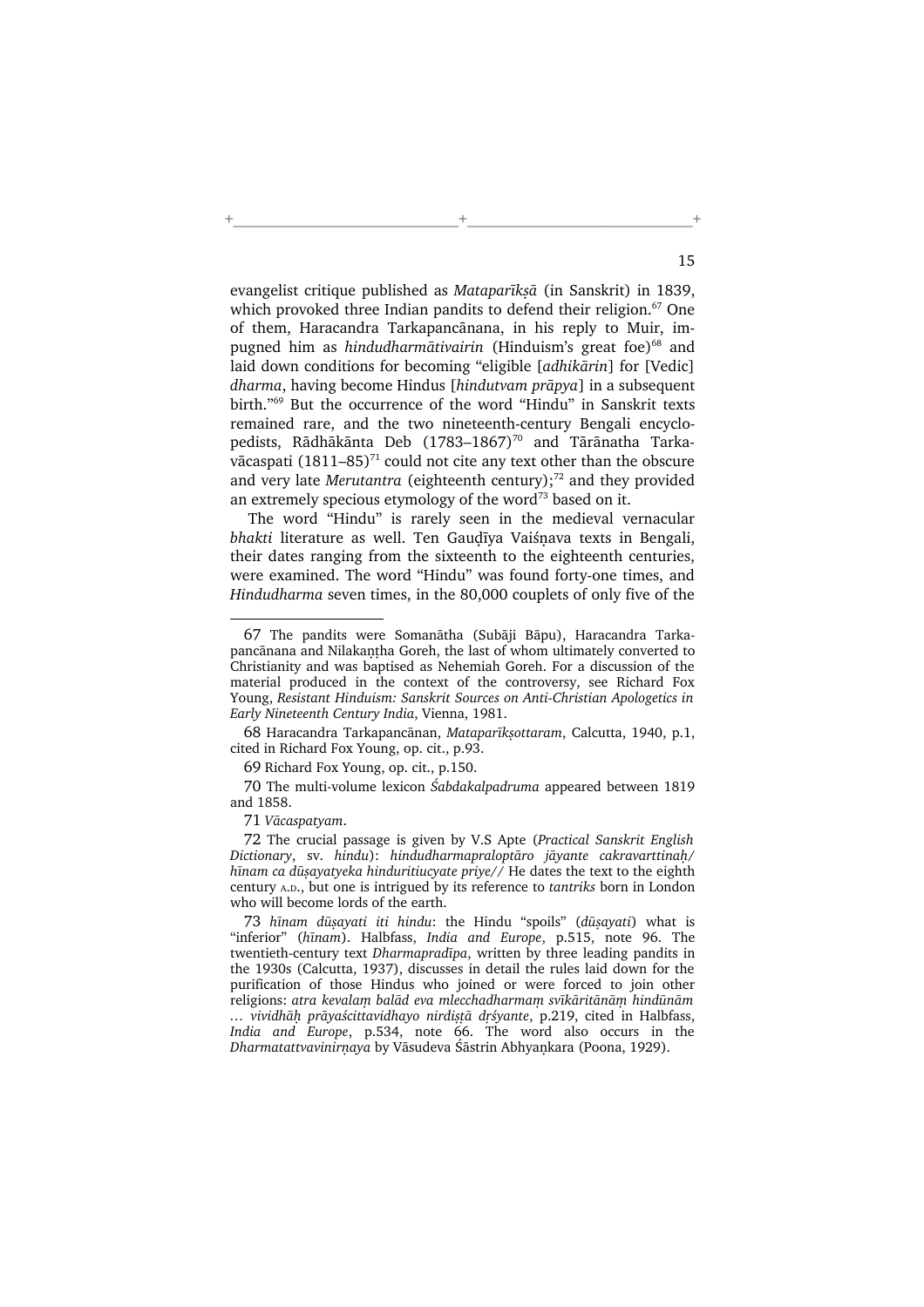evangelist critique published as *Mataparīkṣā* (in Sanskrit) in 1839, which provoked three Indian pandits to defend their religion.[67] One of them, Haracandra Tarkapancānana, in his reply to Muir, impugned him as *hindudharmātivairin* (Hinduism's great foe)[68] and laid down conditions for becoming "eligible [*adhikārin*] for [Vedic] *dharma*, having become Hindus [*hindutvam prāpya*] in a subsequent birth."[69] But the occurrence of the word "Hindu" in Sanskrit texts remained rare, and the two nineteenth-century Bengali encyclopedists, Rādhākānta Deb (1783–1867)[70] and Tārānatha Tarkavācaspati (1811–85)[71] could not cite any text other than the obscure and very late *Merutantra* (eighteenth century);[72] and they provided an extremely specious etymology of the word[73] based on it.

The word "Hindu" is rarely seen in the medieval vernacular *bhakti* literature as well. Ten Gauḍīya Vaiśṇava texts in Bengali, their dates ranging from the sixteenth to the eighteenth centuries, were examined. The word "Hindu" was found forty-one times, and *Hindudharma* seven times, in the 80,000 couplets of only five of the

---

67 The pandits were Somanātha (Subāji Bāpu), Haracandra Tarkapancānana and Nilakaṇṭha Goreh, the last of whom ultimately converted to Christianity and was baptised as Nehemiah Goreh. For a discussion of the material produced in the context of the controversy, see Richard Fox Young, *Resistant Hinduism: Sanskrit Sources on Anti-Christian Apologetics in Early Nineteenth Century India*, Vienna, 1981.

68 Haracandra Tarkapancānan, *Mataparīkṣottaram*, Calcutta, 1940, p.1, cited in Richard Fox Young, op. cit., p.93.

69 Richard Fox Young, op. cit., p.150.

70 The multi-volume lexicon *Śabdakalpadruma* appeared between 1819 and 1858.

71 *Vācaspatyam*.

72 The crucial passage is given by V.S Apte (*Practical Sanskrit English Dictionary*, sv. *hindu*): *hindudharmapraloptāro jāyante cakravarttinaḥ/ hīnam ca dūṣayatyeka hinduritiucyate priye//* He dates the text to the eighth century A.D., but one is intrigued by its reference to *tantriks* born in London who will become lords of the earth.

73 *hīnam dūṣayati iti hindu*: the Hindu "spoils" (*dūṣayati*) what is "inferior" (*hīnam*). Halbfass, *India and Europe*, p.515, note 96. The twentieth-century text *Dharmapradīpa*, written by three leading pandits in the 1930s (Calcutta, 1937), discusses in detail the rules laid down for the purification of those Hindus who joined or were forced to join other religions: *atra kevalaṃ balād eva mlecchadharmaṃ svīkāritānāṃ hindūnām … vividhāḥ prāyaścittavidhayo nirdiṣṭā dṛśyante*, p.219, cited in Halbfass, *India and Europe*, p.534, note 66. The word also occurs in the *Dharmatattvavinirṇaya* by Vāsudeva Śāstrin Abhyaṇkara (Poona, 1929).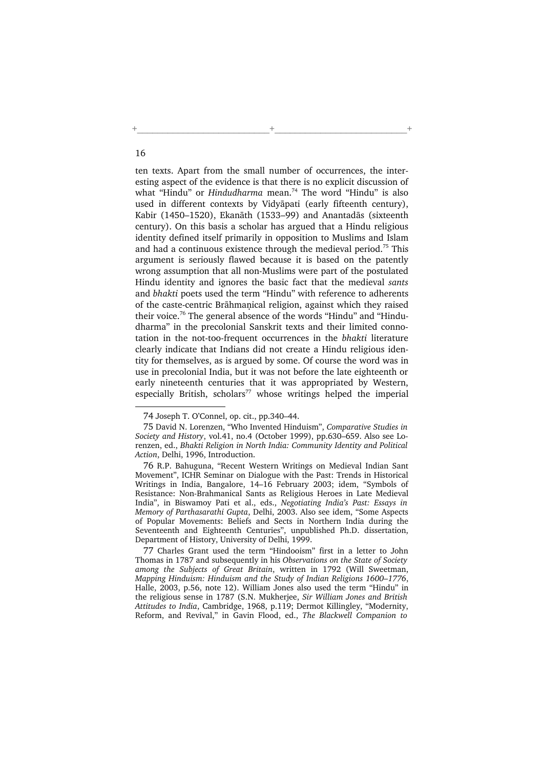ten texts. Apart from the small number of occurrences, the interesting aspect of the evidence is that there is no explicit discussion of what "Hindu" or *Hindudharma* mean.[74] The word "Hindu" is also used in different contexts by Vidyāpati (early fifteenth century), Kabir (1450–1520), Ekanāth (1533–99) and Anantadās (sixteenth century). On this basis a scholar has argued that a Hindu religious identity defined itself primarily in opposition to Muslims and Islam and had a continuous existence through the medieval period.[75] This argument is seriously flawed because it is based on the patently wrong assumption that all non-Muslims were part of the postulated Hindu identity and ignores the basic fact that the medieval *sants* and *bhakti* poets used the term "Hindu" with reference to adherents of the caste-centric Brāhmaṇical religion, against which they raised their voice.[76] The general absence of the words "Hindu" and "Hindudharma" in the precolonial Sanskrit texts and their limited connotation in the not-too-frequent occurrences in the *bhakti* literature clearly indicate that Indians did not create a Hindu religious identity for themselves, as is argued by some. Of course the word was in use in precolonial India, but it was not before the late eighteenth or early nineteenth centuries that it was appropriated by Western, especially British, scholars[77] whose writings helped the imperial

---

74 Joseph T. O'Connel, op. cit., pp.340–44.

75 David N. Lorenzen, "Who Invented Hinduism", *Comparative Studies in Society and History*, vol.41, no.4 (October 1999), pp.630–659. Also see Lorenzen, ed., *Bhakti Religion in North India: Community Identity and Political Action*, Delhi, 1996, Introduction.

76 R.P. Bahuguna, "Recent Western Writings on Medieval Indian Sant Movement", ICHR Seminar on Dialogue with the Past: Trends in Historical Writings in India, Bangalore, 14–16 February 2003; idem, "Symbols of Resistance: Non-Brahmanical Sants as Religious Heroes in Late Medieval India", in Biswamoy Pati et al., eds., *Negotiating India's Past: Essays in Memory of Parthasarathi Gupta*, Delhi, 2003. Also see idem, "Some Aspects of Popular Movements: Beliefs and Sects in Northern India during the Seventeenth and Eighteenth Centuries", unpublished Ph.D. dissertation, Department of History, University of Delhi, 1999.

77 Charles Grant used the term "Hindooism" first in a letter to John Thomas in 1787 and subsequently in his *Observations on the State of Society among the Subjects of Great Britain*, written in 1792 (Will Sweetman, *Mapping Hinduism: Hinduism and the Study of Indian Religions 1600–1776*, Halle, 2003, p.56, note 12). William Jones also used the term "Hindu" in the religious sense in 1787 (S.N. Mukherjee, *Sir William Jones and British Attitudes to India*, Cambridge, 1968, p.119; Dermot Killingley, "Modernity, Reform, and Revival," in Gavin Flood, ed., *The Blackwell Companion to*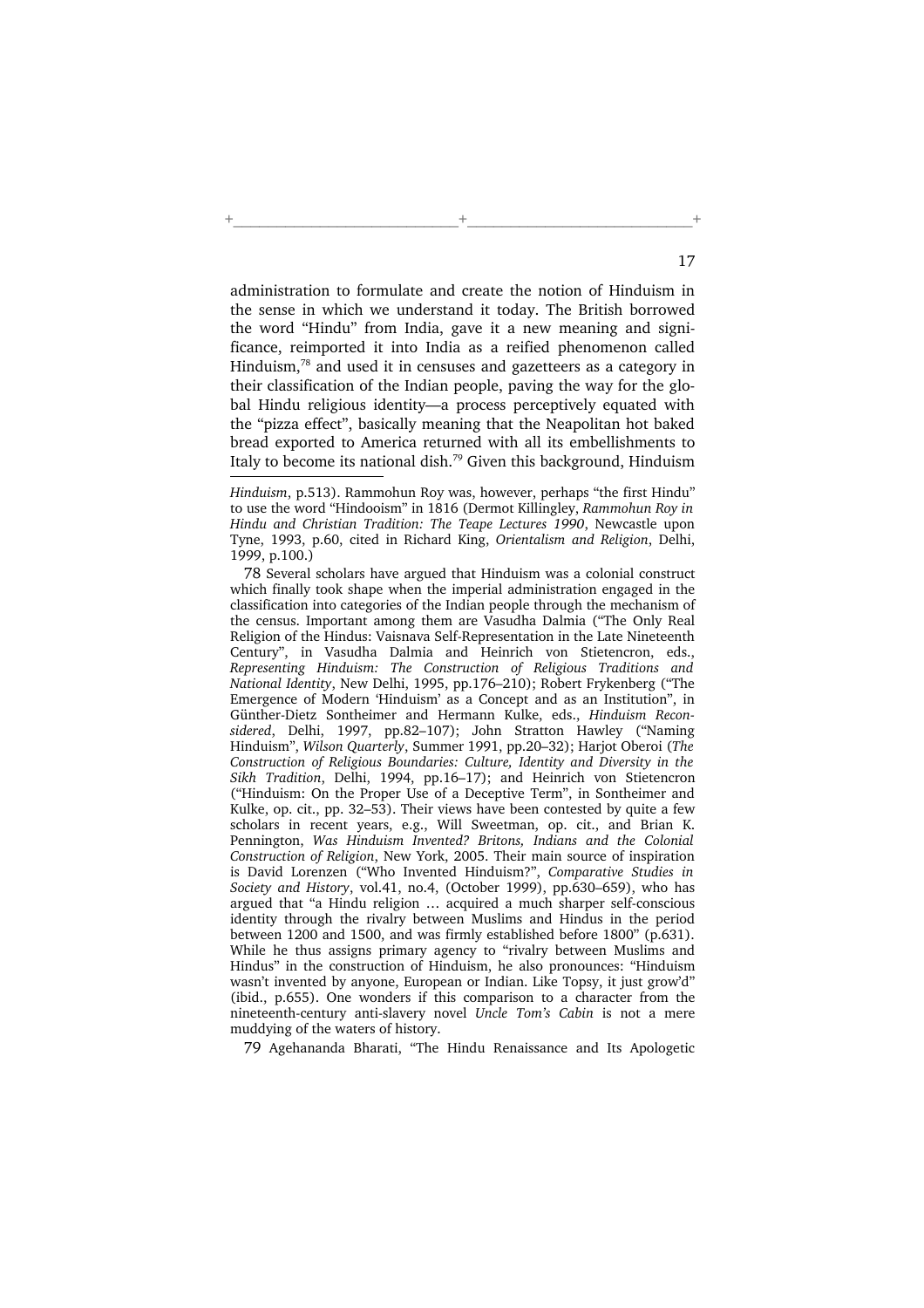administration to formulate and create the notion of Hinduism in the sense in which we understand it today. The British borrowed the word "Hindu" from India, gave it a new meaning and significance, reimported it into India as a reified phenomenon called Hinduism,[78] and used it in censuses and gazetteers as a category in their classification of the Indian people, paving the way for the global Hindu religious identity—a process perceptively equated with the "pizza effect", basically meaning that the Neapolitan hot baked bread exported to America returned with all its embellishments to Italy to become its national dish.[79] Given this background, Hinduism

---

*Hinduism*, p.513). Rammohun Roy was, however, perhaps "the first Hindu" to use the word "Hindooism" in 1816 (Dermot Killingley, *Rammohun Roy in Hindu and Christian Tradition: The Teape Lectures 1990*, Newcastle upon Tyne, 1993, p.60, cited in Richard King, *Orientalism and Religion*, Delhi, 1999, p.100.)

78 Several scholars have argued that Hinduism was a colonial construct which finally took shape when the imperial administration engaged in the classification into categories of the Indian people through the mechanism of the census. Important among them are Vasudha Dalmia ("The Only Real Religion of the Hindus: Vaisnava Self-Representation in the Late Nineteenth Century", in Vasudha Dalmia and Heinrich von Stietencron, eds., *Representing Hinduism: The Construction of Religious Traditions and National Identity*, New Delhi, 1995, pp.176–210); Robert Frykenberg ("The Emergence of Modern 'Hinduism' as a Concept and as an Institution", in Günther-Dietz Sontheimer and Hermann Kulke, eds., *Hinduism Reconsidered*, Delhi, 1997, pp.82–107); John Stratton Hawley ("Naming Hinduism", *Wilson Quarterly*, Summer 1991, pp.20–32); Harjot Oberoi (*The Construction of Religious Boundaries: Culture, Identity and Diversity in the Sikh Tradition*, Delhi, 1994, pp.16–17); and Heinrich von Stietencron ("Hinduism: On the Proper Use of a Deceptive Term", in Sontheimer and Kulke, op. cit., pp. 32–53). Their views have been contested by quite a few scholars in recent years, e.g., Will Sweetman, op. cit., and Brian K. Pennington, *Was Hinduism Invented? Britons, Indians and the Colonial Construction of Religion*, New York, 2005. Their main source of inspiration is David Lorenzen ("Who Invented Hinduism?", *Comparative Studies in Society and History*, vol.41, no.4, (October 1999), pp.630–659), who has argued that "a Hindu religion … acquired a much sharper self-conscious identity through the rivalry between Muslims and Hindus in the period between 1200 and 1500, and was firmly established before 1800" (p.631). While he thus assigns primary agency to "rivalry between Muslims and Hindus" in the construction of Hinduism, he also pronounces: "Hinduism wasn't invented by anyone, European or Indian. Like Topsy, it just grow'd" (ibid., p.655). One wonders if this comparison to a character from the nineteenth-century anti-slavery novel *Uncle Tom's Cabin* is not a mere muddying of the waters of history.

79 Agehananda Bharati, "The Hindu Renaissance and Its Apologetic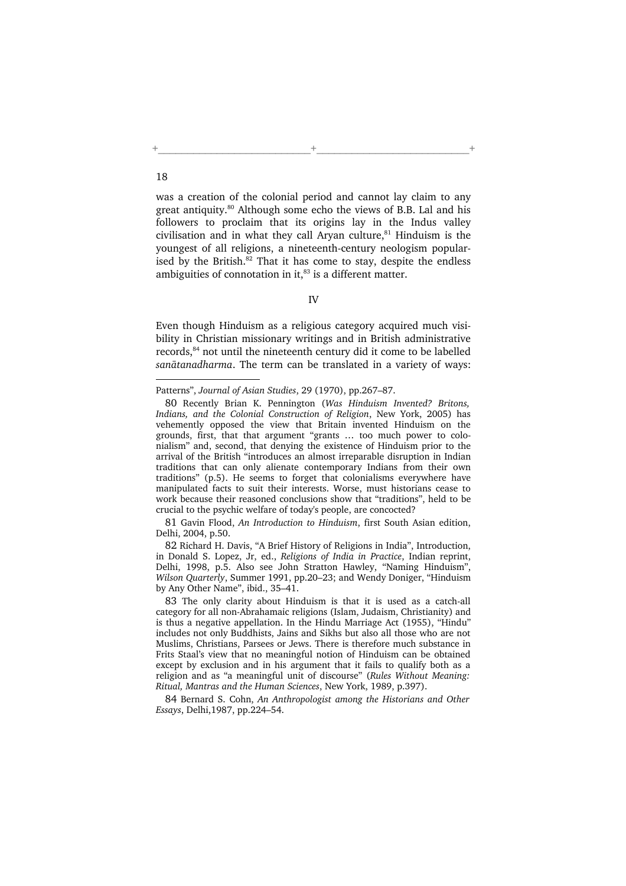was a creation of the colonial period and cannot lay claim to any great antiquity.[80] Although some echo the views of B.B. Lal and his followers to proclaim that its origins lay in the Indus valley civilisation and in what they call Aryan culture,[81] Hinduism is the youngest of all religions, a nineteenth-century neologism popularised by the British.[82] That it has come to stay, despite the endless ambiguities of connotation in it,[83] is a different matter.

IV

Even though Hinduism as a religious category acquired much visibility in Christian missionary writings and in British administrative records,[84] not until the nineteenth century did it come to be labelled *sanātanadharma*. The term can be translated in a variety of ways:

---

Patterns", *Journal of Asian Studies*, 29 (1970), pp.267–87.

80 Recently Brian K. Pennington (*Was Hinduism Invented? Britons, Indians, and the Colonial Construction of Religion*, New York, 2005) has vehemently opposed the view that Britain invented Hinduism on the grounds, first, that that argument "grants … too much power to colonialism" and, second, that denying the existence of Hinduism prior to the arrival of the British "introduces an almost irreparable disruption in Indian traditions that can only alienate contemporary Indians from their own traditions" (p.5). He seems to forget that colonialisms everywhere have manipulated facts to suit their interests. Worse, must historians cease to work because their reasoned conclusions show that "traditions", held to be crucial to the psychic welfare of today's people, are concocted?

81 Gavin Flood, *An Introduction to Hinduism*, first South Asian edition, Delhi, 2004, p.50.

82 Richard H. Davis, "A Brief History of Religions in India", Introduction, in Donald S. Lopez, Jr, ed., *Religions of India in Practice*, Indian reprint, Delhi, 1998, p.5. Also see John Stratton Hawley, "Naming Hinduism", *Wilson Quarterly*, Summer 1991, pp.20–23; and Wendy Doniger, "Hinduism by Any Other Name", ibid., 35–41.

83 The only clarity about Hinduism is that it is used as a catch-all category for all non-Abrahamaic religions (Islam, Judaism, Christianity) and is thus a negative appellation. In the Hindu Marriage Act (1955), "Hindu" includes not only Buddhists, Jains and Sikhs but also all those who are not Muslims, Christians, Parsees or Jews. There is therefore much substance in Frits Staal's view that no meaningful notion of Hinduism can be obtained except by exclusion and in his argument that it fails to qualify both as a religion and as "a meaningful unit of discourse" (*Rules Without Meaning: Ritual, Mantras and the Human Sciences*, New York, 1989, p.397).

84 Bernard S. Cohn, *An Anthropologist among the Historians and Other Essays*, Delhi,1987, pp.224–54.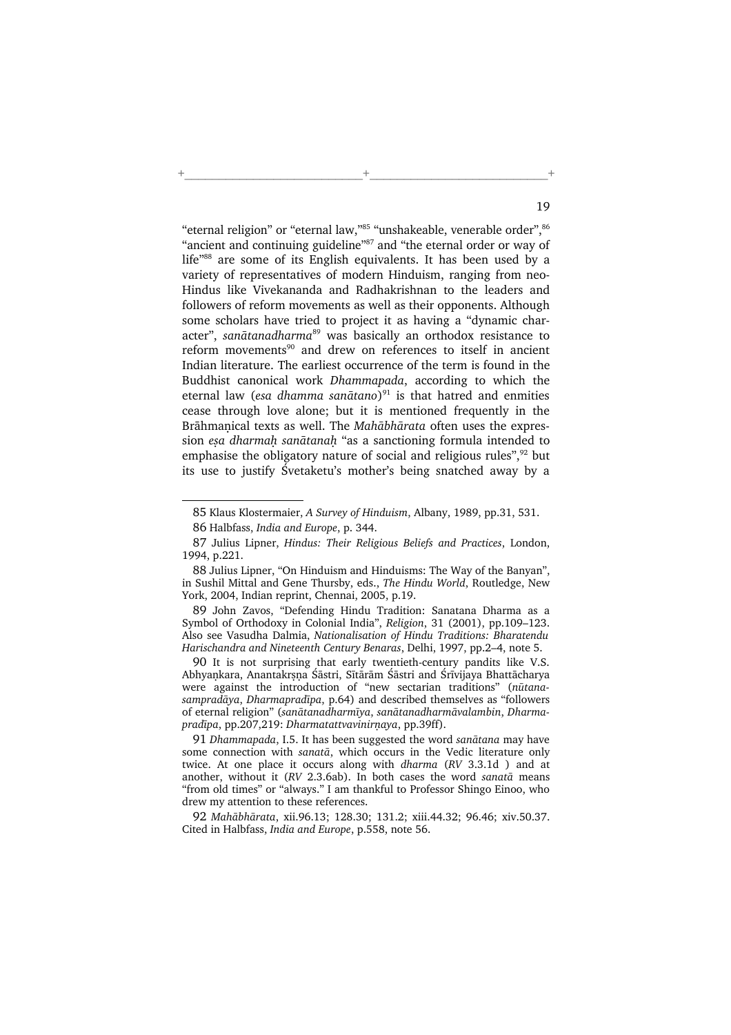"eternal religion" or "eternal law,"[85] "unshakeable, venerable order",[86] "ancient and continuing guideline"[87] and "the eternal order or way of life"[88] are some of its English equivalents. It has been used by a variety of representatives of modern Hinduism, ranging from neo-Hindus like Vivekananda and Radhakrishnan to the leaders and followers of reform movements as well as their opponents. Although some scholars have tried to project it as having a "dynamic character", *sanātanadharma*[89] was basically an orthodox resistance to reform movements[90] and drew on references to itself in ancient Indian literature. The earliest occurrence of the term is found in the Buddhist canonical work *Dhammapada*, according to which the eternal law (*esa dhamma sanātano*)[91] is that hatred and enmities cease through love alone; but it is mentioned frequently in the Brāhmaṇical texts as well. The *Mahābhārata* often uses the expression *eṣa dharmaḥ sanātanaḥ* "as a sanctioning formula intended to emphasise the obligatory nature of social and religious rules",[92] but its use to justify Śvetaketu's mother's being snatched away by a

---

85 Klaus Klostermaier, *A Survey of Hinduism*, Albany, 1989, pp.31, 531.

86 Halbfass, *India and Europe*, p. 344.

87 Julius Lipner, *Hindus: Their Religious Beliefs and Practices*, London, 1994, p.221.

88 Julius Lipner, "On Hinduism and Hinduisms: The Way of the Banyan", in Sushil Mittal and Gene Thursby, eds., *The Hindu World*, Routledge, New York, 2004, Indian reprint, Chennai, 2005, p.19.

89 John Zavos, "Defending Hindu Tradition: Sanatana Dharma as a Symbol of Orthodoxy in Colonial India", *Religion*, 31 (2001), pp.109–123. Also see Vasudha Dalmia, *Nationalisation of Hindu Traditions: Bharatendu Harischandra and Nineteenth Century Benaras*, Delhi, 1997, pp.2–4, note 5.

90 It is not surprising that early twentieth-century pandits like V.S. Abhyaṇkara, Anantakṛṣṇa Śāstri, Sītārām Śāstri and Śrīvijaya Bhattācharya were against the introduction of "new sectarian traditions" (*nūtana-sampradāya*, *Dharmapradīpa*, p.64) and described themselves as "followers of eternal religion" (*sanātanadharmīya*, *sanātanadharmāvalambin*, *Dharmapradīpa*, pp.207,219: *Dharmatattvavinirṇaya*, pp.39ff).

91 *Dhammapada*, I.5. It has been suggested the word *sanātana* may have some connection with *sanatā*, which occurs in the Vedic literature only twice. At one place it occurs along with *dharma* (*RV* 3.3.1d ) and at another, without it (*RV* 2.3.6ab). In both cases the word *sanatā* means "from old times" or "always." I am thankful to Professor Shingo Einoo, who drew my attention to these references.

92 *Mahābhārata*, xii.96.13; 128.30; 131.2; xiii.44.32; 96.46; xiv.50.37. Cited in Halbfass, *India and Europe*, p.558, note 56.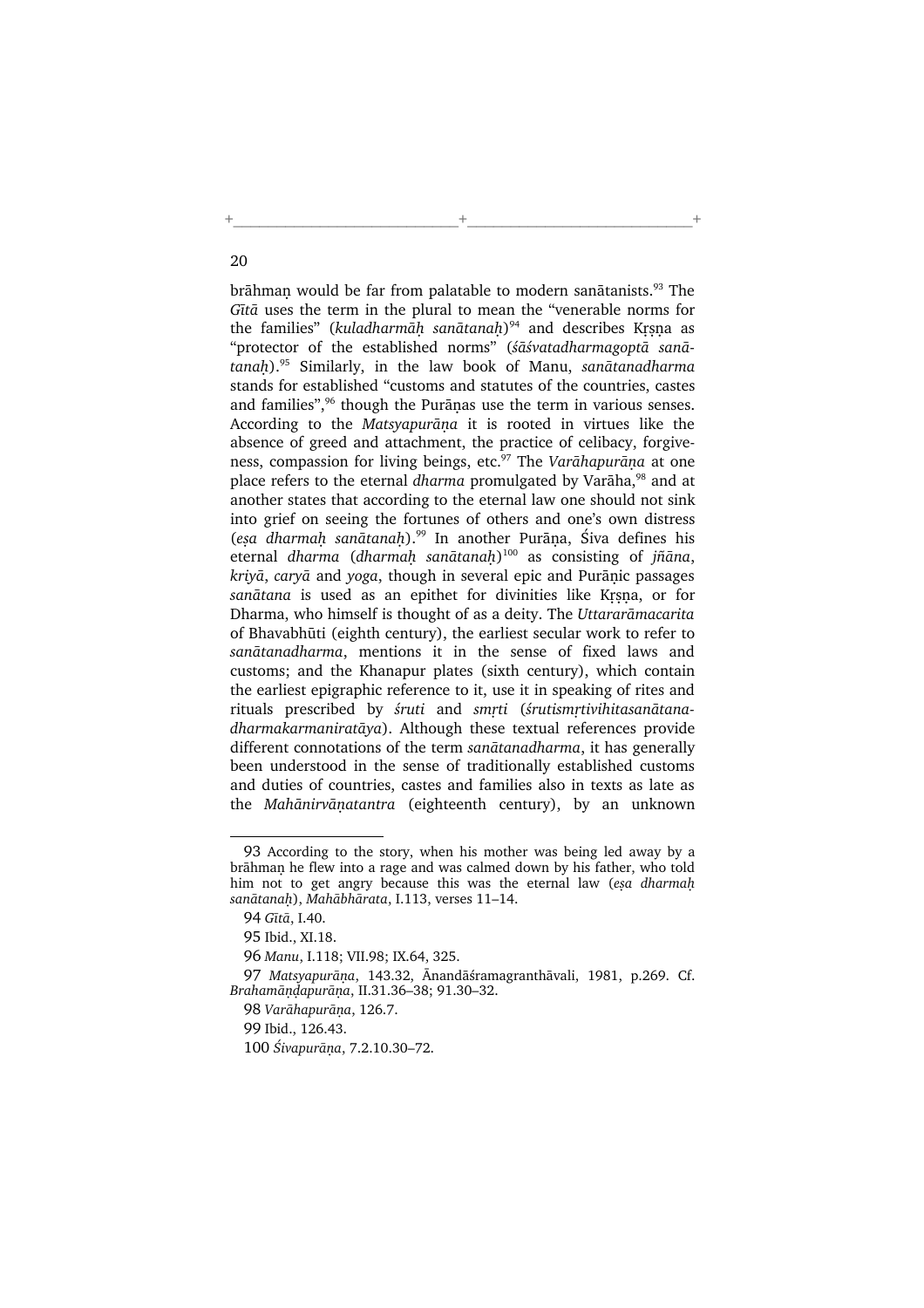brāhmaṇ would be far from palatable to modern sanātanists.[93] The *Gītā* uses the term in the plural to mean the "venerable norms for the families" (*kuladharmāḥ sanātanaḥ*)[94] and describes Kṛṣṇa as "protector of the established norms" (*śāśvatadharmagoptā sanātanaḥ*).[95] Similarly, in the law book of Manu, *sanātanadharma* stands for established "customs and statutes of the countries, castes and families",[96] though the Purāṇas use the term in various senses. According to the *Matsyapurāṇa* it is rooted in virtues like the absence of greed and attachment, the practice of celibacy, forgiveness, compassion for living beings, etc.[97] The *Varāhapurāṇa* at one place refers to the eternal *dharma* promulgated by Varāha,[98] and at another states that according to the eternal law one should not sink into grief on seeing the fortunes of others and one's own distress (*eṣa dharmaḥ sanātanaḥ*).[99] In another Purāṇa, Śiva defines his eternal *dharma* (*dharmaḥ sanātanaḥ*)[100] as consisting of *jñāna*, *kriyā*, *caryā* and *yoga*, though in several epic and Purāṇic passages *sanātana* is used as an epithet for divinities like Kṛṣṇa, or for Dharma, who himself is thought of as a deity. The *Uttararāmacarita* of Bhavabhūti (eighth century), the earliest secular work to refer to *sanātanadharma*, mentions it in the sense of fixed laws and customs; and the Khanapur plates (sixth century), which contain the earliest epigraphic reference to it, use it in speaking of rites and rituals prescribed by *śruti* and *smṛti* (*śrutismṛtivihitasanātanadharmakarmaniratāya*). Although these textual references provide different connotations of the term *sanātanadharma*, it has generally been understood in the sense of traditionally established customs and duties of countries, castes and families also in texts as late as the *Mahānirvāṇatantra* (eighteenth century), by an unknown

---

93 According to the story, when his mother was being led away by a brāhmaṇ he flew into a rage and was calmed down by his father, who told him not to get angry because this was the eternal law (*eṣa dharmaḥ sanātanaḥ*), *Mahābhārata*, I.113, verses 11–14.

94 *Gītā*, I.40.

95 Ibid., XI.18.

96 *Manu*, I.118; VII.98; IX.64, 325.

97 *Matsyapurāṇa*, 143.32, Ānandāśramagranthāvali, 1981, p.269. Cf. *Brahamāṇḍapurāṇa*, II.31.36–38; 91.30–32.

98 *Varāhapurāṇa*, 126.7.

99 Ibid., 126.43.

100 *Śivapurāṇa*, 7.2.10.30–72.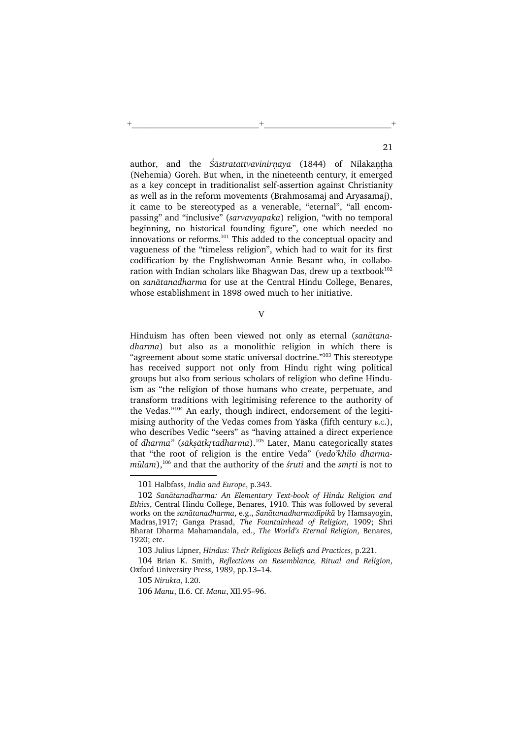author, and the *Śāstratattvavinirṇaya* (1844) of Nilakaṇṭha (Nehemia) Goreh. But when, in the nineteenth century, it emerged as a key concept in traditionalist self-assertion against Christianity as well as in the reform movements (Brahmosamaj and Aryasamaj), it came to be stereotyped as a venerable, "eternal", "all encompassing" and "inclusive" (*sarvavyapaka*) religion, "with no temporal beginning, no historical founding figure", one which needed no innovations or reforms.[101] This added to the conceptual opacity and vagueness of the "timeless religion", which had to wait for its first codification by the Englishwoman Annie Besant who, in collaboration with Indian scholars like Bhagwan Das, drew up a textbook[102] on *sanātanadharma* for use at the Central Hindu College, Benares, whose establishment in 1898 owed much to her initiative.

## V

Hinduism has often been viewed not only as eternal (*sanātanadharma*) but also as a monolithic religion in which there is "agreement about some static universal doctrine."[103] This stereotype has received support not only from Hindu right wing political groups but also from serious scholars of religion who define Hinduism as "the religion of those humans who create, perpetuate, and transform traditions with legitimising reference to the authority of the Vedas."[104] An early, though indirect, endorsement of the legitimising authority of the Vedas comes from Yāska (fifth century B.C.), who describes Vedic "seers" as "having attained a direct experience of *dharma"* (*sākṣātkṛtadharma*).[105] Later, Manu categorically states that "the root of religion is the entire Veda" (*vedo'khilo dharmamūlam*),[106] and that the authority of the *śruti* and the *smṛti* is not to

---

101 Halbfass, *India and Europe*, p.343.

102 *Sanātanadharma: An Elementary Text-book of Hindu Religion and Ethics*, Central Hindu College, Benares, 1910. This was followed by several works on the *sanātanadharma*, e.g., *Sanātanadharmadīpikā* by Hamsayogin, Madras,1917; Ganga Prasad, *The Fountainhead of Religion*, 1909; Shri Bharat Dharma Mahamandala, ed., *The World's Eternal Religion*, Benares, 1920; etc.

103 Julius Lipner, *Hindus: Their Religious Beliefs and Practices*, p.221.

104 Brian K. Smith, *Reflections on Resemblance, Ritual and Religion*, Oxford University Press, 1989, pp.13–14.

105 *Nirukta*, I.20.

106 *Manu*, II.6. Cf. *Manu*, XII.95–96.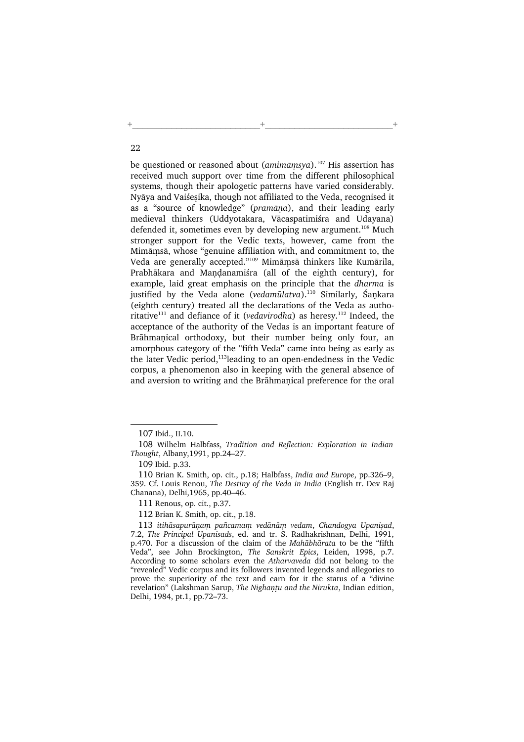be questioned or reasoned about (*amimāṃsya*).[107] His assertion has received much support over time from the different philosophical systems, though their apologetic patterns have varied considerably. Nyāya and Vaiśeṣika, though not affiliated to the Veda, recognised it as a "source of knowledge" (*pramāṇa*), and their leading early medieval thinkers (Uddyotakara, Vācaspatimiśra and Udayana) defended it, sometimes even by developing new argument.[108] Much stronger support for the Vedic texts, however, came from the Mimāṃsā, whose "genuine affiliation with, and commitment to, the Veda are generally accepted."[109] Mimāṃsā thinkers like Kumārila, Prabhākara and Maṇḍanamiśra (all of the eighth century), for example, laid great emphasis on the principle that the *dharma* is justified by the Veda alone (*vedamūlatva*).[110] Similarly, Śaṇkara (eighth century) treated all the declarations of the Veda as authoritative[111] and defiance of it (*vedavirodha*) as heresy.[112] Indeed, the acceptance of the authority of the Vedas is an important feature of Brāhmaṇical orthodoxy, but their number being only four, an amorphous category of the "fifth Veda" came into being as early as the later Vedic period,[113]leading to an open-endedness in the Vedic corpus, a phenomenon also in keeping with the general absence of and aversion to writing and the Brāhmaṇical preference for the oral

---

107 Ibid., II.10.

108 Wilhelm Halbfass, *Tradition and Reflection: Exploration in Indian Thought*, Albany,1991, pp.24–27.

109 Ibid. p.33.

110 Brian K. Smith, op. cit., p.18; Halbfass, *India and Europe*, pp.326–9, 359. Cf. Louis Renou, *The Destiny of the Veda in India* (English tr. Dev Raj Chanana), Delhi,1965, pp.40–46.

111 Renous, op. cit., p.37.

112 Brian K. Smith, op. cit., p.18.

113 *itihāsapurāṇaṃ pañcamaṃ vedānāṃ vedam*, *Chandogya Upaniṣad*, 7.2, *The Principal Upanisads*, ed. and tr. S. Radhakrishnan, Delhi, 1991, p.470. For a discussion of the claim of the *Mahābhārata* to be the "fifth Veda", see John Brockington, *The Sanskrit Epics*, Leiden, 1998, p.7. According to some scholars even the *Atharvaveda* did not belong to the "revealed" Vedic corpus and its followers invented legends and allegories to prove the superiority of the text and earn for it the status of a "divine revelation" (Lakshman Sarup, *The Nighaṇṭu and the Nirukta*, Indian edition, Delhi, 1984, pt.1, pp.72–73.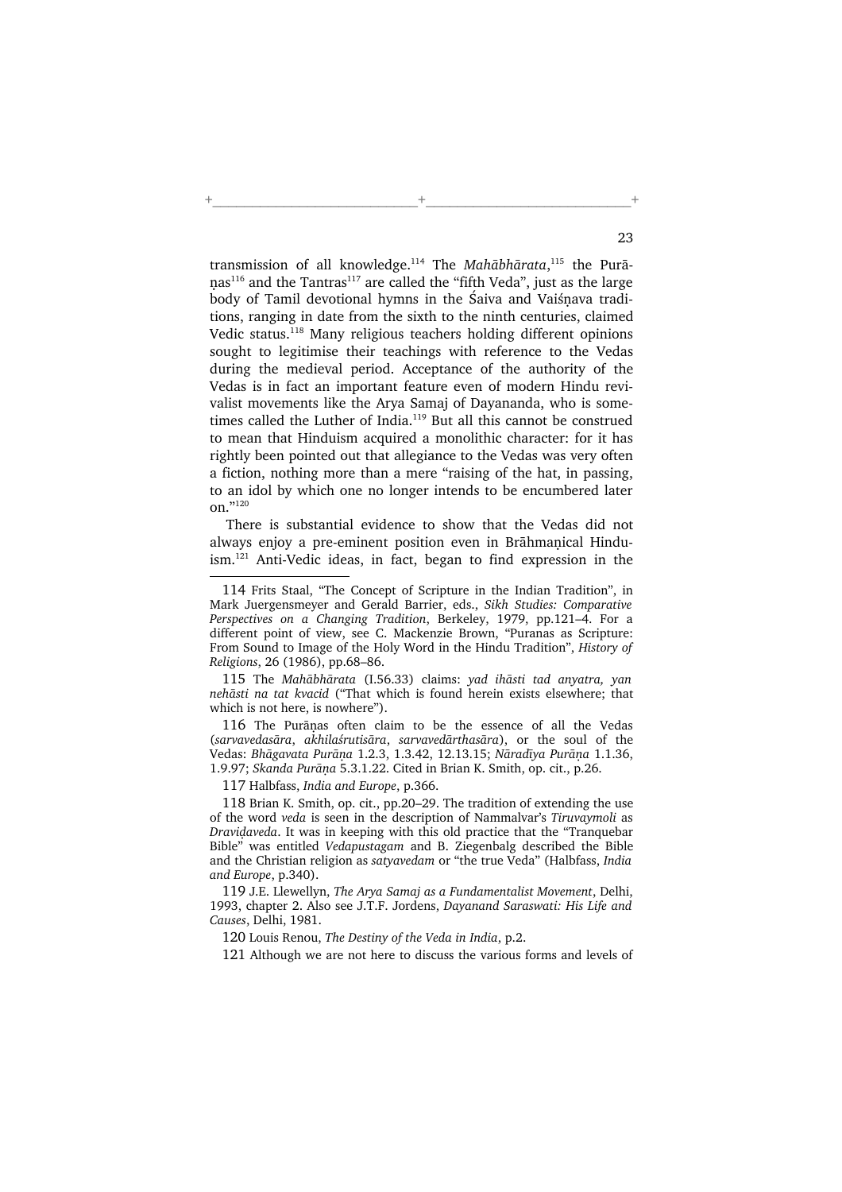transmission of all knowledge.[114] The *Mahābhārata*,[115] the Purāṇas[116] and the Tantras[117] are called the "fifth Veda", just as the large body of Tamil devotional hymns in the Śaiva and Vaiśṇava traditions, ranging in date from the sixth to the ninth centuries, claimed Vedic status.[118] Many religious teachers holding different opinions sought to legitimise their teachings with reference to the Vedas during the medieval period. Acceptance of the authority of the Vedas is in fact an important feature even of modern Hindu revivalist movements like the Arya Samaj of Dayananda, who is sometimes called the Luther of India.[119] But all this cannot be construed to mean that Hinduism acquired a monolithic character: for it has rightly been pointed out that allegiance to the Vedas was very often a fiction, nothing more than a mere "raising of the hat, in passing, to an idol by which one no longer intends to be encumbered later on."[120]

There is substantial evidence to show that the Vedas did not always enjoy a pre-eminent position even in Brāhmaṇical Hinduism.[121] Anti-Vedic ideas, in fact, began to find expression in the

---

114 Frits Staal, "The Concept of Scripture in the Indian Tradition", in Mark Juergensmeyer and Gerald Barrier, eds., *Sikh Studies: Comparative Perspectives on a Changing Tradition*, Berkeley, 1979, pp.121–4. For a different point of view, see C. Mackenzie Brown, "Puranas as Scripture: From Sound to Image of the Holy Word in the Hindu Tradition", *History of Religions*, 26 (1986), pp.68–86.

115 The *Mahābhārata* (I.56.33) claims: *yad ihāsti tad anyatra, yan nehāsti na tat kvacid* ("That which is found herein exists elsewhere; that which is not here, is nowhere").

116 The Purāṇas often claim to be the essence of all the Vedas (*sarvavedasāra*, *akhilaśrutisāra*, *sarvavedārthasāra*), or the soul of the Vedas: *Bhāgavata Purāṇa* 1.2.3, 1.3.42, 12.13.15; *Nāradīya Purāṇa* 1.1.36, 1.9.97; *Skanda Purāṇa* 5.3.1.22. Cited in Brian K. Smith, op. cit., p.26.

117 Halbfass, *India and Europe*, p.366.

118 Brian K. Smith, op. cit., pp.20–29. The tradition of extending the use of the word *veda* is seen in the description of Nammalvar's *Tiruvaymoli* as *Draviḍaveda*. It was in keeping with this old practice that the "Tranquebar Bible" was entitled *Vedapustagam* and B. Ziegenbalg described the Bible and the Christian religion as *satyavedam* or "the true Veda" (Halbfass, *India and Europe*, p.340).

119 J.E. Llewellyn, *The Arya Samaj as a Fundamentalist Movement*, Delhi, 1993, chapter 2. Also see J.T.F. Jordens, *Dayanand Saraswati: His Life and Causes*, Delhi, 1981.

120 Louis Renou, *The Destiny of the Veda in India*, p.2.

121 Although we are not here to discuss the various forms and levels of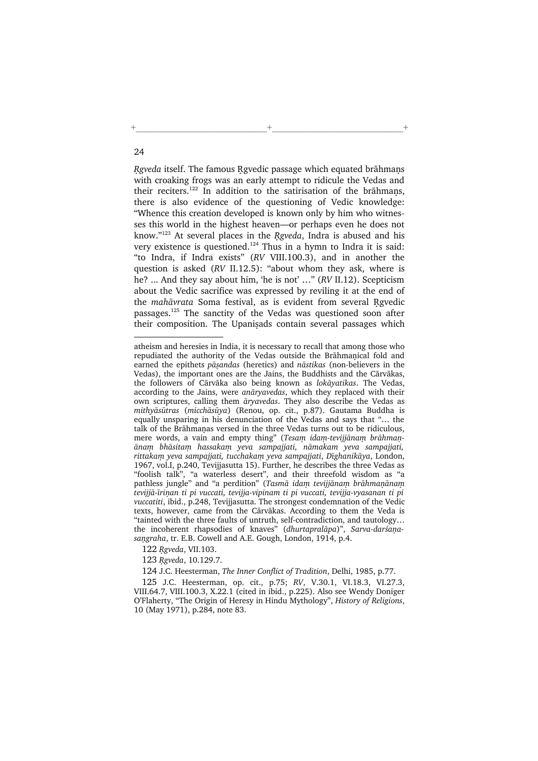*Ṛgveda* itself. The famous Ṛgvedic passage which equated brāhmaṇs with croaking frogs was an early attempt to ridicule the Vedas and their reciters.[122] In addition to the satirisation of the brāhmaṇs, there is also evidence of the questioning of Vedic knowledge: "Whence this creation developed is known only by him who witnesses this world in the highest heaven—or perhaps even he does not know."[123] At several places in the *Ṛgveda*, Indra is abused and his very existence is questioned.[124] Thus in a hymn to Indra it is said: "to Indra, if Indra exists" (*RV* VIII.100.3), and in another the question is asked (*RV* II.12.5): "about whom they ask, where is he? ... And they say about him, 'he is not' …" (*RV* II.12). Scepticism about the Vedic sacrifice was expressed by reviling it at the end of the *mahāvrata* Soma festival, as is evident from several Ṛgvedic passages.[125] The sanctity of the Vedas was questioned soon after their composition. The Upaniṣads contain several passages which

---

atheism and heresies in India, it is necessary to recall that among those who repudiated the authority of the Vedas outside the Brāhmaṇical fold and earned the epithets *pāṣandas* (heretics) and *nāstikas* (non-believers in the Vedas), the important ones are the Jains, the Buddhists and the Cārvākas, the followers of Cārvāka also being known as *lokāyatikas*. The Vedas, according to the Jains, were *anāryavedas*, which they replaced with their own scriptures, calling them *āryavedas*. They also describe the Vedas as *mithyāsūtras* (*micchāsūya*) (Renou, op. cit., p.87). Gautama Buddha is equally unsparing in his denunciation of the Vedas and says that "… the talk of the Brāhmaṇas versed in the three Vedas turns out to be ridiculous, mere words, a vain and empty thing" (*Tesaṃ idaṃ-tevijjānaṃ brāhmaṇānaṃ bhāsitaṃ hassakaṃ yeva sampajjati, nāmakam yeva sampajjati, rittakaṃ yeva sampajjati, tucchakaṃ yeva sampajjati*, *Dīghanikāya*, London, 1967, vol.I, p.240, Tevijjasutta 15). Further, he describes the three Vedas as "foolish talk", "a waterless desert", and their threefold wisdom as "a pathless jungle" and "a perdition" (*Tasmā idaṃ tevijjānaṃ brāhmaṇānaṃ tevijjā-īriṇan ti pi vuccati, tevijja-vipinam ti pi vuccati, tevijja-vyasanan ti pi vuccatiti*, ibid., p.248, Tevijjasutta. The strongest condemnation of the Vedic texts, however, came from the Cārvākas. According to them the Veda is "tainted with the three faults of untruth, self-contradiction, and tautology… the incoherent rhapsodies of knaves" (*dhurtapralāpa*)", *Sarva-darśaṇa-saṇgraha*, tr. E.B. Cowell and A.E. Gough, London, 1914, p.4.

122 *Ṛgveda*, VII.103.

123 *Ṛgveda*, 10.129.7.

124 J.C. Heesterman, *The Inner Conflict of Tradition*, Delhi, 1985, p.77.

125 J.C. Heesterman, op. cit., p.75; *RV*, V.30.1, VI.18.3, VI.27.3, VIII.64.7, VIII.100.3, X.22.1 (cited in ibid., p.225). Also see Wendy Doniger O'Flaherty, "The Origin of Heresy in Hindu Mythology", *History of Religions*, 10 (May 1971), p.284, note 83.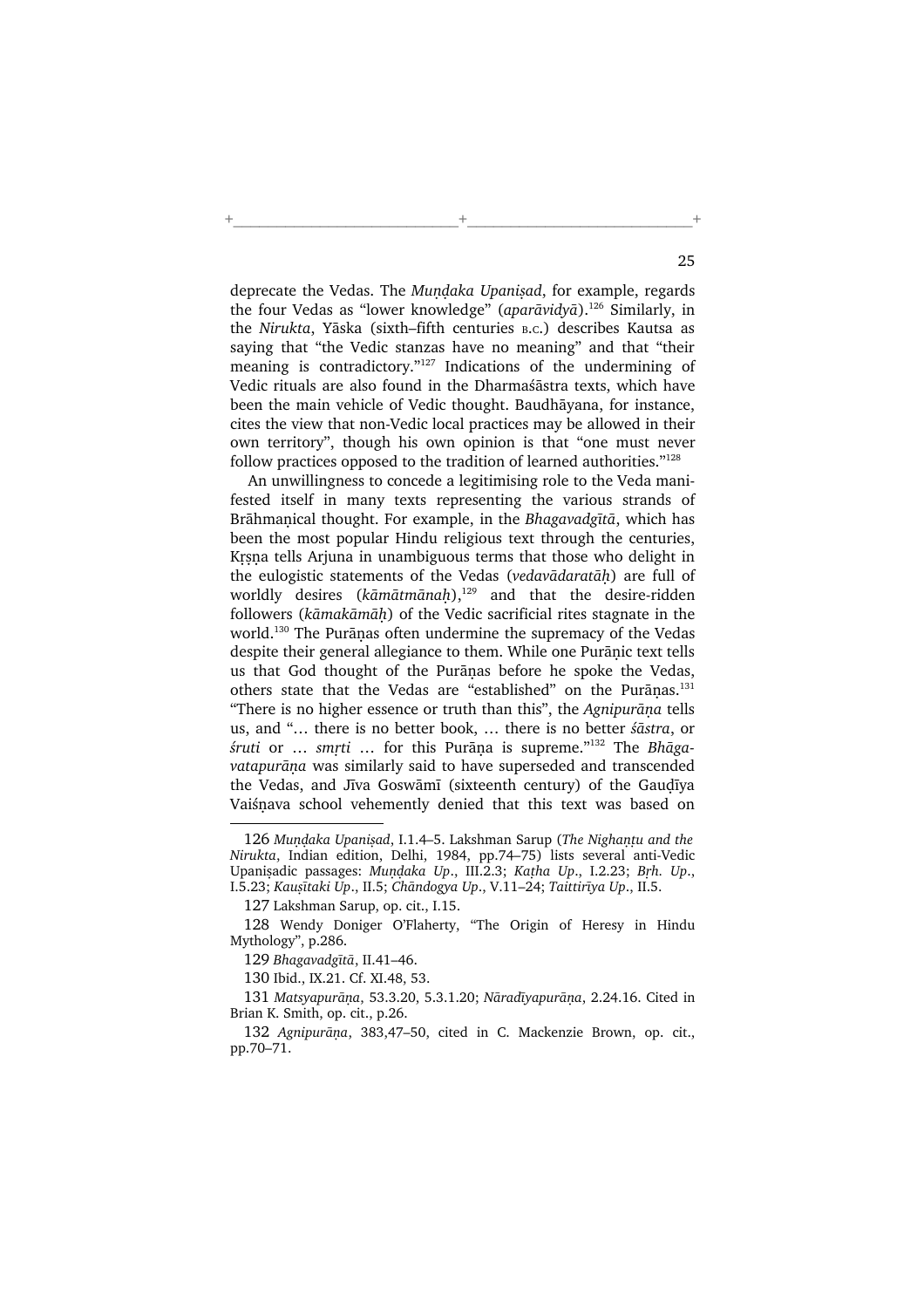deprecate the Vedas. The *Muṇḍaka Upaniṣad*, for example, regards the four Vedas as "lower knowledge" (*aparāvidyā*).[126] Similarly, in the *Nirukta*, Yāska (sixth–fifth centuries B.C.) describes Kautsa as saying that "the Vedic stanzas have no meaning" and that "their meaning is contradictory."[127] Indications of the undermining of Vedic rituals are also found in the Dharmaśāstra texts, which have been the main vehicle of Vedic thought. Baudhāyana, for instance, cites the view that non-Vedic local practices may be allowed in their own territory", though his own opinion is that "one must never follow practices opposed to the tradition of learned authorities."[128]

An unwillingness to concede a legitimising role to the Veda manifested itself in many texts representing the various strands of Brāhmaṇical thought. For example, in the *Bhagavadgītā*, which has been the most popular Hindu religious text through the centuries, Kṛṣṇa tells Arjuna in unambiguous terms that those who delight in the eulogistic statements of the Vedas (*vedavādaratāḥ*) are full of worldly desires (*kāmātmānaḥ*),[129] and that the desire-ridden followers (*kāmakāmāḥ*) of the Vedic sacrificial rites stagnate in the world.[130] The Purāṇas often undermine the supremacy of the Vedas despite their general allegiance to them. While one Purāṇic text tells us that God thought of the Purāṇas before he spoke the Vedas, others state that the Vedas are "established" on the Purāṇas.[131] "There is no higher essence or truth than this", the *Agnipurāṇa* tells us, and "… there is no better book, … there is no better *śāstra*, or *śruti* or … *smṛti* … for this Purāṇa is supreme."[132] The *Bhāgavatapurāṇa* was similarly said to have superseded and transcended the Vedas, and Jīva Goswāmī (sixteenth century) of the Gauḍīya Vaiśṇava school vehemently denied that this text was based on

---

126 *Muṇḍaka Upaniṣad*, I.1.4–5. Lakshman Sarup (*The Nighaṇṭu and the Nirukta*, Indian edition, Delhi, 1984, pp.74–75) lists several anti-Vedic Upaniṣadic passages: *Muṇḍaka Up*., III.2.3; *Kaṭha Up*., I.2.23; *Bṛh. Up*., I.5.23; *Kauṣītaki Up*., II.5; *Chāndogya Up*., V.11–24; *Taittirīya Up*., II.5.

127 Lakshman Sarup, op. cit., I.15.

128 Wendy Doniger O'Flaherty, "The Origin of Heresy in Hindu Mythology", p.286.

129 *Bhagavadgītā*, II.41–46.

130 Ibid., IX.21. Cf. XI.48, 53.

131 *Matsyapurāṇa*, 53.3.20, 5.3.1.20; *Nāradīyapurāṇa*, 2.24.16. Cited in Brian K. Smith, op. cit., p.26.

132 *Agnipurāṇa*, 383,47–50, cited in C. Mackenzie Brown, op. cit., pp.70–71.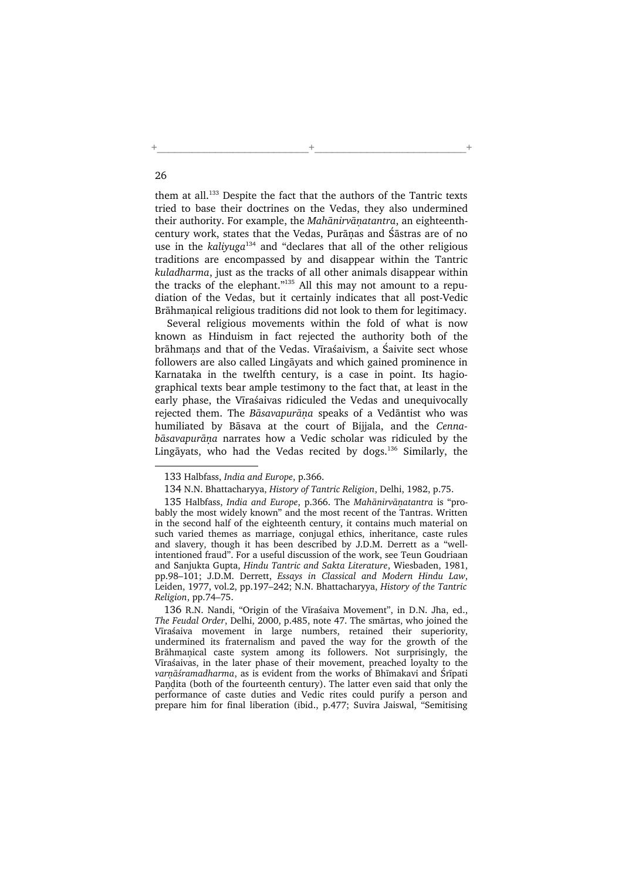them at all.[133] Despite the fact that the authors of the Tantric texts tried to base their doctrines on the Vedas, they also undermined their authority. For example, the *Mahānirvāṇatantra*, an eighteenth-century work, states that the Vedas, Purāṇas and Śāstras are of no use in the *kaliyuga*[134] and "declares that all of the other religious traditions are encompassed by and disappear within the Tantric *kuladharma*, just as the tracks of all other animals disappear within the tracks of the elephant."[135] All this may not amount to a repudiation of the Vedas, but it certainly indicates that all post-Vedic Brāhmaṇical religious traditions did not look to them for legitimacy.

Several religious movements within the fold of what is now known as Hinduism in fact rejected the authority both of the brāhmaṇs and that of the Vedas. Vīraśaivism, a Śaivite sect whose followers are also called Lingāyats and which gained prominence in Karnataka in the twelfth century, is a case in point. Its hagiographical texts bear ample testimony to the fact that, at least in the early phase, the Vīraśaivas ridiculed the Vedas and unequivocally rejected them. The *Bāsavapurāṇa* speaks of a Vedāntist who was humiliated by Bāsava at the court of Bijjala, and the *Cennabāsavapurāṇa* narrates how a Vedic scholar was ridiculed by the Lingāyats, who had the Vedas recited by dogs.[136] Similarly, the

---

133 Halbfass, *India and Europe*, p.366.

134 N.N. Bhattacharyya, *History of Tantric Religion*, Delhi, 1982, p.75.

135 Halbfass, *India and Europe*, p.366. The *Mahānirvāṇatantra* is "probably the most widely known" and the most recent of the Tantras. Written in the second half of the eighteenth century, it contains much material on such varied themes as marriage, conjugal ethics, inheritance, caste rules and slavery, though it has been described by J.D.M. Derrett as a "well-intentioned fraud". For a useful discussion of the work, see Teun Goudriaan and Sanjukta Gupta, *Hindu Tantric and Sakta Literature*, Wiesbaden, 1981, pp.98–101; J.D.M. Derrett, *Essays in Classical and Modern Hindu Law*, Leiden, 1977, vol.2, pp.197–242; N.N. Bhattacharyya, *History of the Tantric Religion*, pp.74–75.

136 R.N. Nandi, "Origin of the Vīraśaiva Movement", in D.N. Jha, ed., *The Feudal Order*, Delhi, 2000, p.485, note 47. The smārtas, who joined the Vīraśaiva movement in large numbers, retained their superiority, undermined its fraternalism and paved the way for the growth of the Brāhmaṇical caste system among its followers. Not surprisingly, the Vīraśaivas, in the later phase of their movement, preached loyalty to the *varṇāśramadharma*, as is evident from the works of Bhīmakavi and Śrīpati Paṇḍita (both of the fourteenth century). The latter even said that only the performance of caste duties and Vedic rites could purify a person and prepare him for final liberation (ibid., p.477; Suvira Jaiswal, "Semitising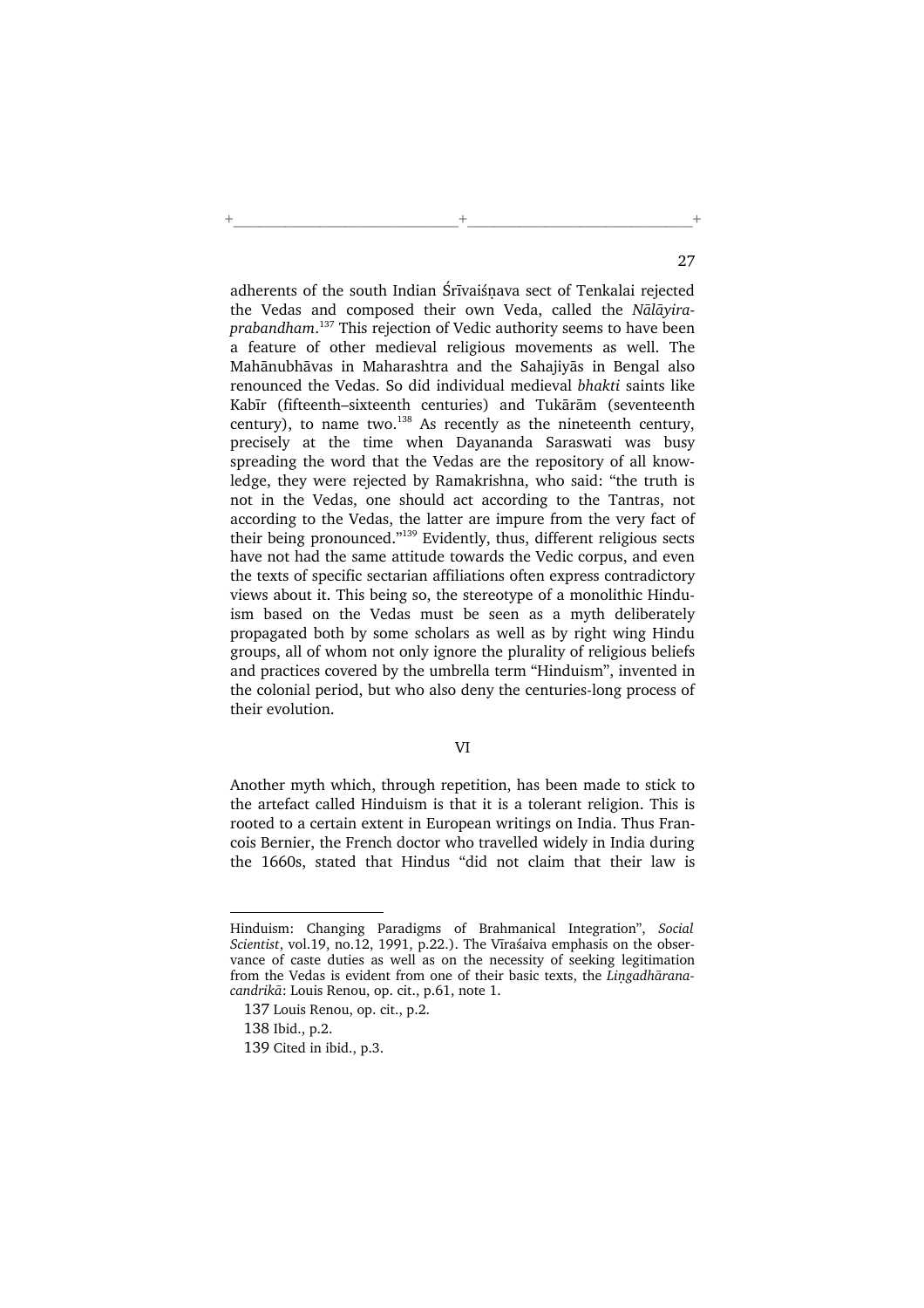adherents of the south Indian Śrīvaiśṇava sect of Tenkalai rejected the Vedas and composed their own Veda, called the *Nālāyira-prabandham*.[137] This rejection of Vedic authority seems to have been a feature of other medieval religious movements as well. The Mahānubhāvas in Maharashtra and the Sahajiyās in Bengal also renounced the Vedas. So did individual medieval *bhakti* saints like Kabīr (fifteenth–sixteenth centuries) and Tukārām (seventeenth century), to name two.[138] As recently as the nineteenth century, precisely at the time when Dayananda Saraswati was busy spreading the word that the Vedas are the repository of all knowledge, they were rejected by Ramakrishna, who said: "the truth is not in the Vedas, one should act according to the Tantras, not according to the Vedas, the latter are impure from the very fact of their being pronounced."[139] Evidently, thus, different religious sects have not had the same attitude towards the Vedic corpus, and even the texts of specific sectarian affiliations often express contradictory views about it. This being so, the stereotype of a monolithic Hinduism based on the Vedas must be seen as a myth deliberately propagated both by some scholars as well as by right wing Hindu groups, all of whom not only ignore the plurality of religious beliefs and practices covered by the umbrella term "Hinduism", invented in the colonial period, but who also deny the centuries-long process of their evolution.

## VI

Another myth which, through repetition, has been made to stick to the artefact called Hinduism is that it is a tolerant religion. This is rooted to a certain extent in European writings on India. Thus Francois Bernier, the French doctor who travelled widely in India during the 1660s, stated that Hindus "did not claim that their law is

---

Hinduism: Changing Paradigms of Brahmanical Integration", *Social Scientist*, vol.19, no.12, 1991, p.22.). The Vīraśaiva emphasis on the observance of caste duties as well as on the necessity of seeking legitimation from the Vedas is evident from one of their basic texts, the *Liṇgadhārana-candrikā*: Louis Renou, op. cit., p.61, note 1.

137 Louis Renou, op. cit., p.2.

138 Ibid., p.2.

139 Cited in ibid., p.3.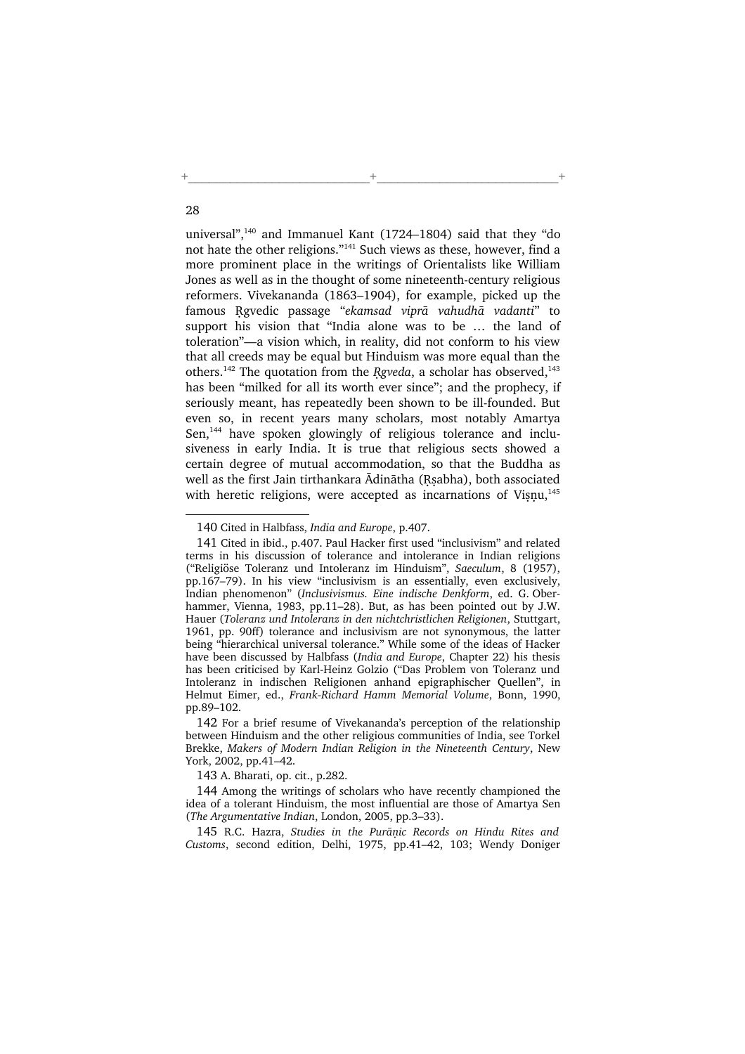universal",[140] and Immanuel Kant (1724–1804) said that they "do not hate the other religions."[141] Such views as these, however, find a more prominent place in the writings of Orientalists like William Jones as well as in the thought of some nineteenth-century religious reformers. Vivekananda (1863–1904), for example, picked up the famous Ṛgvedic passage "*ekamsad viprā vahudhā vadanti*" to support his vision that "India alone was to be … the land of toleration"—a vision which, in reality, did not conform to his view that all creeds may be equal but Hinduism was more equal than the others.[142] The quotation from the *Ṛgveda*, a scholar has observed,[143] has been "milked for all its worth ever since"; and the prophecy, if seriously meant, has repeatedly been shown to be ill-founded. But even so, in recent years many scholars, most notably Amartya Sen,[144] have spoken glowingly of religious tolerance and inclusiveness in early India. It is true that religious sects showed a certain degree of mutual accommodation, so that the Buddha as well as the first Jain tirthankara Ādinātha (Ṛṣabha), both associated with heretic religions, were accepted as incarnations of Viṣṇu,[145]

---

140 Cited in Halbfass, *India and Europe*, p.407.

141 Cited in ibid., p.407. Paul Hacker first used "inclusivism" and related terms in his discussion of tolerance and intolerance in Indian religions ("Religiöse Toleranz und Intoleranz im Hinduism", *Saeculum*, 8 (1957), pp.167–79). In his view "inclusivism is an essentially, even exclusively, Indian phenomenon" (*Inclusivismus. Eine indische Denkform*, ed. G. Oberhammer, Vienna, 1983, pp.11–28). But, as has been pointed out by J.W. Hauer (*Toleranz und Intoleranz in den nichtchristlichen Religionen*, Stuttgart, 1961, pp. 90ff) tolerance and inclusivism are not synonymous, the latter being "hierarchical universal tolerance." While some of the ideas of Hacker have been discussed by Halbfass (*India and Europe*, Chapter 22) his thesis has been criticised by Karl-Heinz Golzio ("Das Problem von Toleranz und Intoleranz in indischen Religionen anhand epigraphischer Quellen", in Helmut Eimer, ed., *Frank-Richard Hamm Memorial Volume*, Bonn, 1990, pp.89–102.

142 For a brief resume of Vivekananda's perception of the relationship between Hinduism and the other religious communities of India, see Torkel Brekke, *Makers of Modern Indian Religion in the Nineteenth Century*, New York, 2002, pp.41–42.

143 A. Bharati, op. cit., p.282.

144 Among the writings of scholars who have recently championed the idea of a tolerant Hinduism, the most influential are those of Amartya Sen (*The Argumentative Indian*, London, 2005, pp.3–33).

145 R.C. Hazra, *Studies in the Purāṇic Records on Hindu Rites and Customs*, second edition, Delhi, 1975, pp.41–42, 103; Wendy Doniger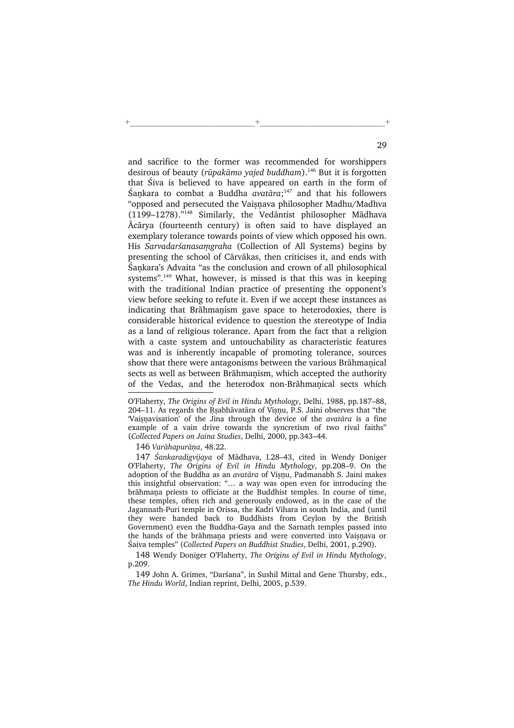and sacrifice to the former was recommended for worshippers desirous of beauty (*rūpakāmo yajed buddham*).[146] But it is forgotten that Śiva is believed to have appeared on earth in the form of Śaṇkara to combat a Buddha *avatāra*;[147] and that his followers "opposed and persecuted the Vaiṣṇava philosopher Madhu/Madhva (1199–1278)."[148] Similarly, the Vedāntist philosopher Mādhava Ācārya (fourteenth century) is often said to have displayed an exemplary tolerance towards points of view which opposed his own. His *Sarvadarśanasaṃgraha* (Collection of All Systems) begins by presenting the school of Cārvākas, then criticises it, and ends with Śaṇkara's Advaita "as the conclusion and crown of all philosophical systems".[149] What, however, is missed is that this was in keeping with the traditional Indian practice of presenting the opponent's view before seeking to refute it. Even if we accept these instances as indicating that Brāhmaṇism gave space to heterodoxies, there is considerable historical evidence to question the stereotype of India as a land of religious tolerance. Apart from the fact that a religion with a caste system and untouchability as characteristic features was and is inherently incapable of promoting tolerance, sources show that there were antagonisms between the various Brāhmaṇical sects as well as between Brāhmaṇism, which accepted the authority of the Vedas, and the heterodox non-Brāhmaṇical sects which

---

O'Flaherty, *The Origins of Evil in Hindu Mythology*, Delhi, 1988, pp.187–88, 204–11. As regards the Ṛṣabhāvatāra of Viṣṇu, P.S. Jaini observes that "the 'Vaiṣṇavisation' of the Jina through the device of the *avatāra* is a fine example of a vain drive towards the syncretism of two rival faiths" (*Collected Papers on Jaina Studies*, Delhi, 2000, pp.343–44.

146 *Varāhapurāṇa*, 48.22.

147 *Śankaradigvijaya* of Mādhava, I.28–43, cited in Wendy Doniger O'Flaherty, *The Origins of Evil in Hindu Mythology*, pp.208–9. On the adoption of the Buddha as an *avatāra* of Viṣṇu, Padmanabh S. Jaini makes this insightful observation: "… a way was open even for introducing the brāhmaṇa priests to officiate at the Buddhist temples. In course of time, these temples, often rich and generously endowed, as in the case of the Jagannath-Puri temple in Orissa, the Kadri Vihara in south India, and (until they were handed back to Buddhists from Ceylon by the British Government) even the Buddha-Gaya and the Sarnath temples passed into the hands of the brāhmaṇa priests and were converted into Vaiṣṇava or Śaiva temples" (*Collected Papers on Buddhist Studies*, Delhi, 2001, p.290).

148 Wendy Doniger O'Flaherty, *The Origins of Evil in Hindu Mythology*, p.209.

149 John A. Grimes, "Darśana", in Sushil Mittal and Gene Thursby, eds., *The Hindu World*, Indian reprint, Delhi, 2005, p.539.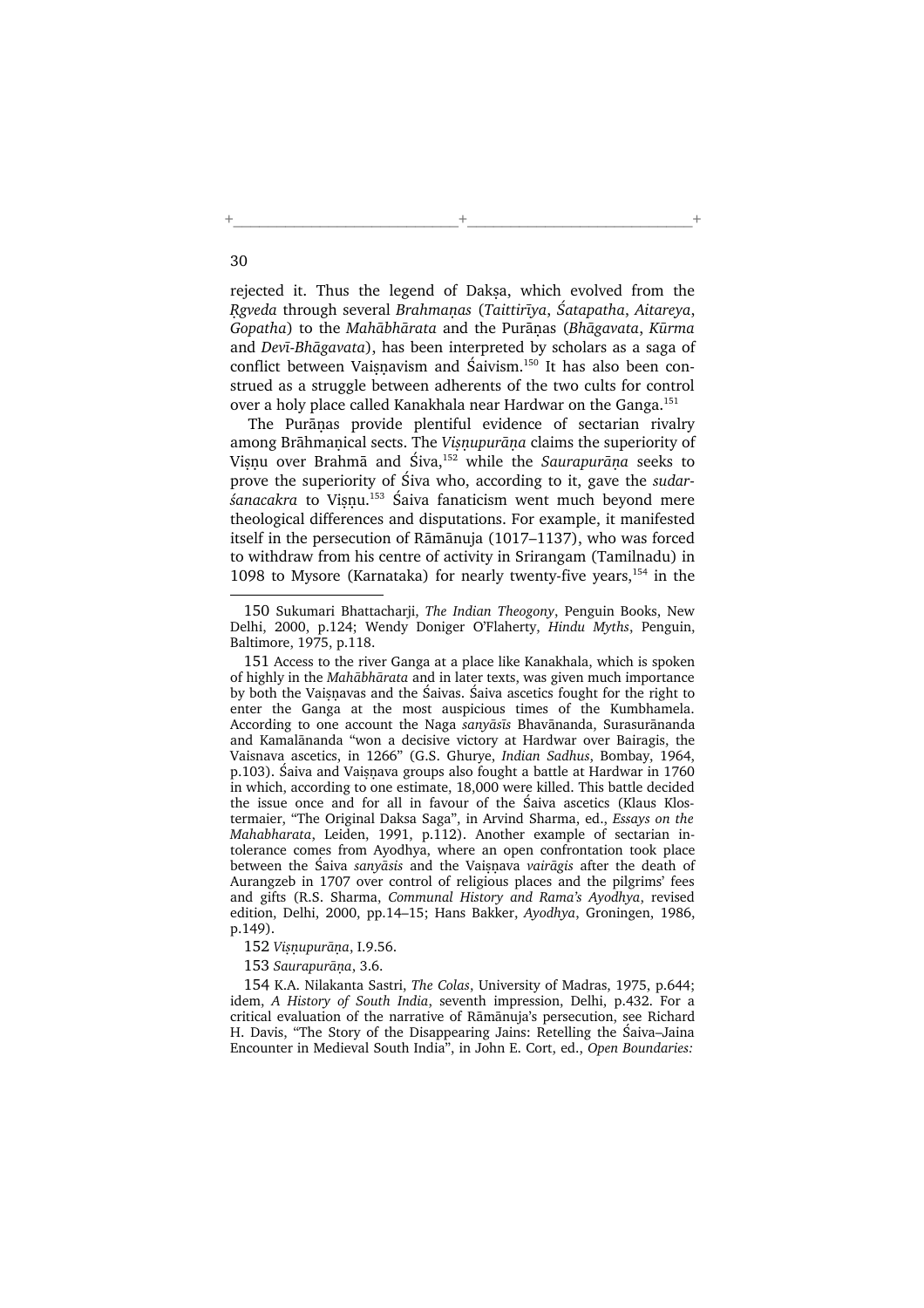rejected it. Thus the legend of Dakṣa, which evolved from the *Ṛgveda* through several *Brahmaṇas* (*Taittirīya*, *Śatapatha*, *Aitareya*, *Gopatha*) to the *Mahābhārata* and the Purāṇas (*Bhāgavata*, *Kūrma* and *Devī-Bhāgavata*), has been interpreted by scholars as a saga of conflict between Vaiṣṇavism and Śaivism.[150] It has also been construed as a struggle between adherents of the two cults for control over a holy place called Kanakhala near Hardwar on the Ganga.[151]

The Purāṇas provide plentiful evidence of sectarian rivalry among Brāhmaṇical sects. The *Viṣṇupurāṇa* claims the superiority of Viṣṇu over Brahmā and Śiva,[152] while the *Saurapurāṇa* seeks to prove the superiority of Śiva who, according to it, gave the *sudarśanacakra* to Viṣṇu.[153] Śaiva fanaticism went much beyond mere theological differences and disputations. For example, it manifested itself in the persecution of Rāmānuja (1017–1137), who was forced to withdraw from his centre of activity in Srirangam (Tamilnadu) in 1098 to Mysore (Karnataka) for nearly twenty-five years,[154] in the

150 Sukumari Bhattacharji, *The Indian Theogony*, Penguin Books, New Delhi, 2000, p.124; Wendy Doniger O'Flaherty, *Hindu Myths*, Penguin, Baltimore, 1975, p.118.

151 Access to the river Ganga at a place like Kanakhala, which is spoken of highly in the *Mahābhārata* and in later texts, was given much importance by both the Vaiṣṇavas and the Śaivas. Śaiva ascetics fought for the right to enter the Ganga at the most auspicious times of the Kumbhamela. According to one account the Naga *sanyāsīs* Bhavānanda, Surasurānanda and Kamalānanda "won a decisive victory at Hardwar over Bairagis, the Vaisnava ascetics, in 1266" (G.S. Ghurye, *Indian Sadhus*, Bombay, 1964, p.103). Śaiva and Vaiṣṇava groups also fought a battle at Hardwar in 1760 in which, according to one estimate, 18,000 were killed. This battle decided the issue once and for all in favour of the Śaiva ascetics (Klaus Klostermaier, "The Original Daksa Saga", in Arvind Sharma, ed., *Essays on the Mahabharata*, Leiden, 1991, p.112). Another example of sectarian intolerance comes from Ayodhya, where an open confrontation took place between the Śaiva *sanyāsis* and the Vaiṣṇava *vairāgis* after the death of Aurangzeb in 1707 over control of religious places and the pilgrims' fees and gifts (R.S. Sharma, *Communal History and Rama's Ayodhya*, revised edition, Delhi, 2000, pp.14–15; Hans Bakker, *Ayodhya*, Groningen, 1986, p.149).

152 *Viṣṇupurāṇa*, I.9.56.

153 *Saurapurāṇa*, 3.6.

154 K.A. Nilakanta Sastri, *The Colas*, University of Madras, 1975, p.644; idem, *A History of South India*, seventh impression, Delhi, p.432. For a critical evaluation of the narrative of Rāmānuja's persecution, see Richard H. Davis, "The Story of the Disappearing Jains: Retelling the Śaiva–Jaina Encounter in Medieval South India", in John E. Cort, ed., *Open Boundaries:*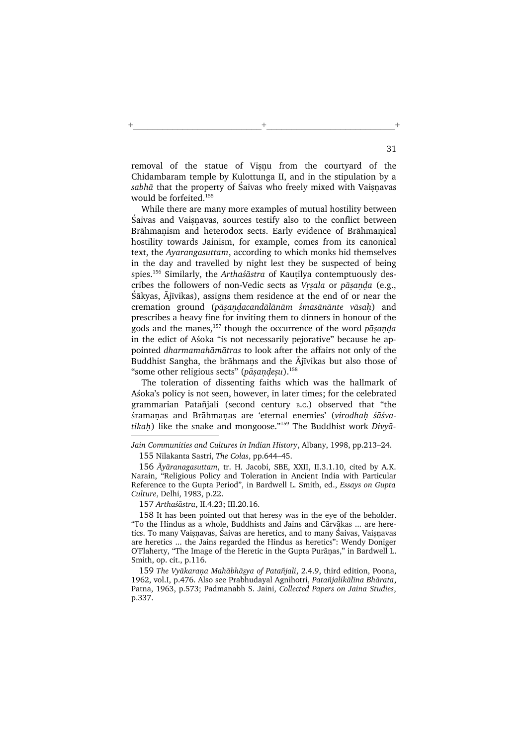removal of the statue of Viṣṇu from the courtyard of the Chidambaram temple by Kulottunga II, and in the stipulation by a *sabhā* that the property of Śaivas who freely mixed with Vaiṣṇavas would be forfeited.[155]

While there are many more examples of mutual hostility between Śaivas and Vaiṣṇavas, sources testify also to the conflict between Brāhmaṇism and heterodox sects. Early evidence of Brāhmaṇical hostility towards Jainism, for example, comes from its canonical text, the *Ayarangasuttam*, according to which monks hid themselves in the day and travelled by night lest they be suspected of being spies.[156] Similarly, the *Arthaśāstra* of Kauṭilya contemptuously describes the followers of non-Vedic sects as *Vṛṣala* or *pāṣaṇḍa* (e.g., Śākyas, Ājīvikas), assigns them residence at the end of or near the cremation ground (*pāṣaṇḍacandālānām śmasānānte vāsaḥ*) and prescribes a heavy fine for inviting them to dinners in honour of the gods and the manes,[157] though the occurrence of the word *pāṣaṇḍa* in the edict of Aśoka "is not necessarily pejorative" because he appointed *dharmamahāmātras* to look after the affairs not only of the Buddhist Sangha, the brāhmaṇs and the Ājīvikas but also those of "some other religious sects" (*pāṣaṇḍeṣu*).[158]

The toleration of dissenting faiths which was the hallmark of Aśoka's policy is not seen, however, in later times; for the celebrated grammarian Patañjali (second century B.C.) observed that "the śramaṇas and Brāhmaṇas are 'eternal enemies' (*virodhaḥ śāśvatikaḥ*) like the snake and mongoose."[159] The Buddhist work *Divyā-*

---

*Jain Communities and Cultures in Indian History*, Albany, 1998, pp.213–24.

155 Nilakanta Sastri, *The Colas*, pp.644–45.

156 *Āyāranagasuttam*, tr. H. Jacobi, SBE, XXII, II.3.1.10, cited by A.K. Narain, "Religious Policy and Toleration in Ancient India with Particular Reference to the Gupta Period", in Bardwell L. Smith, ed., *Essays on Gupta Culture*, Delhi, 1983, p.22.

157 *Arthaśāstra*, II.4.23; III.20.16.

158 It has been pointed out that heresy was in the eye of the beholder. "To the Hindus as a whole, Buddhists and Jains and Cārvākas ... are heretics. To many Vaiṣṇavas, Śaivas are heretics, and to many Śaivas, Vaiṣṇavas are heretics ... the Jains regarded the Hindus as heretics": Wendy Doniger O'Flaherty, "The Image of the Heretic in the Gupta Purāṇas," in Bardwell L. Smith, op. cit., p.116.

159 *The Vyākaraṇa Mahābhāṣya of Patañjali*, 2.4.9, third edition, Poona, 1962, vol.I, p.476. Also see Prabhudayal Agnihotri, *Patañjalikālīna Bhārata*, Patna, 1963, p.573; Padmanabh S. Jaini, *Collected Papers on Jaina Studies*, p.337.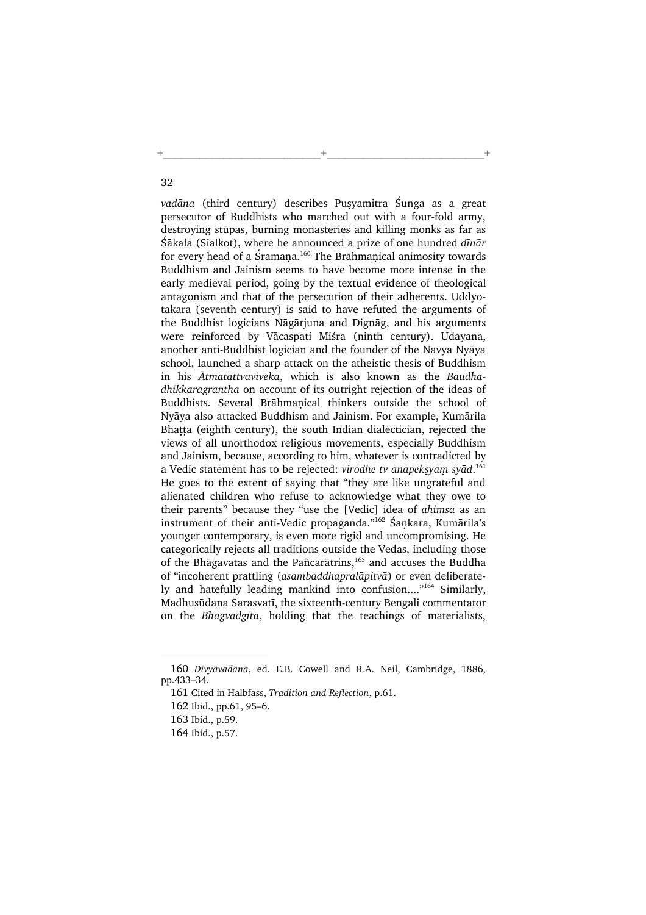*vadāna* (third century) describes Puṣyamitra Śunga as a great persecutor of Buddhists who marched out with a four-fold army, destroying stūpas, burning monasteries and killing monks as far as Śākala (Sialkot), where he announced a prize of one hundred *dīnār* for every head of a Śramaṇa.[160] The Brāhmaṇical animosity towards Buddhism and Jainism seems to have become more intense in the early medieval period, going by the textual evidence of theological antagonism and that of the persecution of their adherents. Uddyotakara (seventh century) is said to have refuted the arguments of the Buddhist logicians Nāgārjuna and Dignāg, and his arguments were reinforced by Vācaspati Miśra (ninth century). Udayana, another anti-Buddhist logician and the founder of the Navya Nyāya school, launched a sharp attack on the atheistic thesis of Buddhism in his *Ātmatattvaviveka*, which is also known as the *Baudhadhikkāragrantha* on account of its outright rejection of the ideas of Buddhists. Several Brāhmaṇical thinkers outside the school of Nyāya also attacked Buddhism and Jainism. For example, Kumārila Bhaṭṭa (eighth century), the south Indian dialectician, rejected the views of all unorthodox religious movements, especially Buddhism and Jainism, because, according to him, whatever is contradicted by a Vedic statement has to be rejected: *virodhe tv anapekṣyaṃ syād*.[161] He goes to the extent of saying that "they are like ungrateful and alienated children who refuse to acknowledge what they owe to their parents" because they "use the [Vedic] idea of *ahimsā* as an instrument of their anti-Vedic propaganda."[162] Śaṇkara, Kumārila's younger contemporary, is even more rigid and uncompromising. He categorically rejects all traditions outside the Vedas, including those of the Bhāgavatas and the Pañcarātrins,[163] and accuses the Buddha of "incoherent prattling (*asambaddhapralāpitvā*) or even deliberately and hatefully leading mankind into confusion...."[164] Similarly, Madhusūdana Sarasvatī, the sixteenth-century Bengali commentator on the *Bhagvadgītā*, holding that the teachings of materialists,

---

160 *Divyāvadāna*, ed. E.B. Cowell and R.A. Neil, Cambridge, 1886, pp.433–34.

161 Cited in Halbfass, *Tradition and Reflection*, p.61.

162 Ibid., pp.61, 95–6.

163 Ibid., p.59.

164 Ibid., p.57.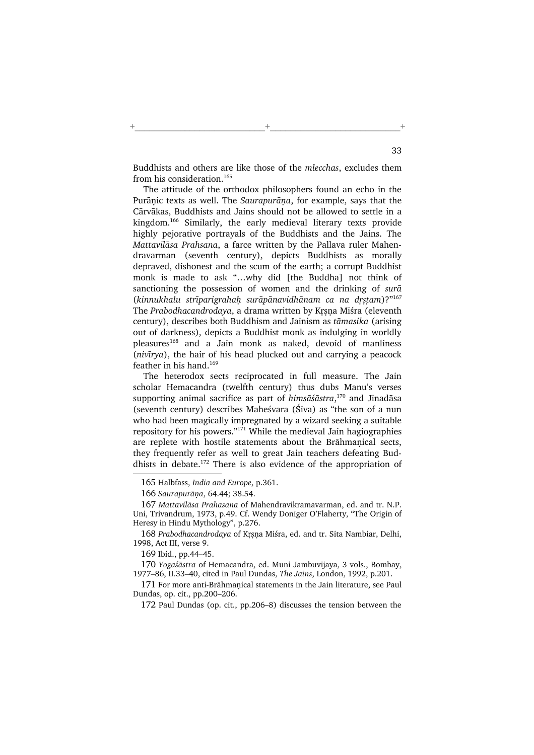Buddhists and others are like those of the *mlecchas*, excludes them from his consideration.[165]

The attitude of the orthodox philosophers found an echo in the Purāṇic texts as well. The *Saurapurāṇa*, for example, says that the Cārvākas, Buddhists and Jains should not be allowed to settle in a kingdom.[166] Similarly, the early medieval literary texts provide highly pejorative portrayals of the Buddhists and the Jains. The *Mattavilāsa Prahsana*, a farce written by the Pallava ruler Mahendravarman (seventh century), depicts Buddhists as morally depraved, dishonest and the scum of the earth; a corrupt Buddhist monk is made to ask "…why did [the Buddha] not think of sanctioning the possession of women and the drinking of *surā* (*kinnukhalu strīparigrahaḥ surāpānavidhānam ca na dṛṣṭam*)?"[167] The *Prabodhacandrodaya*, a drama written by Kṛṣṇa Miśra (eleventh century), describes both Buddhism and Jainism as *tāmasika* (arising out of darkness), depicts a Buddhist monk as indulging in worldly pleasures[168] and a Jain monk as naked, devoid of manliness (*nivīrya*), the hair of his head plucked out and carrying a peacock feather in his hand.[169]

The heterodox sects reciprocated in full measure. The Jain scholar Hemacandra (twelfth century) thus dubs Manu's verses supporting animal sacrifice as part of *hiṃsāśāstra*,[170] and Jinadāsa (seventh century) describes Maheśvara (Śiva) as "the son of a nun who had been magically impregnated by a wizard seeking a suitable repository for his powers."[171] While the medieval Jain hagiographies are replete with hostile statements about the Brāhmaṇical sects, they frequently refer as well to great Jain teachers defeating Buddhists in debate.[172] There is also evidence of the appropriation of

---

165 Halbfass, *India and Europe*, p.361.

166 *Saurapurāṇa*, 64.44; 38.54.

167 *Mattavilāsa Prahasana* of Mahendravikramavarman, ed. and tr. N.P. Uni, Trivandrum, 1973, p.49. Cf. Wendy Doniger O'Flaherty, "The Origin of Heresy in Hindu Mythology", p.276.

168 *Prabodhacandrodaya* of Kṛṣṇa Miśra, ed. and tr. Sita Nambiar, Delhi, 1998, Act III, verse 9.

169 Ibid., pp.44–45.

170 *Yogaśāstra* of Hemacandra, ed. Muni Jambuvijaya, 3 vols., Bombay, 1977–86, II.33–40, cited in Paul Dundas, *The Jains*, London, 1992, p.201.

171 For more anti-Brāhmaṇical statements in the Jain literature, see Paul Dundas, op. cit., pp.200–206.

172 Paul Dundas (op. cit., pp.206–8) discusses the tension between the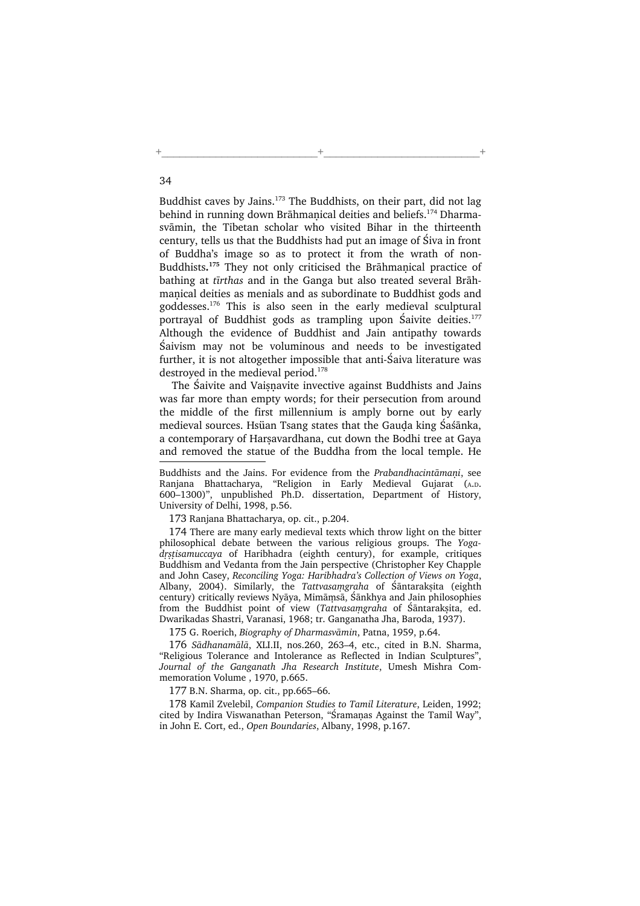Buddhist caves by Jains.[173] The Buddhists, on their part, did not lag behind in running down Brāhmaṇical deities and beliefs.[174] Dharmasvāmin, the Tibetan scholar who visited Bihar in the thirteenth century, tells us that the Buddhists had put an image of Śiva in front of Buddha's image so as to protect it from the wrath of non-Buddhists.[175] They not only criticised the Brāhmaṇical practice of bathing at *tīrthas* and in the Ganga but also treated several Brāhmaṇical deities as menials and as subordinate to Buddhist gods and goddesses.[176] This is also seen in the early medieval sculptural portrayal of Buddhist gods as trampling upon Śaivite deities.[177] Although the evidence of Buddhist and Jain antipathy towards Śaivism may not be voluminous and needs to be investigated further, it is not altogether impossible that anti-Śaiva literature was destroyed in the medieval period.[178]

The Śaivite and Vaiṣṇavite invective against Buddhists and Jains was far more than empty words; for their persecution from around the middle of the first millennium is amply borne out by early medieval sources. Hsüan Tsang states that the Gauḍa king Śaśānka, a contemporary of Harṣavardhana, cut down the Bodhi tree at Gaya and removed the statue of the Buddha from the local temple. He

---

Buddhists and the Jains. For evidence from the *Prabandhacintāmaṇi*, see Ranjana Bhattacharya, "Religion in Early Medieval Gujarat (A.D. 600–1300)", unpublished Ph.D. dissertation, Department of History, University of Delhi, 1998, p.56.

173 Ranjana Bhattacharya, op. cit., p.204.

174 There are many early medieval texts which throw light on the bitter philosophical debate between the various religious groups. The *Yogadṛṣṭisamuccaya* of Haribhadra (eighth century), for example, critiques Buddhism and Vedanta from the Jain perspective (Christopher Key Chapple and John Casey, *Reconciling Yoga: Haribhadra's Collection of Views on Yoga*, Albany, 2004). Similarly, the *Tattvasaṃgraha* of Śāntarakṣita (eighth century) critically reviews Nyāya, Mimāṃsā, Śānkhya and Jain philosophies from the Buddhist point of view (*Tattvasaṃgraha* of Śāntarakṣita, ed. Dwarikadas Shastri, Varanasi, 1968; tr. Ganganatha Jha, Baroda, 1937).

175 G. Roerich, *Biography of Dharmasvāmin*, Patna, 1959, p.64.

176 *Sādhanamālā*, XLI.II, nos.260, 263–4, etc., cited in B.N. Sharma, "Religious Tolerance and Intolerance as Reflected in Indian Sculptures", *Journal of the Ganganath Jha Research Institute*, Umesh Mishra Commemoration Volume , 1970, p.665.

177 B.N. Sharma, op. cit., pp.665–66.

178 Kamil Zvelebil, *Companion Studies to Tamil Literature*, Leiden, 1992; cited by Indira Viswanathan Peterson, "Śramaṇas Against the Tamil Way", in John E. Cort, ed., *Open Boundaries*, Albany, 1998, p.167.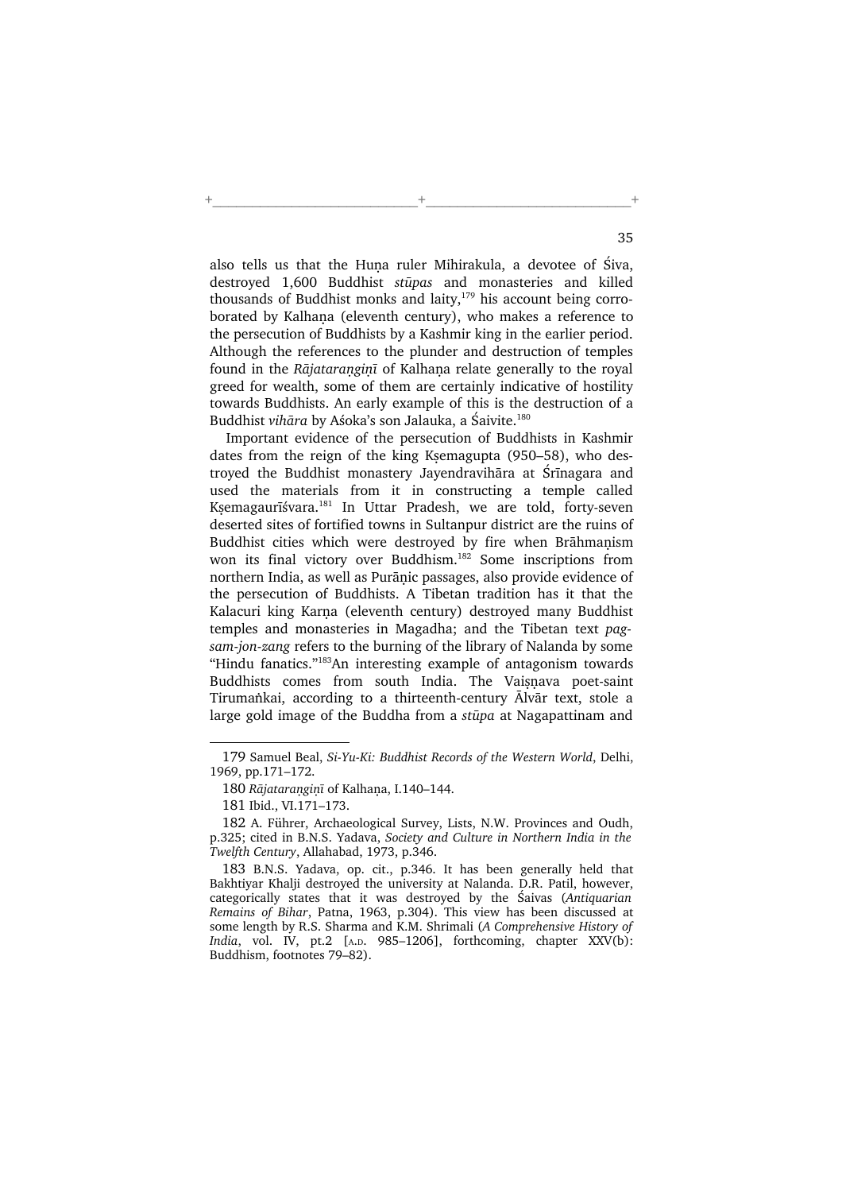also tells us that the Huṇa ruler Mihirakula, a devotee of Śiva, destroyed 1,600 Buddhist *stūpas* and monasteries and killed thousands of Buddhist monks and laity,[179] his account being corroborated by Kalhaṇa (eleventh century), who makes a reference to the persecution of Buddhists by a Kashmir king in the earlier period. Although the references to the plunder and destruction of temples found in the *Rājataraṇgiṇī* of Kalhaṇa relate generally to the royal greed for wealth, some of them are certainly indicative of hostility towards Buddhists. An early example of this is the destruction of a Buddhist *vihāra* by Aśoka's son Jalauka, a Śaivite.[180]

Important evidence of the persecution of Buddhists in Kashmir dates from the reign of the king Kṣemagupta (950–58), who destroyed the Buddhist monastery Jayendravihāra at Śrīnagara and used the materials from it in constructing a temple called Kṣemagaurīśvara.[181] In Uttar Pradesh, we are told, forty-seven deserted sites of fortified towns in Sultanpur district are the ruins of Buddhist cities which were destroyed by fire when Brāhmaṇism won its final victory over Buddhism.[182] Some inscriptions from northern India, as well as Purāṇic passages, also provide evidence of the persecution of Buddhists. A Tibetan tradition has it that the Kalacuri king Karṇa (eleventh century) destroyed many Buddhist temples and monasteries in Magadha; and the Tibetan text *pag-sam-jon-zang* refers to the burning of the library of Nalanda by some "Hindu fanatics."[183] An interesting example of antagonism towards Buddhists comes from south India. The Vaiṣṇava poet-saint Tirumaṅkai, according to a thirteenth-century Ālvār text, stole a large gold image of the Buddha from a *stūpa* at Nagapattinam and

---

179 Samuel Beal, *Si-Yu-Ki: Buddhist Records of the Western World*, Delhi, 1969, pp.171–172.

180 *Rājataraṇgiṇī* of Kalhaṇa, I.140–144.

181 Ibid., VI.171–173.

182 A. Führer, Archaeological Survey, Lists, N.W. Provinces and Oudh, p.325; cited in B.N.S. Yadava, *Society and Culture in Northern India in the Twelfth Century*, Allahabad, 1973, p.346.

183 B.N.S. Yadava, op. cit., p.346. It has been generally held that Bakhtiyar Khalji destroyed the university at Nalanda. D.R. Patil, however, categorically states that it was destroyed by the Śaivas (*Antiquarian Remains of Bihar*, Patna, 1963, p.304). This view has been discussed at some length by R.S. Sharma and K.M. Shrimali (*A Comprehensive History of India*, vol. IV, pt.2 [A.D. 985–1206], forthcoming, chapter XXV(b): Buddhism, footnotes 79–82).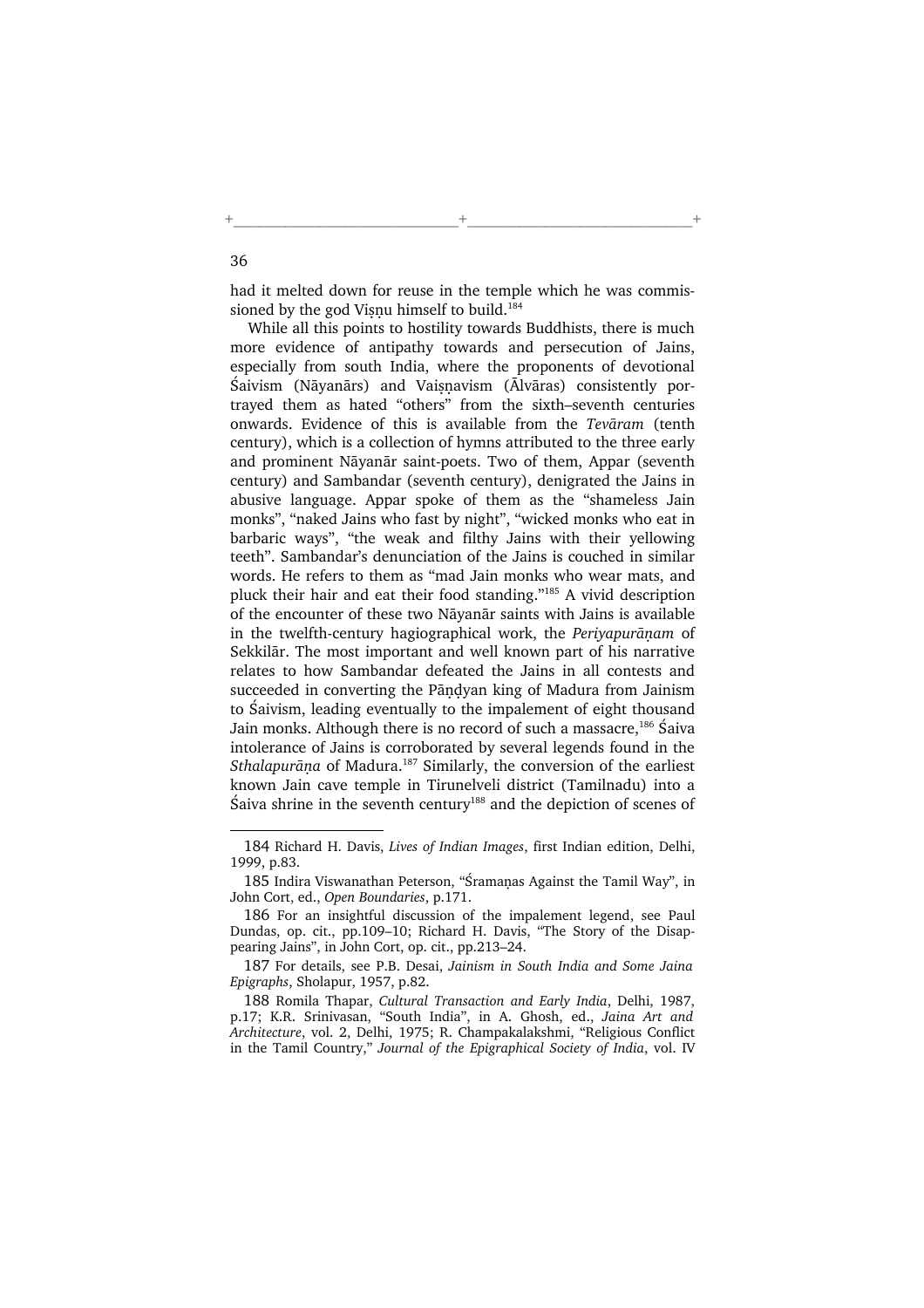had it melted down for reuse in the temple which he was commissioned by the god Viṣṇu himself to build.[184]

While all this points to hostility towards Buddhists, there is much more evidence of antipathy towards and persecution of Jains, especially from south India, where the proponents of devotional Śaivism (Nāyanārs) and Vaiṣṇavism (Ālvāras) consistently portrayed them as hated "others" from the sixth–seventh centuries onwards. Evidence of this is available from the *Tevāram* (tenth century), which is a collection of hymns attributed to the three early and prominent Nāyanār saint-poets. Two of them, Appar (seventh century) and Sambandar (seventh century), denigrated the Jains in abusive language. Appar spoke of them as the "shameless Jain monks", "naked Jains who fast by night", "wicked monks who eat in barbaric ways", "the weak and filthy Jains with their yellowing teeth". Sambandar's denunciation of the Jains is couched in similar words. He refers to them as "mad Jain monks who wear mats, and pluck their hair and eat their food standing."[185] A vivid description of the encounter of these two Nāyanār saints with Jains is available in the twelfth-century hagiographical work, the *Periyapurāṇam* of Sekkilār. The most important and well known part of his narrative relates to how Sambandar defeated the Jains in all contests and succeeded in converting the Pāṇḍyan king of Madura from Jainism to Śaivism, leading eventually to the impalement of eight thousand Jain monks. Although there is no record of such a massacre,[186] Śaiva intolerance of Jains is corroborated by several legends found in the *Sthalapurāṇa* of Madura.[187] Similarly, the conversion of the earliest known Jain cave temple in Tirunelveli district (Tamilnadu) into a Śaiva shrine in the seventh century[188] and the depiction of scenes of

---

184 Richard H. Davis, *Lives of Indian Images*, first Indian edition, Delhi, 1999, p.83.

185 Indira Viswanathan Peterson, "Śramaṇas Against the Tamil Way", in John Cort, ed., *Open Boundaries*, p.171.

186 For an insightful discussion of the impalement legend, see Paul Dundas, op. cit., pp.109–10; Richard H. Davis, "The Story of the Disappearing Jains", in John Cort, op. cit., pp.213–24.

187 For details, see P.B. Desai, *Jainism in South India and Some Jaina Epigraphs*, Sholapur, 1957, p.82.

188 Romila Thapar, *Cultural Transaction and Early India*, Delhi, 1987, p.17; K.R. Srinivasan, "South India", in A. Ghosh, ed., *Jaina Art and Architecture*, vol. 2, Delhi, 1975; R. Champakalakshmi, "Religious Conflict in the Tamil Country," *Journal of the Epigraphical Society of India*, vol. IV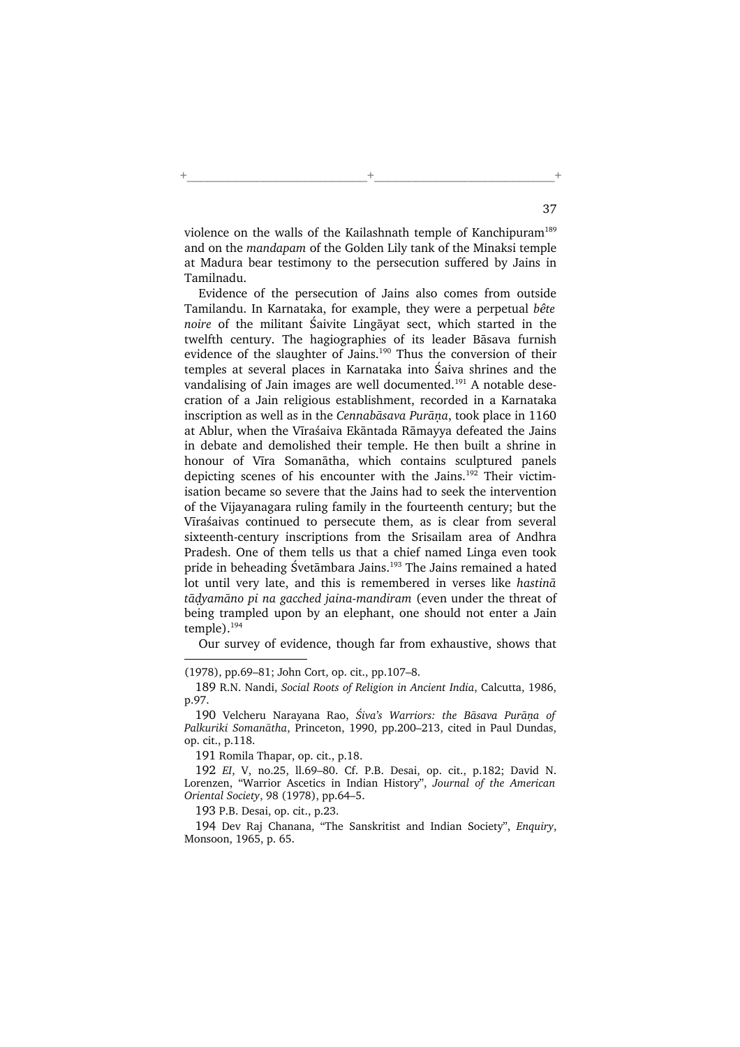violence on the walls of the Kailashnath temple of Kanchipuram[189] and on the *mandapam* of the Golden Lily tank of the Minaksi temple at Madura bear testimony to the persecution suffered by Jains in Tamilnadu.

Evidence of the persecution of Jains also comes from outside Tamilandu. In Karnataka, for example, they were a perpetual *bête noire* of the militant Śaivite Lingāyat sect, which started in the twelfth century. The hagiographies of its leader Bāsava furnish evidence of the slaughter of Jains.[190] Thus the conversion of their temples at several places in Karnataka into Śaiva shrines and the vandalising of Jain images are well documented.[191] A notable desecration of a Jain religious establishment, recorded in a Karnataka inscription as well as in the *Cennabāsava Purāṇa*, took place in 1160 at Ablur, when the Vīraśaiva Ekāntada Rāmayya defeated the Jains in debate and demolished their temple. He then built a shrine in honour of Vīra Somanātha, which contains sculptured panels depicting scenes of his encounter with the Jains.[192] Their victimisation became so severe that the Jains had to seek the intervention of the Vijayanagara ruling family in the fourteenth century; but the Vīraśaivas continued to persecute them, as is clear from several sixteenth-century inscriptions from the Srisailam area of Andhra Pradesh. One of them tells us that a chief named Linga even took pride in beheading Śvetāmbara Jains.[193] The Jains remained a hated lot until very late, and this is remembered in verses like *hastinā tāḍyamāno pi na gacched jaina-mandiram* (even under the threat of being trampled upon by an elephant, one should not enter a Jain temple).[194]

Our survey of evidence, though far from exhaustive, shows that

---

(1978), pp.69–81; John Cort, op. cit., pp.107–8.

189 R.N. Nandi, *Social Roots of Religion in Ancient India*, Calcutta, 1986, p.97.

190 Velcheru Narayana Rao, *Śiva's Warriors: the Bāsava Purāṇa of Palkuriki Somanātha*, Princeton, 1990, pp.200–213, cited in Paul Dundas, op. cit., p.118.

191 Romila Thapar, op. cit., p.18.

192 *EI*, V, no.25, ll.69–80. Cf. P.B. Desai, op. cit., p.182; David N. Lorenzen, "Warrior Ascetics in Indian History", *Journal of the American Oriental Society*, 98 (1978), pp.64–5.

193 P.B. Desai, op. cit., p.23.

194 Dev Raj Chanana, "The Sanskritist and Indian Society", *Enquiry*, Monsoon, 1965, p. 65.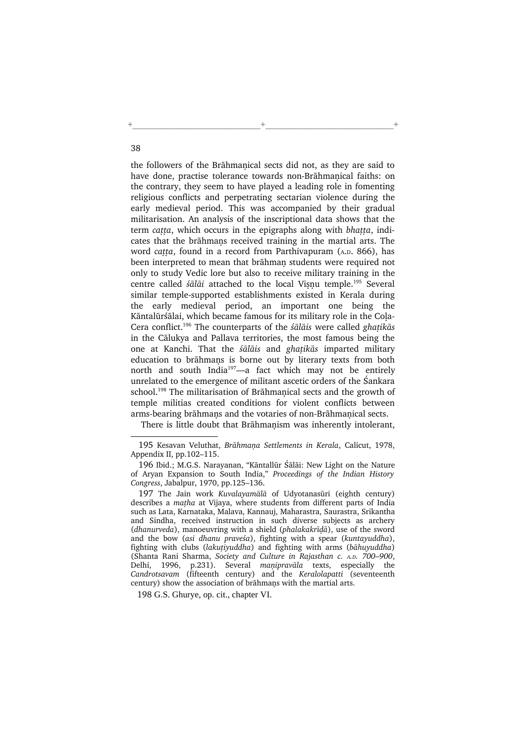the followers of the Brāhmaṇical sects did not, as they are said to have done, practise tolerance towards non-Brāhmaṇical faiths: on the contrary, they seem to have played a leading role in fomenting religious conflicts and perpetrating sectarian violence during the early medieval period. This was accompanied by their gradual militarisation. An analysis of the inscriptional data shows that the term *caṭṭa*, which occurs in the epigraphs along with *bhaṭṭa*, indicates that the brāhmaṇs received training in the martial arts. The word *caṭṭa*, found in a record from Parthivapuram (A.D. 866), has been interpreted to mean that brāhmaṇ students were required not only to study Vedic lore but also to receive military training in the centre called *śālāi* attached to the local Viṣṇu temple.[195] Several similar temple-supported establishments existed in Kerala during the early medieval period, an important one being the Kāntalūrśālai, which became famous for its military role in the Coḷa-Cera conflict.[196] The counterparts of the *śālāis* were called *ghaṭikās* in the Cālukya and Pallava territories, the most famous being the one at Kanchi. That the *śālāis* and *ghaṭikās* imparted military education to brāhmaṇs is borne out by literary texts from both north and south India[197]—a fact which may not be entirely unrelated to the emergence of militant ascetic orders of the Śankara school.[198] The militarisation of Brāhmaṇical sects and the growth of temple militias created conditions for violent conflicts between arms-bearing brāhmaṇs and the votaries of non-Brāhmaṇical sects.

There is little doubt that Brāhmaṇism was inherently intolerant,

---

195 Kesavan Veluthat, *Brāhmaṇa Settlements in Kerala*, Calicut, 1978, Appendix II, pp.102–115.

196 Ibid.; M.G.S. Narayanan, "Kāntallūr Śālāi: New Light on the Nature of Aryan Expansion to South India," *Proceedings of the Indian History Congress*, Jabalpur, 1970, pp.125–136.

197 The Jain work *Kuvalayamālā* of Udyotanasūri (eighth century) describes a *maṭha* at Vijaya, where students from different parts of India such as Lata, Karnataka, Malava, Kannauj, Maharastra, Saurastra, Srikantha and Sindha, received instruction in such diverse subjects as archery (*dhanurveda*), manoeuvring with a shield (*phalakakrīḍā*), use of the sword and the bow (*asi dhanu praveśa*), fighting with a spear (*kuntayuddha*), fighting with clubs (*lakuṭiyuddha*) and fighting with arms (*bāhuyuddha*) (Shanta Rani Sharma, *Society and Culture in Rajasthan c. A.D. 700–900*, Delhi, 1996, p.231). Several *maṇipravāla* texts, especially the *Candrotsavam* (fifteenth century) and the *Keralolapatti* (seventeenth century) show the association of brāhmaṇs with the martial arts.

198 G.S. Ghurye, op. cit., chapter VI.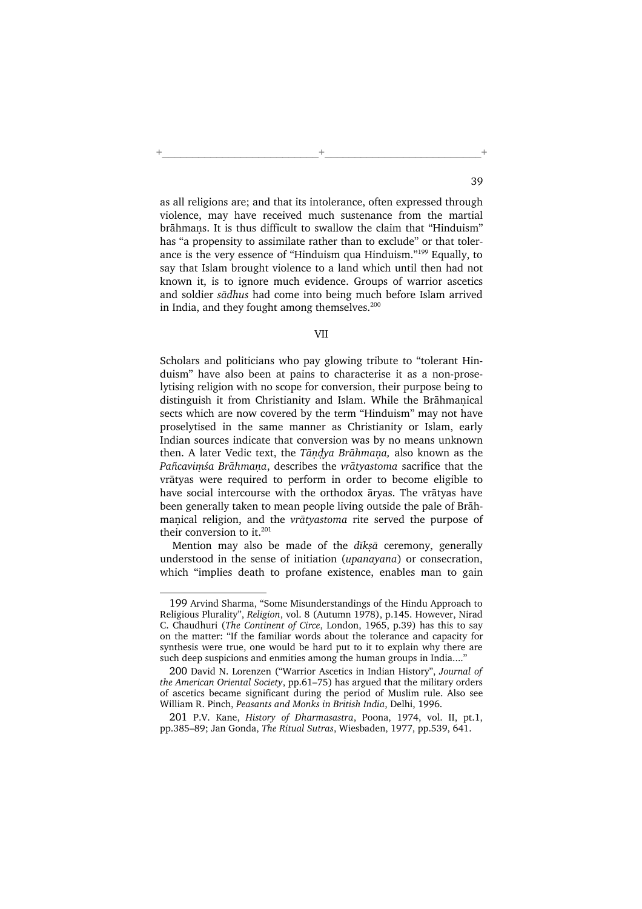as all religions are; and that its intolerance, often expressed through violence, may have received much sustenance from the martial brāhmaṇs. It is thus difficult to swallow the claim that "Hinduism" has "a propensity to assimilate rather than to exclude" or that tolerance is the very essence of "Hinduism qua Hinduism."[199] Equally, to say that Islam brought violence to a land which until then had not known it, is to ignore much evidence. Groups of warrior ascetics and soldier *sādhus* had come into being much before Islam arrived in India, and they fought among themselves.[200]

## VII

Scholars and politicians who pay glowing tribute to "tolerant Hinduism" have also been at pains to characterise it as a non-proselytising religion with no scope for conversion, their purpose being to distinguish it from Christianity and Islam. While the Brāhmaṇical sects which are now covered by the term "Hinduism" may not have proselytised in the same manner as Christianity or Islam, early Indian sources indicate that conversion was by no means unknown then. A later Vedic text, the *Tāṇḍya Brāhmaṇa,* also known as the *Pañcaviṃśa Brāhmaṇa*, describes the *vrātyastoma* sacrifice that the vrātyas were required to perform in order to become eligible to have social intercourse with the orthodox āryas. The vrātyas have been generally taken to mean people living outside the pale of Brāhmaṇical religion, and the *vrātyastoma* rite served the purpose of their conversion to it.[201]

Mention may also be made of the *dīkṣā* ceremony, generally understood in the sense of initiation (*upanayana*) or consecration, which "implies death to profane existence, enables man to gain

---

199 Arvind Sharma, "Some Misunderstandings of the Hindu Approach to Religious Plurality", *Religion*, vol. 8 (Autumn 1978), p.145. However, Nirad C. Chaudhuri (*The Continent of Circe*, London, 1965, p.39) has this to say on the matter: "If the familiar words about the tolerance and capacity for synthesis were true, one would be hard put to it to explain why there are such deep suspicions and enmities among the human groups in India...."

200 David N. Lorenzen ("Warrior Ascetics in Indian History", *Journal of the American Oriental Society*, pp.61–75) has argued that the military orders of ascetics became significant during the period of Muslim rule. Also see William R. Pinch, *Peasants and Monks in British India*, Delhi, 1996.

201 P.V. Kane, *History of Dharmasastra*, Poona, 1974, vol. II, pt.1, pp.385–89; Jan Gonda, *The Ritual Sutras*, Wiesbaden, 1977, pp.539, 641.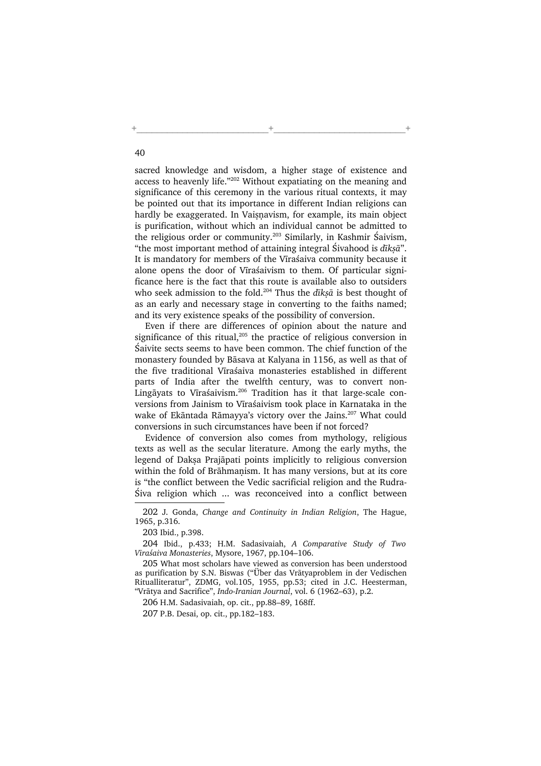sacred knowledge and wisdom, a higher stage of existence and access to heavenly life."[202] Without expatiating on the meaning and significance of this ceremony in the various ritual contexts, it may be pointed out that its importance in different Indian religions can hardly be exaggerated. In Vaiṣṇavism, for example, its main object is purification, without which an individual cannot be admitted to the religious order or community.[203] Similarly, in Kashmir Śaivism, "the most important method of attaining integral Śivahood is *dīkṣā*". It is mandatory for members of the Vīraśaiva community because it alone opens the door of Vīraśaivism to them. Of particular significance here is the fact that this route is available also to outsiders who seek admission to the fold.[204] Thus the *dīkṣā* is best thought of as an early and necessary stage in converting to the faiths named; and its very existence speaks of the possibility of conversion.

Even if there are differences of opinion about the nature and significance of this ritual,[205] the practice of religious conversion in Śaivite sects seems to have been common. The chief function of the monastery founded by Bāsava at Kalyana in 1156, as well as that of the five traditional Vīraśaiva monasteries established in different parts of India after the twelfth century, was to convert non-Lingāyats to Vīraśaivism.[206] Tradition has it that large-scale conversions from Jainism to Vīraśaivism took place in Karnataka in the wake of Ekāntada Rāmayya's victory over the Jains.[207] What could conversions in such circumstances have been if not forced?

Evidence of conversion also comes from mythology, religious texts as well as the secular literature. Among the early myths, the legend of Dakṣa Prajāpati points implicitly to religious conversion within the fold of Brāhmaṇism. It has many versions, but at its core is "the conflict between the Vedic sacrificial religion and the Rudra-Śiva religion which ... was reconceived into a conflict between

---

202 J. Gonda, *Change and Continuity in Indian Religion*, The Hague, 1965, p.316.

203 Ibid., p.398.

204 Ibid., p.433; H.M. Sadasivaiah, *A Comparative Study of Two Vīraśaiva Monasteries*, Mysore, 1967, pp.104–106.

205 What most scholars have viewed as conversion has been understood as purification by S.N. Biswas ("Über das Vrātyaproblem in der Vedischen Ritualliteratur", ZDMG, vol.105, 1955, pp.53; cited in J.C. Heesterman, "Vrātya and Sacrifice", *Indo-Iranian Journal*, vol. 6 (1962–63), p.2.

206 H.M. Sadasivaiah, op. cit., pp.88–89, 168ff.

207 P.B. Desai, op. cit., pp.182–183.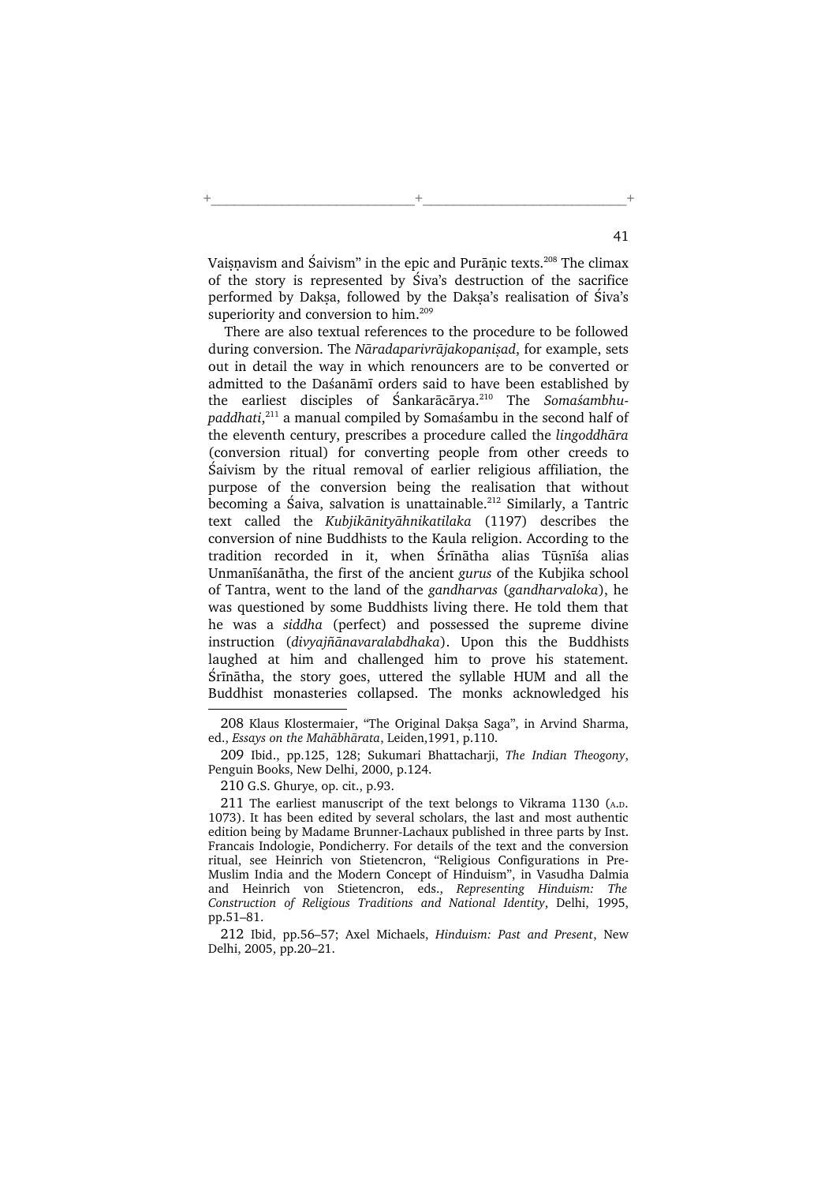Vaiṣṇavism and Śaivism" in the epic and Purāṇic texts.[208] The climax of the story is represented by Śiva's destruction of the sacrifice performed by Dakṣa, followed by the Dakṣa's realisation of Śiva's superiority and conversion to him.[209]

There are also textual references to the procedure to be followed during conversion. The *Nāradaparivrājakopaniṣad*, for example, sets out in detail the way in which renouncers are to be converted or admitted to the Daśanāmī orders said to have been established by the earliest disciples of Śankarācārya.[210] The *Somaśambhu-paddhati*,[211] a manual compiled by Somaśambu in the second half of the eleventh century, prescribes a procedure called the *lingoddhāra* (conversion ritual) for converting people from other creeds to Śaivism by the ritual removal of earlier religious affiliation, the purpose of the conversion being the realisation that without becoming a Śaiva, salvation is unattainable.[212] Similarly, a Tantric text called the *Kubjikānityāhnikatilaka* (1197) describes the conversion of nine Buddhists to the Kaula religion. According to the tradition recorded in it, when Śrīnātha alias Tūṣnīśa alias Unmanīśanātha, the first of the ancient *gurus* of the Kubjika school of Tantra, went to the land of the *gandharvas* (*gandharvaloka*), he was questioned by some Buddhists living there. He told them that he was a *siddha* (perfect) and possessed the supreme divine instruction (*divyajñānavaralabdhaka*). Upon this the Buddhists laughed at him and challenged him to prove his statement. Śrīnātha, the story goes, uttered the syllable HUM and all the Buddhist monasteries collapsed. The monks acknowledged his

---

208 Klaus Klostermaier, "The Original Dakṣa Saga", in Arvind Sharma, ed., *Essays on the Mahābhārata*, Leiden,1991, p.110.

209 Ibid., pp.125, 128; Sukumari Bhattacharji, *The Indian Theogony*, Penguin Books, New Delhi, 2000, p.124.

210 G.S. Ghurye, op. cit., p.93.

211 The earliest manuscript of the text belongs to Vikrama 1130 (A.D. 1073). It has been edited by several scholars, the last and most authentic edition being by Madame Brunner-Lachaux published in three parts by Inst. Francais Indologie, Pondicherry. For details of the text and the conversion ritual, see Heinrich von Stietencron, "Religious Configurations in Pre-Muslim India and the Modern Concept of Hinduism", in Vasudha Dalmia and Heinrich von Stietencron, eds., *Representing Hinduism: The Construction of Religious Traditions and National Identity*, Delhi, 1995, pp.51–81.

212 Ibid, pp.56–57; Axel Michaels, *Hinduism: Past and Present*, New Delhi, 2005, pp.20–21.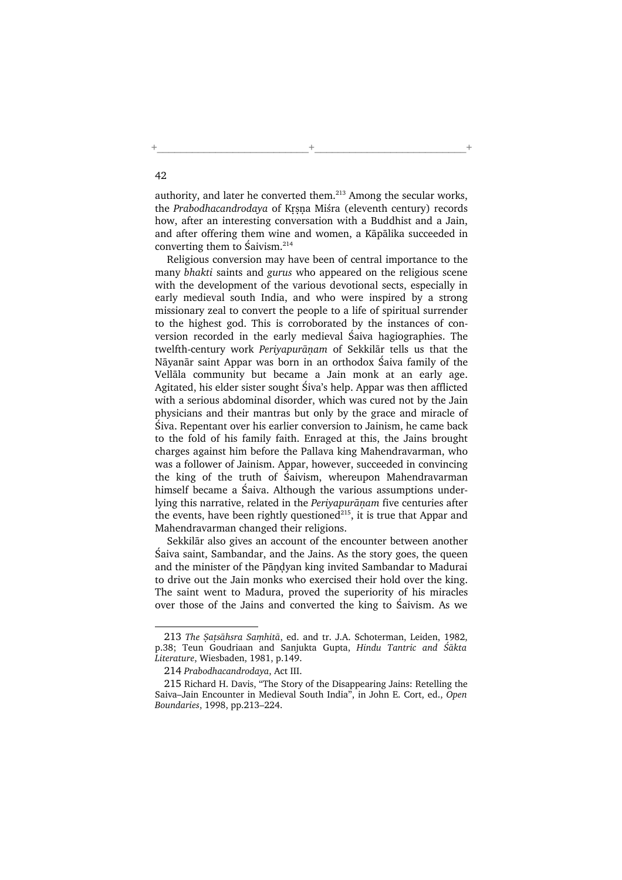authority, and later he converted them.[213] Among the secular works, the *Prabodhacandrodaya* of Kṛṣṇa Miśra (eleventh century) records how, after an interesting conversation with a Buddhist and a Jain, and after offering them wine and women, a Kāpālika succeeded in converting them to Śaivism.[214]

Religious conversion may have been of central importance to the many *bhakti* saints and *gurus* who appeared on the religious scene with the development of the various devotional sects, especially in early medieval south India, and who were inspired by a strong missionary zeal to convert the people to a life of spiritual surrender to the highest god. This is corroborated by the instances of conversion recorded in the early medieval Śaiva hagiographies. The twelfth-century work *Periyapurāṇam* of Sekkilār tells us that the Nāyanār saint Appar was born in an orthodox Śaiva family of the Vellāla community but became a Jain monk at an early age. Agitated, his elder sister sought Śiva's help. Appar was then afflicted with a serious abdominal disorder, which was cured not by the Jain physicians and their mantras but only by the grace and miracle of Śiva. Repentant over his earlier conversion to Jainism, he came back to the fold of his family faith. Enraged at this, the Jains brought charges against him before the Pallava king Mahendravarman, who was a follower of Jainism. Appar, however, succeeded in convincing the king of the truth of Śaivism, whereupon Mahendravarman himself became a Śaiva. Although the various assumptions underlying this narrative, related in the *Periyapurāṇam* five centuries after the events, have been rightly questioned[215], it is true that Appar and Mahendravarman changed their religions.

Sekkilār also gives an account of the encounter between another Śaiva saint, Sambandar, and the Jains. As the story goes, the queen and the minister of the Pāṇḍyan king invited Sambandar to Madurai to drive out the Jain monks who exercised their hold over the king. The saint went to Madura, proved the superiority of his miracles over those of the Jains and converted the king to Śaivism. As we

---

213 *The Ṣaṭsāhsra Saṃhitā*, ed. and tr. J.A. Schoterman, Leiden, 1982, p.38; Teun Goudriaan and Sanjukta Gupta, *Hindu Tantric and Śākta Literature*, Wiesbaden, 1981, p.149.

214 *Prabodhacandrodaya*, Act III.

215 Richard H. Davis, "The Story of the Disappearing Jains: Retelling the Saiva–Jain Encounter in Medieval South India", in John E. Cort, ed., *Open Boundaries*, 1998, pp.213–224.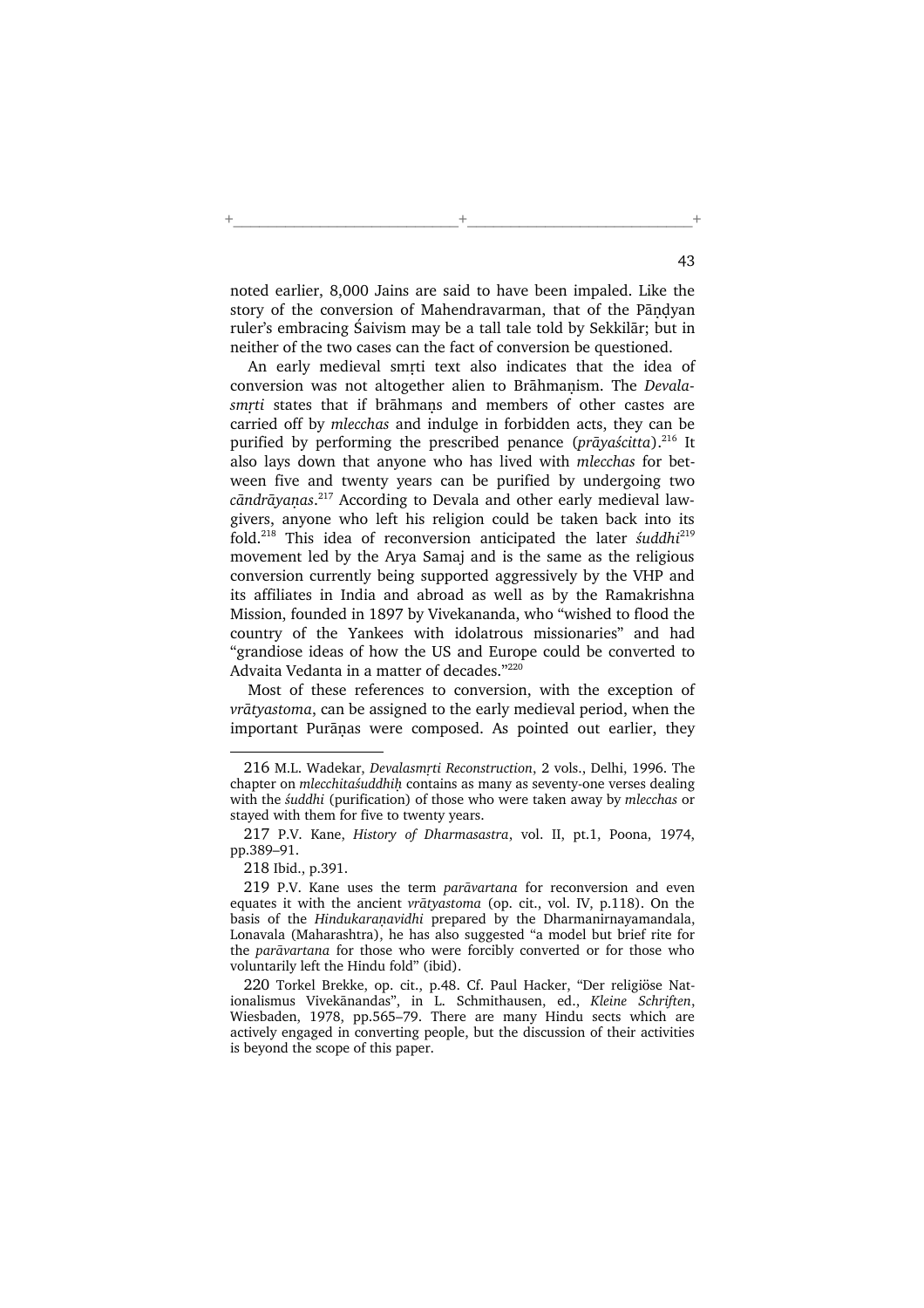noted earlier, 8,000 Jains are said to have been impaled. Like the story of the conversion of Mahendravarman, that of the Pāṇḍyan ruler's embracing Śaivism may be a tall tale told by Sekkilār; but in neither of the two cases can the fact of conversion be questioned.

An early medieval smṛti text also indicates that the idea of conversion was not altogether alien to Brāhmaṇism. The *Devala-smṛti* states that if brāhmaṇs and members of other castes are carried off by *mlecchas* and indulge in forbidden acts, they can be purified by performing the prescribed penance (*prāyaścitta*).[216] It also lays down that anyone who has lived with *mlecchas* for between five and twenty years can be purified by undergoing two *cāndrāyaṇas*.[217] According to Devala and other early medieval lawgivers, anyone who left his religion could be taken back into its fold.[218] This idea of reconversion anticipated the later *śuddhi*[219] movement led by the Arya Samaj and is the same as the religious conversion currently being supported aggressively by the VHP and its affiliates in India and abroad as well as by the Ramakrishna Mission, founded in 1897 by Vivekananda, who "wished to flood the country of the Yankees with idolatrous missionaries" and had "grandiose ideas of how the US and Europe could be converted to Advaita Vedanta in a matter of decades."[220]

Most of these references to conversion, with the exception of *vrātyastoma*, can be assigned to the early medieval period, when the important Purāṇas were composed. As pointed out earlier, they

---

216 M.L. Wadekar, *Devalasmṛti Reconstruction*, 2 vols., Delhi, 1996. The chapter on *mlecchitaśuddhiḥ* contains as many as seventy-one verses dealing with the *śuddhi* (purification) of those who were taken away by *mlecchas* or stayed with them for five to twenty years.

217 P.V. Kane, *History of Dharmasastra*, vol. II, pt.1, Poona, 1974, pp.389–91.

218 Ibid., p.391.

219 P.V. Kane uses the term *parāvartana* for reconversion and even equates it with the ancient *vrātyastoma* (op. cit., vol. IV, p.118). On the basis of the *Hindukaraṇavidhi* prepared by the Dharmanirnayamandala, Lonavala (Maharashtra), he has also suggested "a model but brief rite for the *parāvartana* for those who were forcibly converted or for those who voluntarily left the Hindu fold" (ibid).

220 Torkel Brekke, op. cit., p.48. Cf. Paul Hacker, "Der religiöse Nationalismus Vivekānandas", in L. Schmithausen, ed., *Kleine Schriften*, Wiesbaden, 1978, pp.565–79. There are many Hindu sects which are actively engaged in converting people, but the discussion of their activities is beyond the scope of this paper.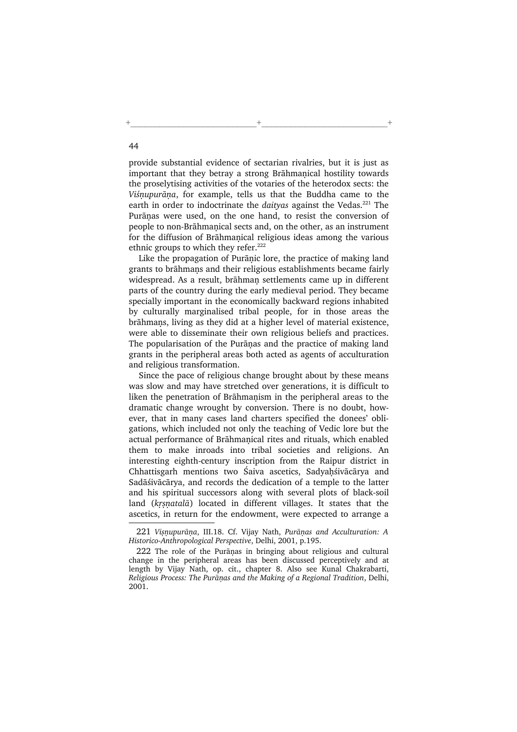provide substantial evidence of sectarian rivalries, but it is just as important that they betray a strong Brāhmaṇical hostility towards the proselytising activities of the votaries of the heterodox sects: the *Viśṇupurāṇa*, for example, tells us that the Buddha came to the earth in order to indoctrinate the *daityas* against the Vedas.[221] The Purāṇas were used, on the one hand, to resist the conversion of people to non-Brāhmaṇical sects and, on the other, as an instrument for the diffusion of Brāhmaṇical religious ideas among the various ethnic groups to which they refer.[222]

Like the propagation of Purāṇic lore, the practice of making land grants to brāhmaṇs and their religious establishments became fairly widespread. As a result, brāhmaṇ settlements came up in different parts of the country during the early medieval period. They became specially important in the economically backward regions inhabited by culturally marginalised tribal people, for in those areas the brāhmaṇs, living as they did at a higher level of material existence, were able to disseminate their own religious beliefs and practices. The popularisation of the Purāṇas and the practice of making land grants in the peripheral areas both acted as agents of acculturation and religious transformation.

Since the pace of religious change brought about by these means was slow and may have stretched over generations, it is difficult to liken the penetration of Brāhmaṇism in the peripheral areas to the dramatic change wrought by conversion. There is no doubt, however, that in many cases land charters specified the donees' obligations, which included not only the teaching of Vedic lore but the actual performance of Brāhmaṇical rites and rituals, which enabled them to make inroads into tribal societies and religions. An interesting eighth-century inscription from the Raipur district in Chhattisgarh mentions two Śaiva ascetics, Sadyaḥśivācārya and Sadāśivācārya, and records the dedication of a temple to the latter and his spiritual successors along with several plots of black-soil land (*kṛṣṇatalā*) located in different villages. It states that the ascetics, in return for the endowment, were expected to arrange a

---

221 *Viṣṇupurāṇa*, III.18. Cf. Vijay Nath, *Purāṇas and Acculturation: A Historico-Anthropological Perspective*, Delhi, 2001, p.195.

222 The role of the Purāṇas in bringing about religious and cultural change in the peripheral areas has been discussed perceptively and at length by Vijay Nath, op. cit., chapter 8. Also see Kunal Chakrabarti, *Religious Process: The Purāṇas and the Making of a Regional Tradition*, Delhi, 2001.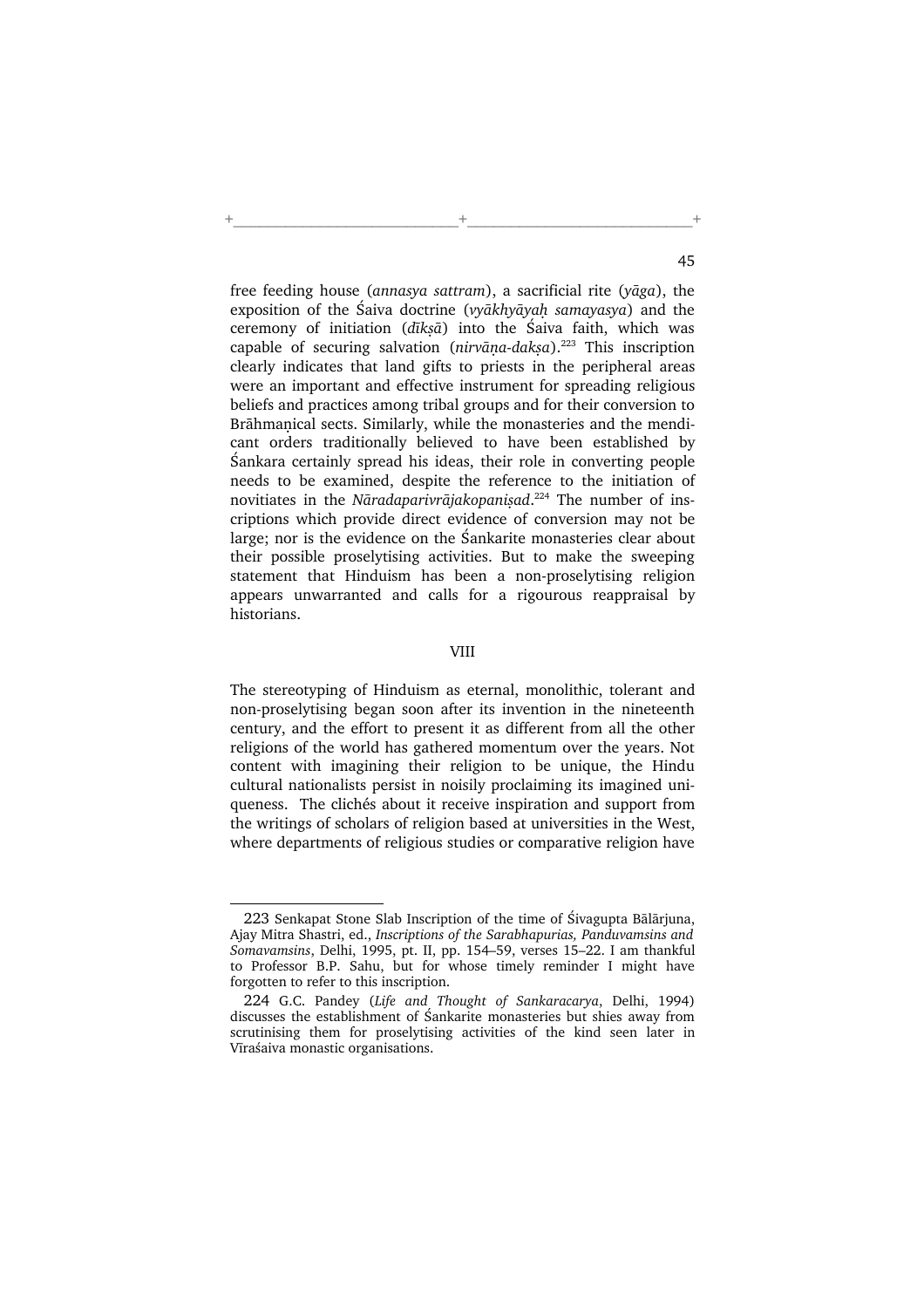free feeding house (*annasya sattram*), a sacrificial rite (*yāga*), the exposition of the Śaiva doctrine (*vyākhyāyaḥ samayasya*) and the ceremony of initiation (*dīkṣā*) into the Śaiva faith, which was capable of securing salvation (*nirvāṇa-dakṣa*).[223] This inscription clearly indicates that land gifts to priests in the peripheral areas were an important and effective instrument for spreading religious beliefs and practices among tribal groups and for their conversion to Brāhmaṇical sects. Similarly, while the monasteries and the mendicant orders traditionally believed to have been established by Śankara certainly spread his ideas, their role in converting people needs to be examined, despite the reference to the initiation of novitiates in the *Nāradaparivrājakopaniṣad*.[224] The number of inscriptions which provide direct evidence of conversion may not be large; nor is the evidence on the Śankarite monasteries clear about their possible proselytising activities. But to make the sweeping statement that Hinduism has been a non-proselytising religion appears unwarranted and calls for a rigourous reappraisal by historians.

## VIII

The stereotyping of Hinduism as eternal, monolithic, tolerant and non-proselytising began soon after its invention in the nineteenth century, and the effort to present it as different from all the other religions of the world has gathered momentum over the years. Not content with imagining their religion to be unique, the Hindu cultural nationalists persist in noisily proclaiming its imagined uniqueness. The clichés about it receive inspiration and support from the writings of scholars of religion based at universities in the West, where departments of religious studies or comparative religion have

---

223 Senkapat Stone Slab Inscription of the time of Śivagupta Bālārjuna, Ajay Mitra Shastri, ed., *Inscriptions of the Sarabhapurias, Panduvamsins and Somavamsins*, Delhi, 1995, pt. II, pp. 154–59, verses 15–22. I am thankful to Professor B.P. Sahu, but for whose timely reminder I might have forgotten to refer to this inscription.

224 G.C. Pandey (*Life and Thought of Sankaracarya*, Delhi, 1994) discusses the establishment of Śankarite monasteries but shies away from scrutinising them for proselytising activities of the kind seen later in Vīraśaiva monastic organisations.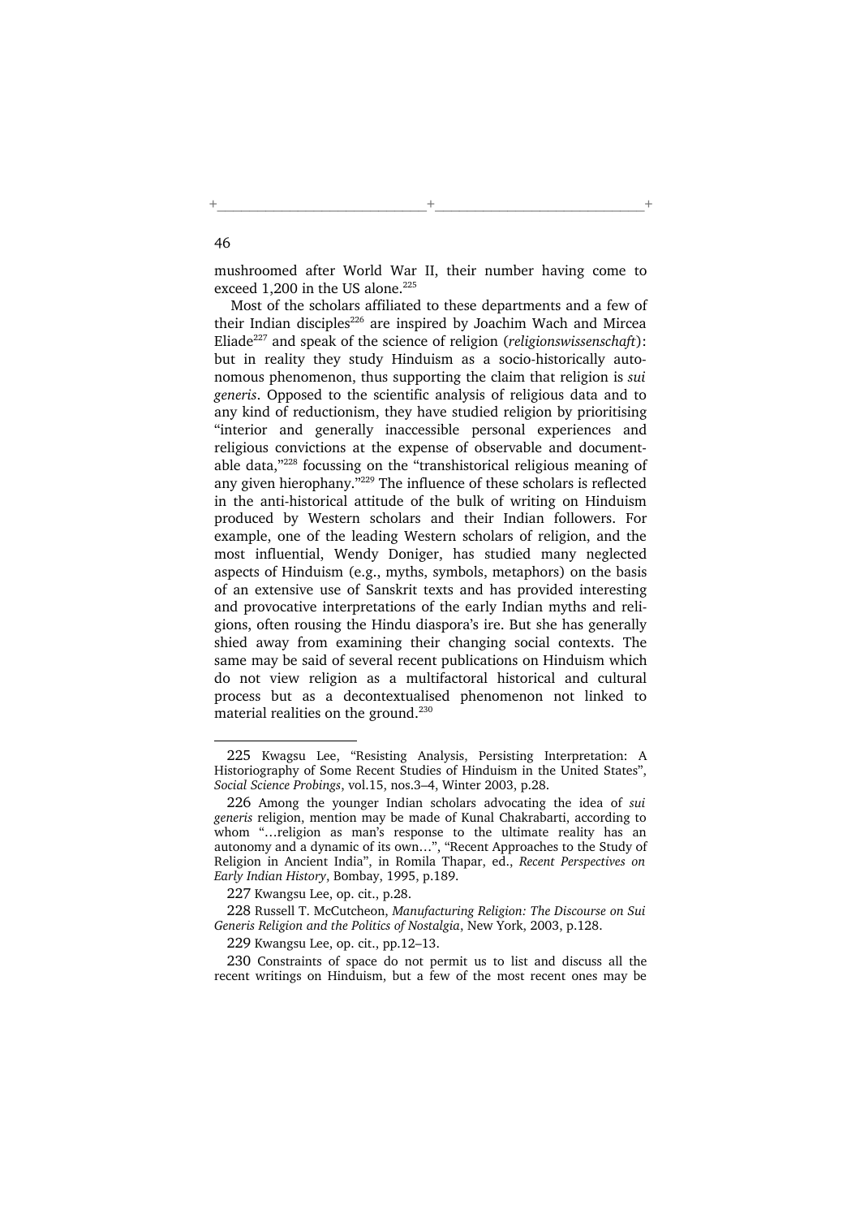mushroomed after World War II, their number having come to exceed 1,200 in the US alone.[225]

Most of the scholars affiliated to these departments and a few of their Indian disciples[226] are inspired by Joachim Wach and Mircea Eliade[227] and speak of the science of religion (*religionswissenschaft*): but in reality they study Hinduism as a socio-historically autonomous phenomenon, thus supporting the claim that religion is *sui generis*. Opposed to the scientific analysis of religious data and to any kind of reductionism, they have studied religion by prioritising "interior and generally inaccessible personal experiences and religious convictions at the expense of observable and documentable data,"[228] focussing on the "transhistorical religious meaning of any given hierophany."[229] The influence of these scholars is reflected in the anti-historical attitude of the bulk of writing on Hinduism produced by Western scholars and their Indian followers. For example, one of the leading Western scholars of religion, and the most influential, Wendy Doniger, has studied many neglected aspects of Hinduism (e.g., myths, symbols, metaphors) on the basis of an extensive use of Sanskrit texts and has provided interesting and provocative interpretations of the early Indian myths and religions, often rousing the Hindu diaspora's ire. But she has generally shied away from examining their changing social contexts. The same may be said of several recent publications on Hinduism which do not view religion as a multifactoral historical and cultural process but as a decontextualised phenomenon not linked to material realities on the ground.[230]

---

225 Kwagsu Lee, "Resisting Analysis, Persisting Interpretation: A Historiography of Some Recent Studies of Hinduism in the United States", *Social Science Probings*, vol.15, nos.3–4, Winter 2003, p.28.

226 Among the younger Indian scholars advocating the idea of *sui generis* religion, mention may be made of Kunal Chakrabarti, according to whom "…religion as man's response to the ultimate reality has an autonomy and a dynamic of its own…", "Recent Approaches to the Study of Religion in Ancient India", in Romila Thapar, ed., *Recent Perspectives on Early Indian History*, Bombay, 1995, p.189.

227 Kwangsu Lee, op. cit., p.28.

228 Russell T. McCutcheon, *Manufacturing Religion: The Discourse on Sui Generis Religion and the Politics of Nostalgia*, New York, 2003, p.128.

229 Kwangsu Lee, op. cit., pp.12–13.

230 Constraints of space do not permit us to list and discuss all the recent writings on Hinduism, but a few of the most recent ones may be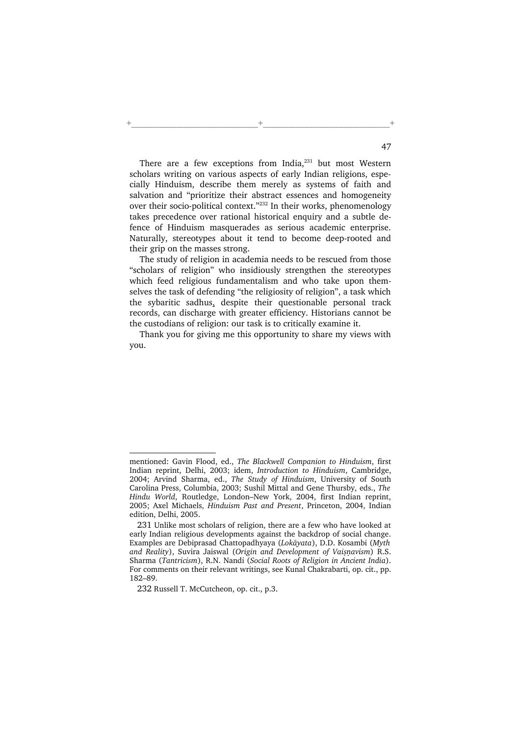There are a few exceptions from India,[231] but most Western scholars writing on various aspects of early Indian religions, especially Hinduism, describe them merely as systems of faith and salvation and "prioritize their abstract essences and homogeneity over their socio-political context."[232] In their works, phenomenology takes precedence over rational historical enquiry and a subtle defence of Hinduism masquerades as serious academic enterprise. Naturally, stereotypes about it tend to become deep-rooted and their grip on the masses strong.

The study of religion in academia needs to be rescued from those "scholars of religion" who insidiously strengthen the stereotypes which feed religious fundamentalism and who take upon themselves the task of defending "the religiosity of religion", a task which the sybaritic sadhus, despite their questionable personal track records, can discharge with greater efficiency. Historians cannot be the custodians of religion: our task is to critically examine it.

Thank you for giving me this opportunity to share my views with you.

---

mentioned: Gavin Flood, ed., *The Blackwell Companion to Hinduism*, first Indian reprint, Delhi, 2003; idem, *Introduction to Hinduism*, Cambridge, 2004; Arvind Sharma, ed., *The Study of Hinduism*, University of South Carolina Press, Columbia, 2003; Sushil Mittal and Gene Thursby, eds., *The Hindu World*, Routledge, London–New York, 2004, first Indian reprint, 2005; Axel Michaels, *Hinduism Past and Present*, Princeton, 2004, Indian edition, Delhi, 2005.

231 Unlike most scholars of religion, there are a few who have looked at early Indian religious developments against the backdrop of social change. Examples are Debiprasad Chattopadhyaya (*Lokāyata*), D.D. Kosambi (*Myth and Reality*), Suvira Jaiswal (*Origin and Development of Vaiṣṇavism*) R.S. Sharma (*Tantricism*), R.N. Nandi (*Social Roots of Religion in Ancient India*). For comments on their relevant writings, see Kunal Chakrabarti, op. cit., pp. 182–89.

232 Russell T. McCutcheon, op. cit., p.3.